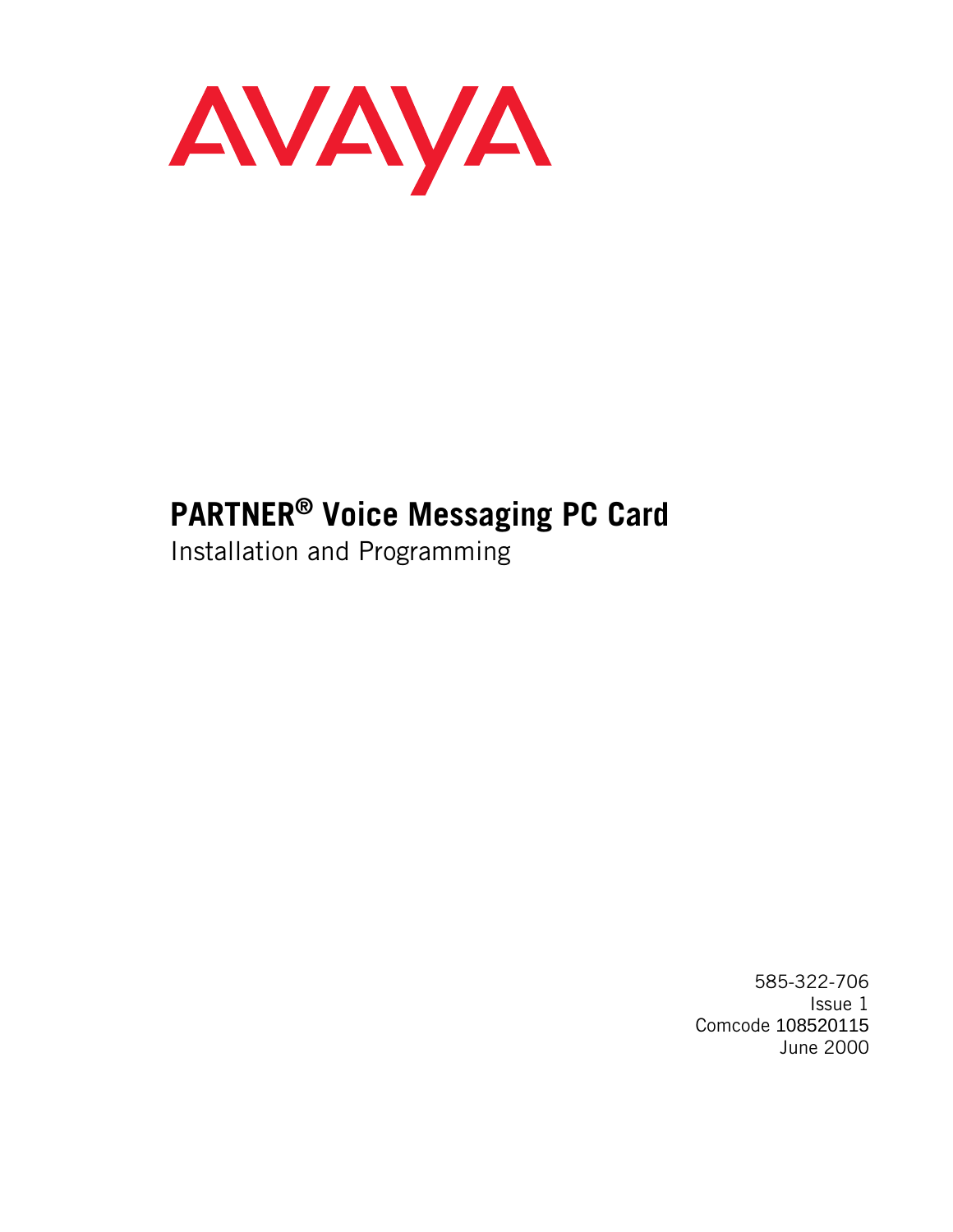AVAYA

# PARTNER® Voice Messaging PC Card

Installation and Programming

585-322-706
Issue 1
Comcode 108520115
June 2000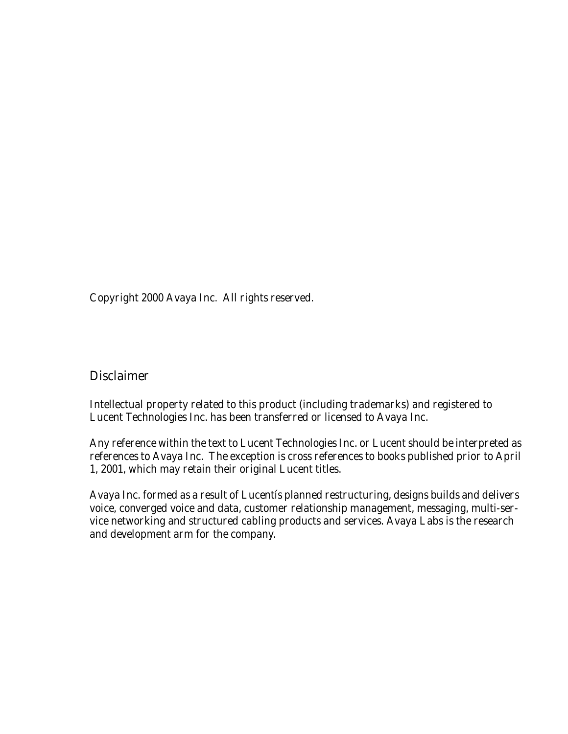Copyright 2000 Avaya Inc. All rights reserved.

## Disclaimer

Intellectual property related to this product (including trademarks) and registered to Lucent Technologies Inc. has been transferred or licensed to Avaya Inc.

Any reference within the text to Lucent Technologies Inc. or Lucent should be interpreted as references to Avaya Inc. The exception is cross references to books published prior to April 1, 2001, which may retain their original Lucent titles.

Avaya Inc. formed as a result of Lucentís planned restructuring, designs builds and delivers voice, converged voice and data, customer relationship management, messaging, multi-service networking and structured cabling products and services. Avaya Labs is the research and development arm for the company.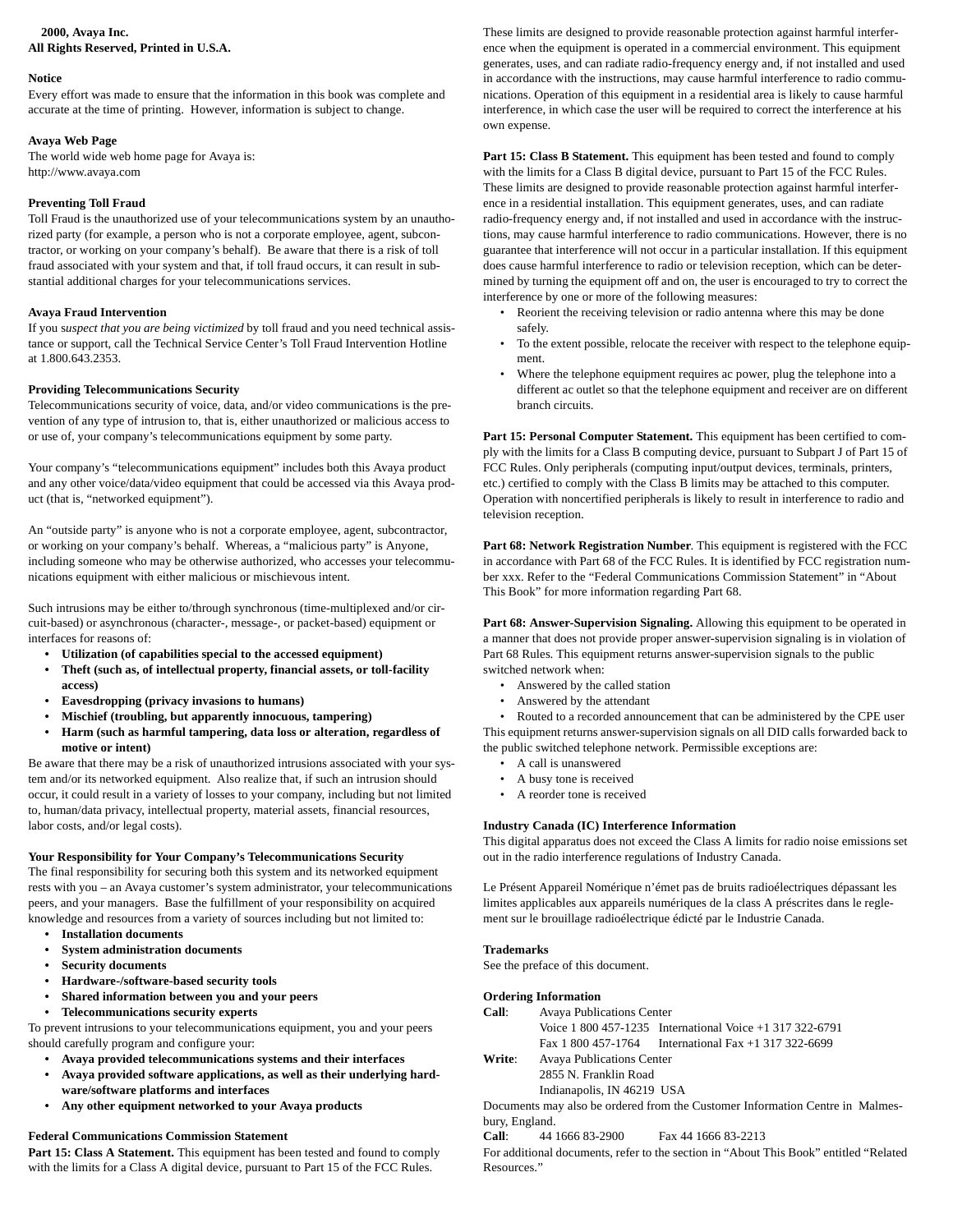2000, Avaya Inc.
**All Rights Reserved, Printed in U.S.A.**

**Notice**
Every effort was made to ensure that the information in this book was complete and accurate at the time of printing. However, information is subject to change.

**Avaya Web Page**
The world wide web home page for Avaya is:
http://www.avaya.com

**Preventing Toll Fraud**
Toll Fraud is the unauthorized use of your telecommunications system by an unauthorized party (for example, a person who is not a corporate employee, agent, subcontractor, or working on your company's behalf). Be aware that there is a risk of toll fraud associated with your system and that, if toll fraud occurs, it can result in substantial additional charges for your telecommunications services.

**Avaya Fraud Intervention**
If you s*uspect that you are being victimized* by toll fraud and you need technical assistance or support, call the Technical Service Center's Toll Fraud Intervention Hotline at 1.800.643.2353.

**Providing Telecommunications Security**
Telecommunications security of voice, data, and/or video communications is the prevention of any type of intrusion to, that is, either unauthorized or malicious access to or use of, your company's telecommunications equipment by some party.

Your company's "telecommunications equipment" includes both this Avaya product and any other voice/data/video equipment that could be accessed via this Avaya product (that is, "networked equipment").

An "outside party" is anyone who is not a corporate employee, agent, subcontractor, or working on your company's behalf. Whereas, a "malicious party" is Anyone, including someone who may be otherwise authorized, who accesses your telecommunications equipment with either malicious or mischievous intent.

Such intrusions may be either to/through synchronous (time-multiplexed and/or circuit-based) or asynchronous (character-, message-, or packet-based) equipment or interfaces for reasons of:

- **Utilization (of capabilities special to the accessed equipment)**
- **Theft (such as, of intellectual property, financial assets, or toll-facility access)**
- **Eavesdropping (privacy invasions to humans)**
- **Mischief (troubling, but apparently innocuous, tampering)**
- **Harm (such as harmful tampering, data loss or alteration, regardless of motive or intent)**

Be aware that there may be a risk of unauthorized intrusions associated with your system and/or its networked equipment. Also realize that, if such an intrusion should occur, it could result in a variety of losses to your company, including but not limited to, human/data privacy, intellectual property, material assets, financial resources, labor costs, and/or legal costs).

**Your Responsibility for Your Company's Telecommunications Security**
The final responsibility for securing both this system and its networked equipment rests with you – an Avaya customer's system administrator, your telecommunications peers, and your managers. Base the fulfillment of your responsibility on acquired knowledge and resources from a variety of sources including but not limited to:

- **Installation documents**
- **System administration documents**
- **Security documents**
- **Hardware-/software-based security tools**
- **Shared information between you and your peers**
- **Telecommunications security experts**

To prevent intrusions to your telecommunications equipment, you and your peers should carefully program and configure your:

- **Avaya provided telecommunications systems and their interfaces**
- **Avaya provided software applications, as well as their underlying hardware/software platforms and interfaces**
- **Any other equipment networked to your Avaya products**

**Federal Communications Commission Statement**
**Part 15: Class A Statement.** This equipment has been tested and found to comply with the limits for a Class A digital device, pursuant to Part 15 of the FCC Rules. These limits are designed to provide reasonable protection against harmful interference when the equipment is operated in a commercial environment. This equipment generates, uses, and can radiate radio-frequency energy and, if not installed and used in accordance with the instructions, may cause harmful interference to radio communications. Operation of this equipment in a residential area is likely to cause harmful interference, in which case the user will be required to correct the interference at his own expense.

**Part 15: Class B Statement.** This equipment has been tested and found to comply with the limits for a Class B digital device, pursuant to Part 15 of the FCC Rules. These limits are designed to provide reasonable protection against harmful interference in a residential installation. This equipment generates, uses, and can radiate radio-frequency energy and, if not installed and used in accordance with the instructions, may cause harmful interference to radio communications. However, there is no guarantee that interference will not occur in a particular installation. If this equipment does cause harmful interference to radio or television reception, which can be determined by turning the equipment off and on, the user is encouraged to try to correct the interference by one or more of the following measures:

- Reorient the receiving television or radio antenna where this may be done safely.
- To the extent possible, relocate the receiver with respect to the telephone equipment.
- Where the telephone equipment requires ac power, plug the telephone into a different ac outlet so that the telephone equipment and receiver are on different branch circuits.

**Part 15: Personal Computer Statement.** This equipment has been certified to comply with the limits for a Class B computing device, pursuant to Subpart J of Part 15 of FCC Rules. Only peripherals (computing input/output devices, terminals, printers, etc.) certified to comply with the Class B limits may be attached to this computer. Operation with noncertified peripherals is likely to result in interference to radio and television reception.

**Part 68: Network Registration Number**. This equipment is registered with the FCC in accordance with Part 68 of the FCC Rules. It is identified by FCC registration number xxx. Refer to the "Federal Communications Commission Statement" in "About This Book" for more information regarding Part 68.

**Part 68: Answer-Supervision Signaling.** Allowing this equipment to be operated in a manner that does not provide proper answer-supervision signaling is in violation of Part 68 Rules. This equipment returns answer-supervision signals to the public switched network when:

- Answered by the called station
- Answered by the attendant
- Routed to a recorded announcement that can be administered by the CPE user

This equipment returns answer-supervision signals on all DID calls forwarded back to the public switched telephone network. Permissible exceptions are:

- A call is unanswered
- A busy tone is received
- A reorder tone is received

**Industry Canada (IC) Interference Information**
This digital apparatus does not exceed the Class A limits for radio noise emissions set out in the radio interference regulations of Industry Canada.

Le Présent Appareil Nomérique n'émet pas de bruits radioélectriques dépassant les limites applicables aux appareils numériques de la class A préscrites dans le reglement sur le brouillage radioélectrique édicté par le Industrie Canada.

**Trademarks**
See the preface of this document.

**Ordering Information**
**Call**: Avaya Publications Center
Voice 1 800 457-1235 International Voice +1 317 322-6791
Fax 1 800 457-1764 International Fax +1 317 322-6699
**Write**: Avaya Publications Center
2855 N. Franklin Road
Indianapolis, IN 46219 USA

Documents may also be ordered from the Customer Information Centre in Malmesbury, England.
**Call**: 44 1666 83-2900 Fax 44 1666 83-2213

For additional documents, refer to the section in "About This Book" entitled "Related Resources."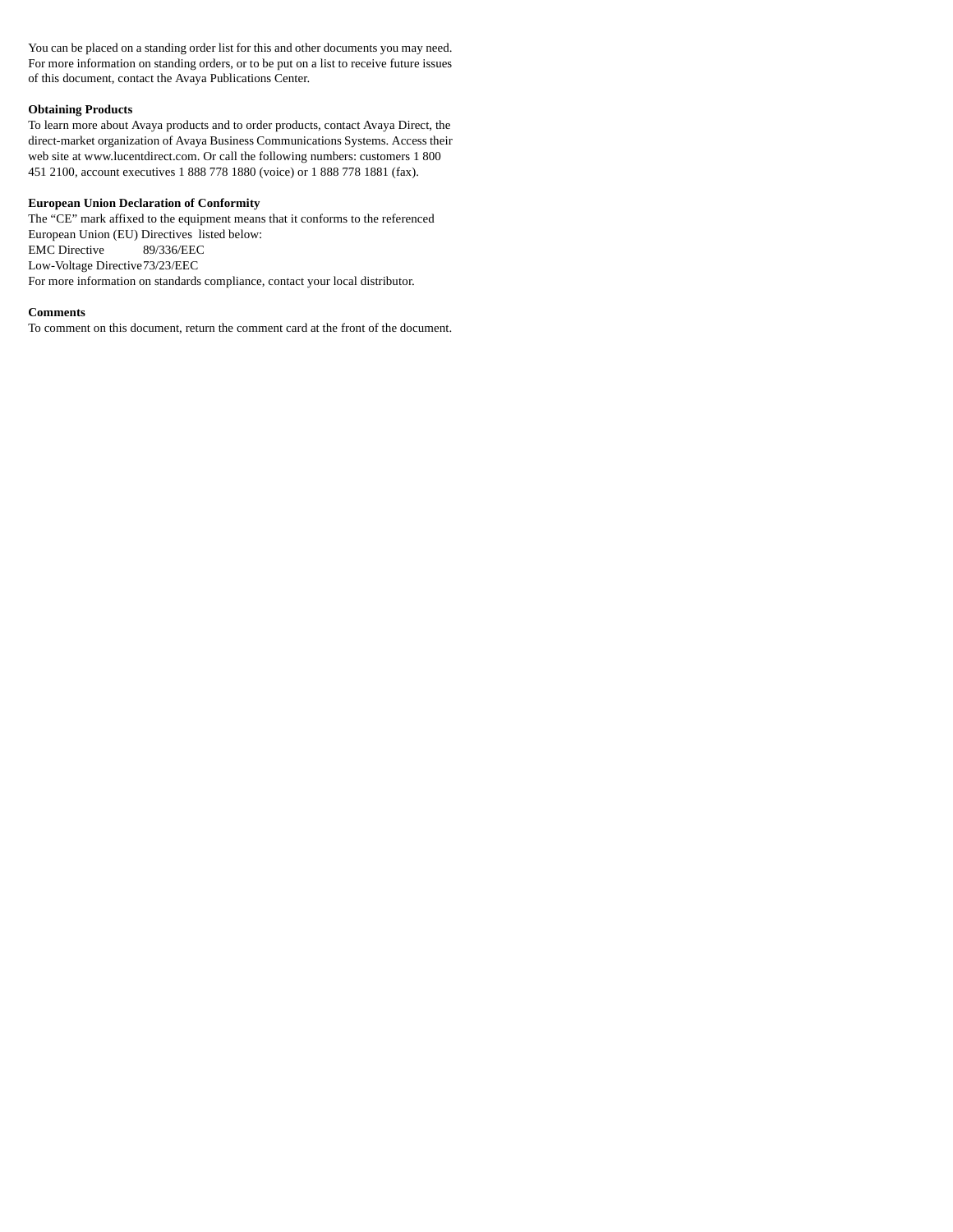You can be placed on a standing order list for this and other documents you may need. For more information on standing orders, or to be put on a list to receive future issues of this document, contact the Avaya Publications Center.

**Obtaining Products**

To learn more about Avaya products and to order products, contact Avaya Direct, the direct-market organization of Avaya Business Communications Systems. Access their web site at www.lucentdirect.com. Or call the following numbers: customers 1 800 451 2100, account executives 1 888 778 1880 (voice) or 1 888 778 1881 (fax).

**European Union Declaration of Conformity**

The “CE” mark affixed to the equipment means that it conforms to the referenced European Union (EU) Directives listed below:

| | |
|---|---|
| EMC Directive | 89/336/EEC |
| Low-Voltage Directive | 73/23/EEC |

For more information on standards compliance, contact your local distributor.

**Comments**

To comment on this document, return the comment card at the front of the document.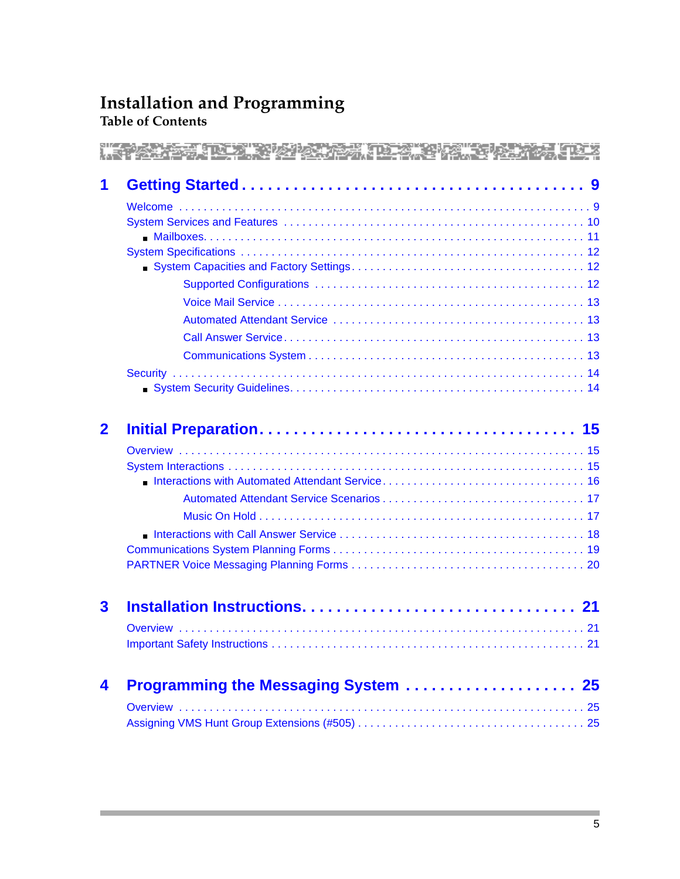# Installation and Programming

## Table of Contents

**1 Getting Started . . . 9**

- Welcome . . . 9
- System Services and Features . . . 10
  - Mailboxes . . . 11
- System Specifications . . . 12
  - System Capacities and Factory Settings . . . 12
    - Supported Configurations . . . 12
    - Voice Mail Service . . . 13
    - Automated Attendant Service . . . 13
    - Call Answer Service . . . 13
    - Communications System . . . 13
- Security . . . 14
  - System Security Guidelines . . . 14

**2 Initial Preparation . . . 15**

- Overview . . . 15
- System Interactions . . . 15
  - Interactions with Automated Attendant Service . . . 16
    - Automated Attendant Service Scenarios . . . 17
    - Music On Hold . . . 17
  - Interactions with Call Answer Service . . . 18
- Communications System Planning Forms . . . 19
- PARTNER Voice Messaging Planning Forms . . . 20

**3 Installation Instructions . . . 21**

- Overview . . . 21
- Important Safety Instructions . . . 21

**4 Programming the Messaging System . . . 25**

- Overview . . . 25
- Assigning VMS Hunt Group Extensions (#505) . . . 25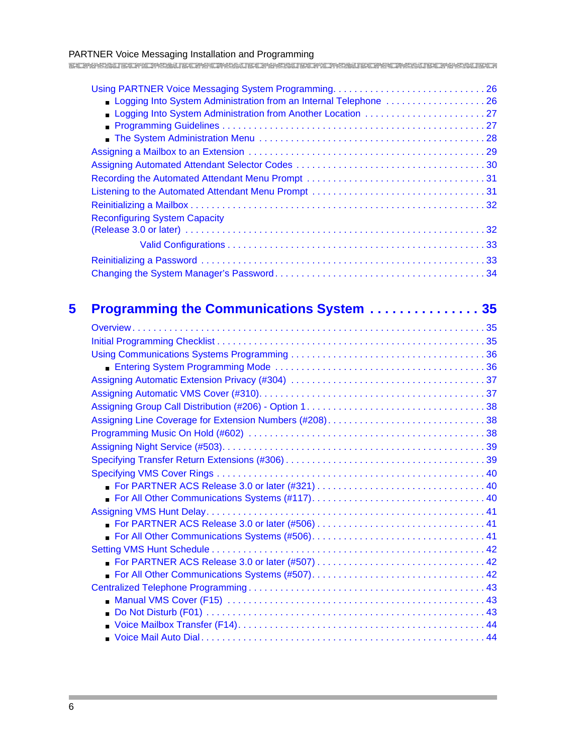Using PARTNER Voice Messaging System Programming. . . . . . . . . . . . . . . . . . . . . . . . . . . . 26
- Logging Into System Administration from an Internal Telephone . . . . . . . . . . . . . . . . . . . 26
- Logging Into System Administration from Another Location . . . . . . . . . . . . . . . . . . . . . . . 27
- Programming Guidelines . . . . . . . . . . . . . . . . . . . . . . . . . . . . . . . . . . . . . . . . . . . . . . . . 27
- The System Administration Menu . . . . . . . . . . . . . . . . . . . . . . . . . . . . . . . . . . . . . . . . 28

Assigning a Mailbox to an Extension . . . . . . . . . . . . . . . . . . . . . . . . . . . . . . . . . . . . . . . . . . 29
Assigning Automated Attendant Selector Codes . . . . . . . . . . . . . . . . . . . . . . . . . . . . . . . . . 30
Recording the Automated Attendant Menu Prompt . . . . . . . . . . . . . . . . . . . . . . . . . . . . . . . 31
Listening to the Automated Attendant Menu Prompt . . . . . . . . . . . . . . . . . . . . . . . . . . . . . . 31
Reinitializing a Mailbox . . . . . . . . . . . . . . . . . . . . . . . . . . . . . . . . . . . . . . . . . . . . . . . . . . . . 32
Reconfiguring System Capacity (Release 3.0 or later) . . . . . . . . . . . . . . . . . . . . . . . . . . . . . 32
Valid Configurations . . . . . . . . . . . . . . . . . . . . . . . . . . . . . . . . . . . . . . . . . . . . . . . . . . . 33
Reinitializing a Password . . . . . . . . . . . . . . . . . . . . . . . . . . . . . . . . . . . . . . . . . . . . . . . . . . 33
Changing the System Manager's Password . . . . . . . . . . . . . . . . . . . . . . . . . . . . . . . . . . . . . 34

## 5 Programming the Communications System . . . . . . . . . . . . . . . 35

Overview . . . . . . . . . . . . . . . . . . . . . . . . . . . . . . . . . . . . . . . . . . . . . . . . . . . . . . . . . . . . . . 35
Initial Programming Checklist . . . . . . . . . . . . . . . . . . . . . . . . . . . . . . . . . . . . . . . . . . . . . . . 35
Using Communications Systems Programming . . . . . . . . . . . . . . . . . . . . . . . . . . . . . . . . . . 36
- Entering System Programming Mode . . . . . . . . . . . . . . . . . . . . . . . . . . . . . . . . . . . . . . . 36

Assigning Automatic Extension Privacy (#304) . . . . . . . . . . . . . . . . . . . . . . . . . . . . . . . . . . 37
Assigning Automatic VMS Cover (#310). . . . . . . . . . . . . . . . . . . . . . . . . . . . . . . . . . . . . . . . 37
Assigning Group Call Distribution (#206) - Option 1 . . . . . . . . . . . . . . . . . . . . . . . . . . . . . . . 38
Assigning Line Coverage for Extension Numbers (#208). . . . . . . . . . . . . . . . . . . . . . . . . . . . 38
Programming Music On Hold (#602) . . . . . . . . . . . . . . . . . . . . . . . . . . . . . . . . . . . . . . . . . . 38
Assigning Night Service (#503). . . . . . . . . . . . . . . . . . . . . . . . . . . . . . . . . . . . . . . . . . . . . . . 39
Specifying Transfer Return Extensions (#306) . . . . . . . . . . . . . . . . . . . . . . . . . . . . . . . . . . . 39
Specifying VMS Cover Rings . . . . . . . . . . . . . . . . . . . . . . . . . . . . . . . . . . . . . . . . . . . . . . . . 40
- For PARTNER ACS Release 3.0 or later (#321) . . . . . . . . . . . . . . . . . . . . . . . . . . . . . . . 40
- For All Other Communications Systems (#117). . . . . . . . . . . . . . . . . . . . . . . . . . . . . . . . 40

Assigning VMS Hunt Delay. . . . . . . . . . . . . . . . . . . . . . . . . . . . . . . . . . . . . . . . . . . . . . . . . . 41
- For PARTNER ACS Release 3.0 or later (#506) . . . . . . . . . . . . . . . . . . . . . . . . . . . . . . . 41
- For All Other Communications Systems (#506). . . . . . . . . . . . . . . . . . . . . . . . . . . . . . . . 41

Setting VMS Hunt Schedule . . . . . . . . . . . . . . . . . . . . . . . . . . . . . . . . . . . . . . . . . . . . . . . . . 42
- For PARTNER ACS Release 3.0 or later (#507) . . . . . . . . . . . . . . . . . . . . . . . . . . . . . . . 42
- For All Other Communications Systems (#507). . . . . . . . . . . . . . . . . . . . . . . . . . . . . . . . 42

Centralized Telephone Programming . . . . . . . . . . . . . . . . . . . . . . . . . . . . . . . . . . . . . . . . . . 43
- Manual VMS Cover (F15) . . . . . . . . . . . . . . . . . . . . . . . . . . . . . . . . . . . . . . . . . . . . . . . . 43
- Do Not Disturb (F01) . . . . . . . . . . . . . . . . . . . . . . . . . . . . . . . . . . . . . . . . . . . . . . . . . . . 43
- Voice Mailbox Transfer (F14). . . . . . . . . . . . . . . . . . . . . . . . . . . . . . . . . . . . . . . . . . . . . . 44
- Voice Mail Auto Dial . . . . . . . . . . . . . . . . . . . . . . . . . . . . . . . . . . . . . . . . . . . . . . . . . . . . 44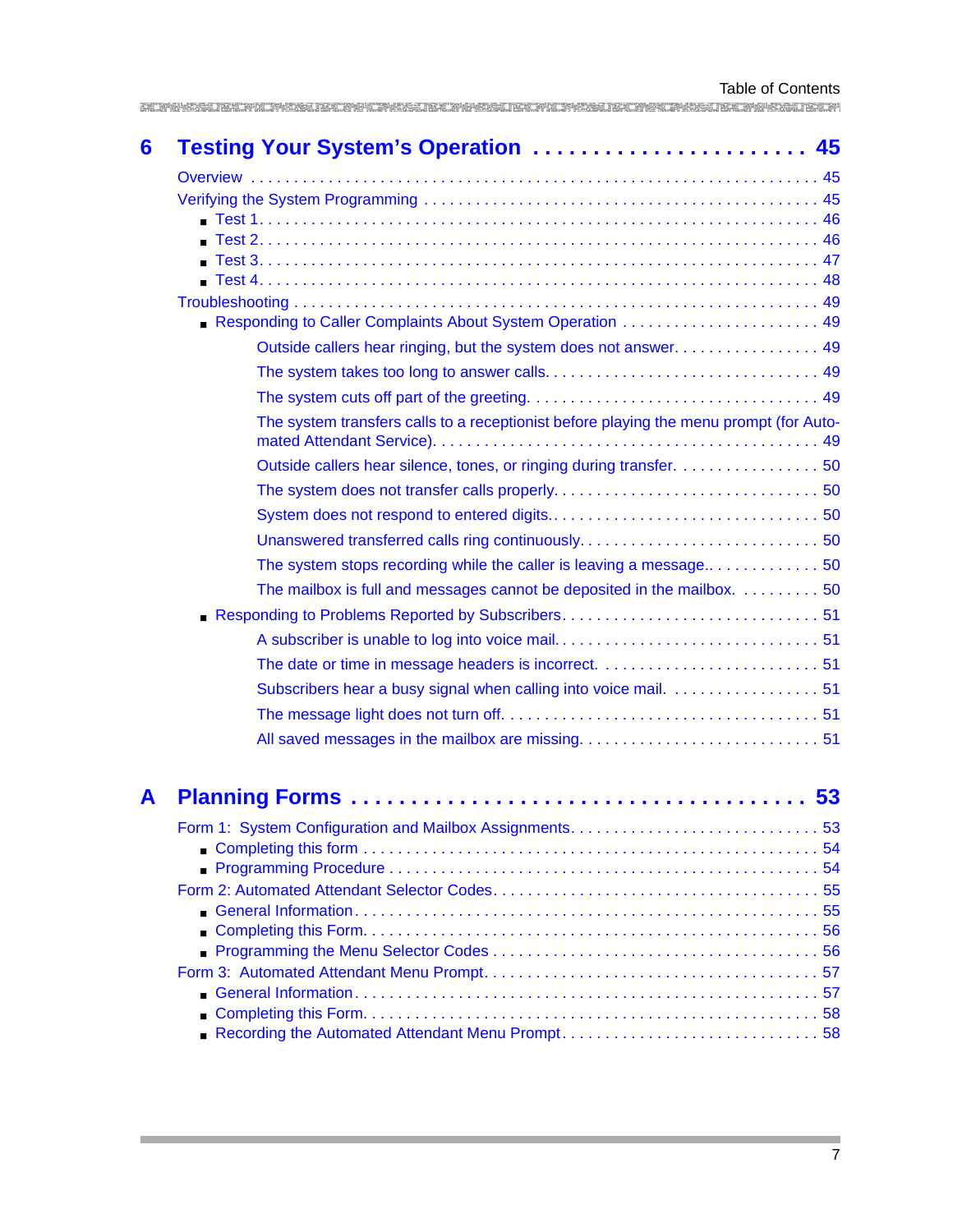## 6 Testing Your System's Operation . . . . . . . . . . . . . . . . . . . . . . 45

Overview . . . . . . . . . . . . . . . . . . . . . . . . . . . . . . . . . . . . . . . . . . . . . . . . . . . . . . . 45

Verifying the System Programming . . . . . . . . . . . . . . . . . . . . . . . . . . . . . . . . . . . . 45

- Test 1. . . . . . . . . . . . . . . . . . . . . . . . . . . . . . . . . . . . . . . . . . . . . . . . . . . . . . . . 46
- Test 2. . . . . . . . . . . . . . . . . . . . . . . . . . . . . . . . . . . . . . . . . . . . . . . . . . . . . . . . 46
- Test 3. . . . . . . . . . . . . . . . . . . . . . . . . . . . . . . . . . . . . . . . . . . . . . . . . . . . . . . . 47
- Test 4. . . . . . . . . . . . . . . . . . . . . . . . . . . . . . . . . . . . . . . . . . . . . . . . . . . . . . . . 48

Troubleshooting . . . . . . . . . . . . . . . . . . . . . . . . . . . . . . . . . . . . . . . . . . . . . . . . . . 49

- Responding to Caller Complaints About System Operation . . . . . . . . . . . . . . . . . . . . . 49
  - Outside callers hear ringing, but the system does not answer. . . . . . . . . . . . . . . . . 49
  - The system takes too long to answer calls. . . . . . . . . . . . . . . . . . . . . . . . . . . . . . 49
  - The system cuts off part of the greeting. . . . . . . . . . . . . . . . . . . . . . . . . . . . . . . . 49
  - The system transfers calls to a receptionist before playing the menu prompt (for Automated Attendant Service). . . . . . . . . . . . . . . . . . . . . . . . . . . . . . . . . . . . . . . . . . 49
  - Outside callers hear silence, tones, or ringing during transfer. . . . . . . . . . . . . . . . . 50
  - The system does not transfer calls properly. . . . . . . . . . . . . . . . . . . . . . . . . . . . . 50
  - System does not respond to entered digits.. . . . . . . . . . . . . . . . . . . . . . . . . . . . . 50
  - Unanswered transferred calls ring continuously. . . . . . . . . . . . . . . . . . . . . . . . . . . 50
  - The system stops recording while the caller is leaving a message.. . . . . . . . . . . . . . 50
  - The mailbox is full and messages cannot be deposited in the mailbox. . . . . . . . . . . 50
- Responding to Problems Reported by Subscribers. . . . . . . . . . . . . . . . . . . . . . . . . . . 51
  - A subscriber is unable to log into voice mail. . . . . . . . . . . . . . . . . . . . . . . . . . . . . 51
  - The date or time in message headers is incorrect. . . . . . . . . . . . . . . . . . . . . . . . . 51
  - Subscribers hear a busy signal when calling into voice mail. . . . . . . . . . . . . . . . . . . 51
  - The message light does not turn off. . . . . . . . . . . . . . . . . . . . . . . . . . . . . . . . . . . 51
  - All saved messages in the mailbox are missing. . . . . . . . . . . . . . . . . . . . . . . . . . . 51

## A Planning Forms . . . . . . . . . . . . . . . . . . . . . . . . . . . . . . . . . . . . 53

Form 1: System Configuration and Mailbox Assignments. . . . . . . . . . . . . . . . . . . . . . . . . 53

- Completing this form . . . . . . . . . . . . . . . . . . . . . . . . . . . . . . . . . . . . . . . . . . . . . . . 54
- Programming Procedure . . . . . . . . . . . . . . . . . . . . . . . . . . . . . . . . . . . . . . . . . . . . . 54

Form 2: Automated Attendant Selector Codes. . . . . . . . . . . . . . . . . . . . . . . . . . . . . . . . . 55

- General Information. . . . . . . . . . . . . . . . . . . . . . . . . . . . . . . . . . . . . . . . . . . . . . . . 55
- Completing this Form. . . . . . . . . . . . . . . . . . . . . . . . . . . . . . . . . . . . . . . . . . . . . . . . 56
- Programming the Menu Selector Codes . . . . . . . . . . . . . . . . . . . . . . . . . . . . . . . . . . 56

Form 3: Automated Attendant Menu Prompt. . . . . . . . . . . . . . . . . . . . . . . . . . . . . . . . . . 57

- General Information. . . . . . . . . . . . . . . . . . . . . . . . . . . . . . . . . . . . . . . . . . . . . . . . 57
- Completing this Form. . . . . . . . . . . . . . . . . . . . . . . . . . . . . . . . . . . . . . . . . . . . . . . . 58
- Recording the Automated Attendant Menu Prompt. . . . . . . . . . . . . . . . . . . . . . . . . . . 58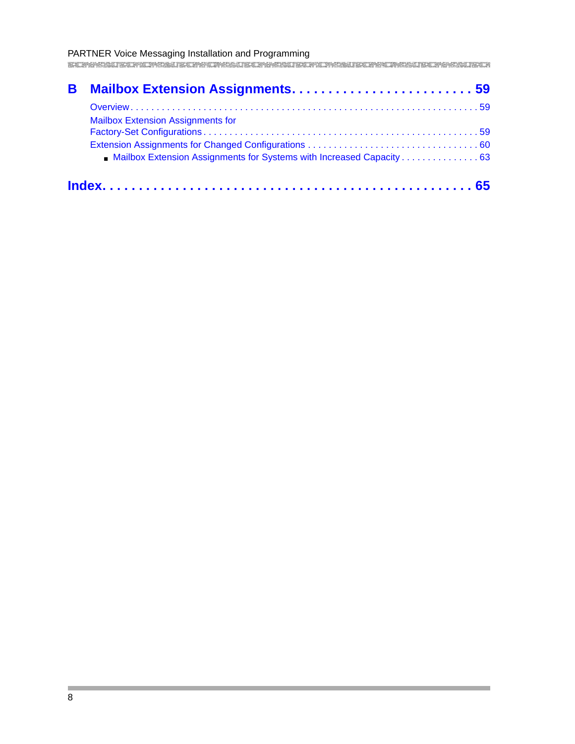**B Mailbox Extension Assignments. . . . . . . . . . . . . . . . . . . . . . . . . . 59**

Overview . . . . . . . . . . . . . . . . . . . . . . . . . . . . . . . . . . . . . . . . . . . . . . . . . . . . . . . . . . . . . . . . 59

Mailbox Extension Assignments for Factory-Set Configurations . . . . . . . . . . . . . . . . . . . . . . . . . . . . . . . . . . . . . . . . . . . . . . . . . . . . . 59

Extension Assignments for Changed Configurations . . . . . . . . . . . . . . . . . . . . . . . . . . . . . . . . . 60

- Mailbox Extension Assignments for Systems with Increased Capacity . . . . . . . . . . . . . . . . 63

**Index. . . . . . . . . . . . . . . . . . . . . . . . . . . . . . . . . . . . . . . . . . . . . . . . . . 65**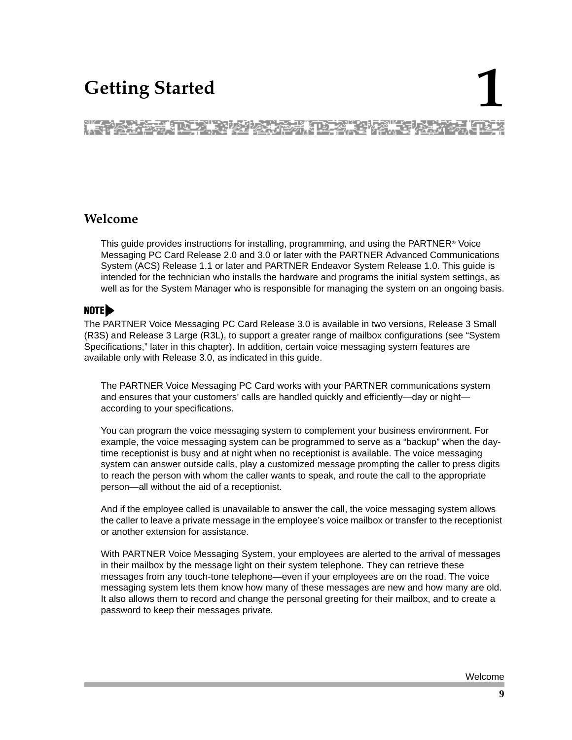# 1 Getting Started

## Welcome

This guide provides instructions for installing, programming, and using the PARTNER® Voice Messaging PC Card Release 2.0 and 3.0 or later with the PARTNER Advanced Communications System (ACS) Release 1.1 or later and PARTNER Endeavor System Release 1.0. This guide is intended for the technician who installs the hardware and programs the initial system settings, as well as for the System Manager who is responsible for managing the system on an ongoing basis.

**NOTE**

The PARTNER Voice Messaging PC Card Release 3.0 is available in two versions, Release 3 Small (R3S) and Release 3 Large (R3L), to support a greater range of mailbox configurations (see "System Specifications," later in this chapter). In addition, certain voice messaging system features are available only with Release 3.0, as indicated in this guide.

The PARTNER Voice Messaging PC Card works with your PARTNER communications system and ensures that your customers' calls are handled quickly and efficiently—day or night—according to your specifications.

You can program the voice messaging system to complement your business environment. For example, the voice messaging system can be programmed to serve as a "backup" when the day-time receptionist is busy and at night when no receptionist is available. The voice messaging system can answer outside calls, play a customized message prompting the caller to press digits to reach the person with whom the caller wants to speak, and route the call to the appropriate person—all without the aid of a receptionist.

And if the employee called is unavailable to answer the call, the voice messaging system allows the caller to leave a private message in the employee's voice mailbox or transfer to the receptionist or another extension for assistance.

With PARTNER Voice Messaging System, your employees are alerted to the arrival of messages in their mailbox by the message light on their system telephone. They can retrieve these messages from any touch-tone telephone—even if your employees are on the road. The voice messaging system lets them know how many of these messages are new and how many are old. It also allows them to record and change the personal greeting for their mailbox, and to create a password to keep their messages private.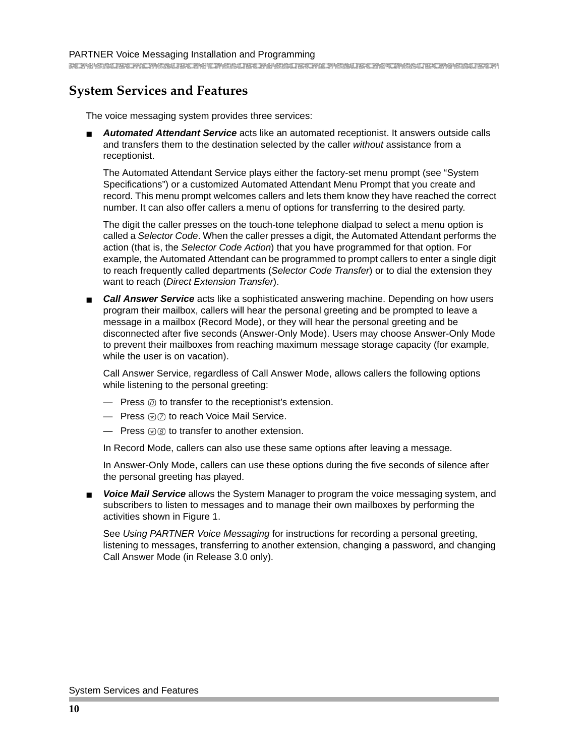## System Services and Features

The voice messaging system provides three services:

- ***Automated Attendant Service*** acts like an automated receptionist. It answers outside calls and transfers them to the destination selected by the caller *without* assistance from a receptionist.

  The Automated Attendant Service plays either the factory-set menu prompt (see "System Specifications") or a customized Automated Attendant Menu Prompt that you create and record. This menu prompt welcomes callers and lets them know they have reached the correct number. It can also offer callers a menu of options for transferring to the desired party.

  The digit the caller presses on the touch-tone telephone dialpad to select a menu option is called a *Selector Code*. When the caller presses a digit, the Automated Attendant performs the action (that is, the *Selector Code Action*) that you have programmed for that option. For example, the Automated Attendant can be programmed to prompt callers to enter a single digit to reach frequently called departments (*Selector Code Transfer*) or to dial the extension they want to reach (*Direct Extension Transfer*).

- ***Call Answer Service*** acts like a sophisticated answering machine. Depending on how users program their mailbox, callers will hear the personal greeting and be prompted to leave a message in a mailbox (Record Mode), or they will hear the personal greeting and be disconnected after five seconds (Answer-Only Mode). Users may choose Answer-Only Mode to prevent their mailboxes from reaching maximum message storage capacity (for example, while the user is on vacation).

  Call Answer Service, regardless of Call Answer Mode, allows callers the following options while listening to the personal greeting:

  — Press 0 to transfer to the receptionist's extension.

  — Press *7 to reach Voice Mail Service.

  — Press *8 to transfer to another extension.

  In Record Mode, callers can also use these same options after leaving a message.

  In Answer-Only Mode, callers can use these options during the five seconds of silence after the personal greeting has played.

- ***Voice Mail Service*** allows the System Manager to program the voice messaging system, and subscribers to listen to messages and to manage their own mailboxes by performing the activities shown in Figure 1.

  See *Using PARTNER Voice Messaging* for instructions for recording a personal greeting, listening to messages, transferring to another extension, changing a password, and changing Call Answer Mode (in Release 3.0 only).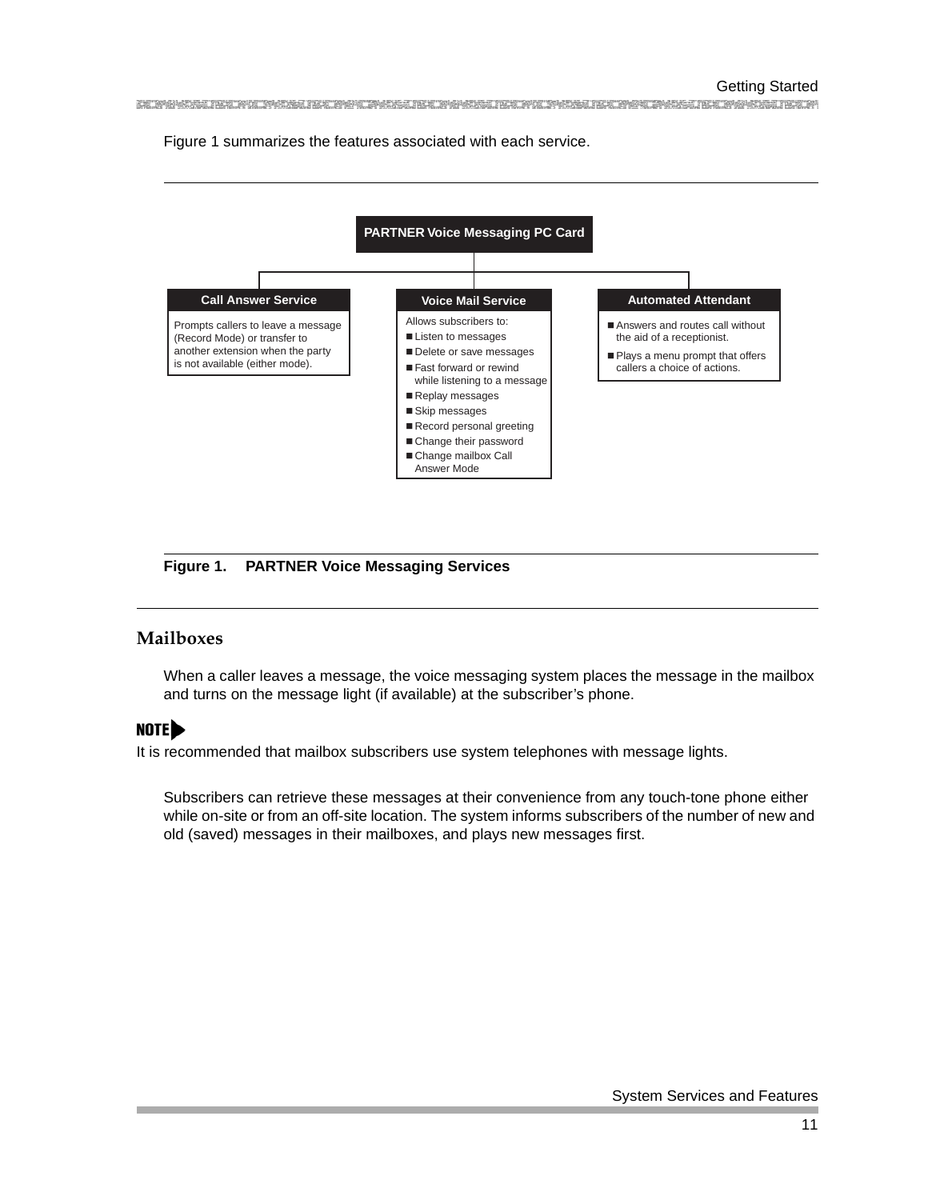Figure 1 summarizes the features associated with each service.

**PARTNER Voice Messaging PC Card**

**Call Answer Service**

Prompts callers to leave a message (Record Mode) or transfer to another extension when the party is not available (either mode).

**Voice Mail Service**

Allows subscribers to:

- Listen to messages
- Delete or save messages
- Fast forward or rewind while listening to a message
- Replay messages
- Skip messages
- Record personal greeting
- Change their password
- Change mailbox Call Answer Mode

**Automated Attendant**

- Answers and routes call without the aid of a receptionist.
- Plays a menu prompt that offers callers a choice of actions.

**Figure 1. PARTNER Voice Messaging Services**

## Mailboxes

When a caller leaves a message, the voice messaging system places the message in the mailbox and turns on the message light (if available) at the subscriber's phone.

**NOTE**
It is recommended that mailbox subscribers use system telephones with message lights.

Subscribers can retrieve these messages at their convenience from any touch-tone phone either while on-site or from an off-site location. The system informs subscribers of the number of new and old (saved) messages in their mailboxes, and plays new messages first.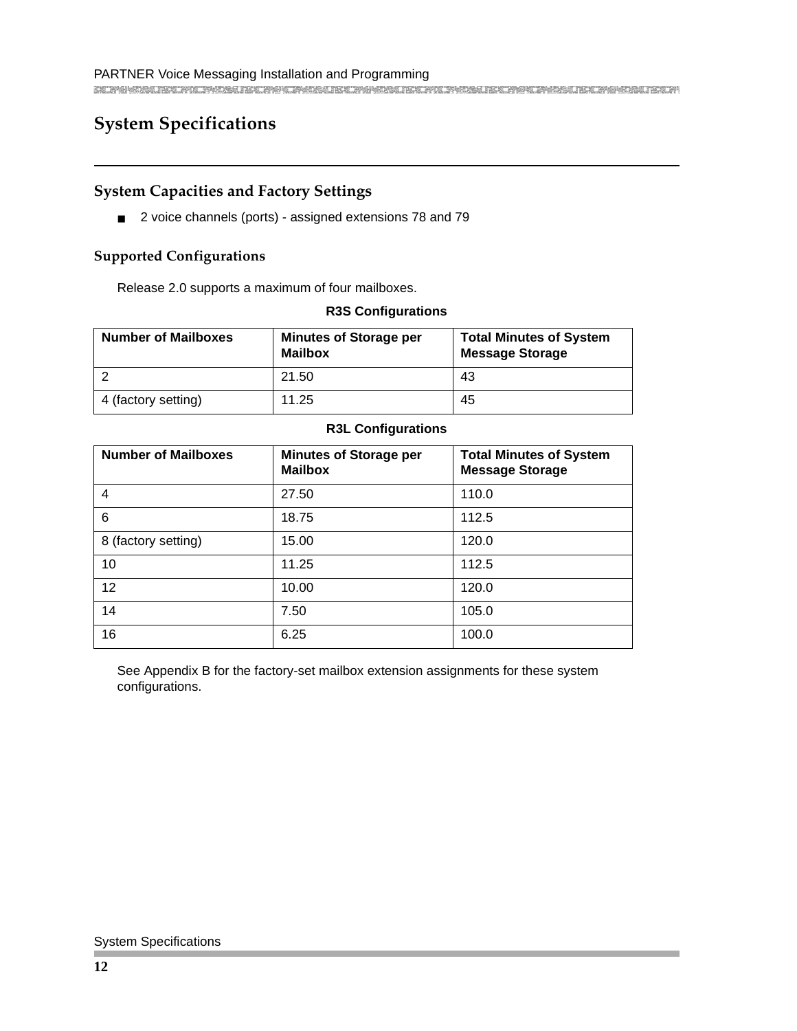# System Specifications

## System Capacities and Factory Settings

- 2 voice channels (ports) - assigned extensions 78 and 79

### Supported Configurations

Release 2.0 supports a maximum of four mailboxes.

**R3S Configurations**

| Number of Mailboxes | Minutes of Storage per Mailbox | Total Minutes of System Message Storage |
|---|---|---|
| 2 | 21.50 | 43 |
| 4 (factory setting) | 11.25 | 45 |

**R3L Configurations**

| Number of Mailboxes | Minutes of Storage per Mailbox | Total Minutes of System Message Storage |
|---|---|---|
| 4 | 27.50 | 110.0 |
| 6 | 18.75 | 112.5 |
| 8 (factory setting) | 15.00 | 120.0 |
| 10 | 11.25 | 112.5 |
| 12 | 10.00 | 120.0 |
| 14 | 7.50 | 105.0 |
| 16 | 6.25 | 100.0 |

See Appendix B for the factory-set mailbox extension assignments for these system configurations.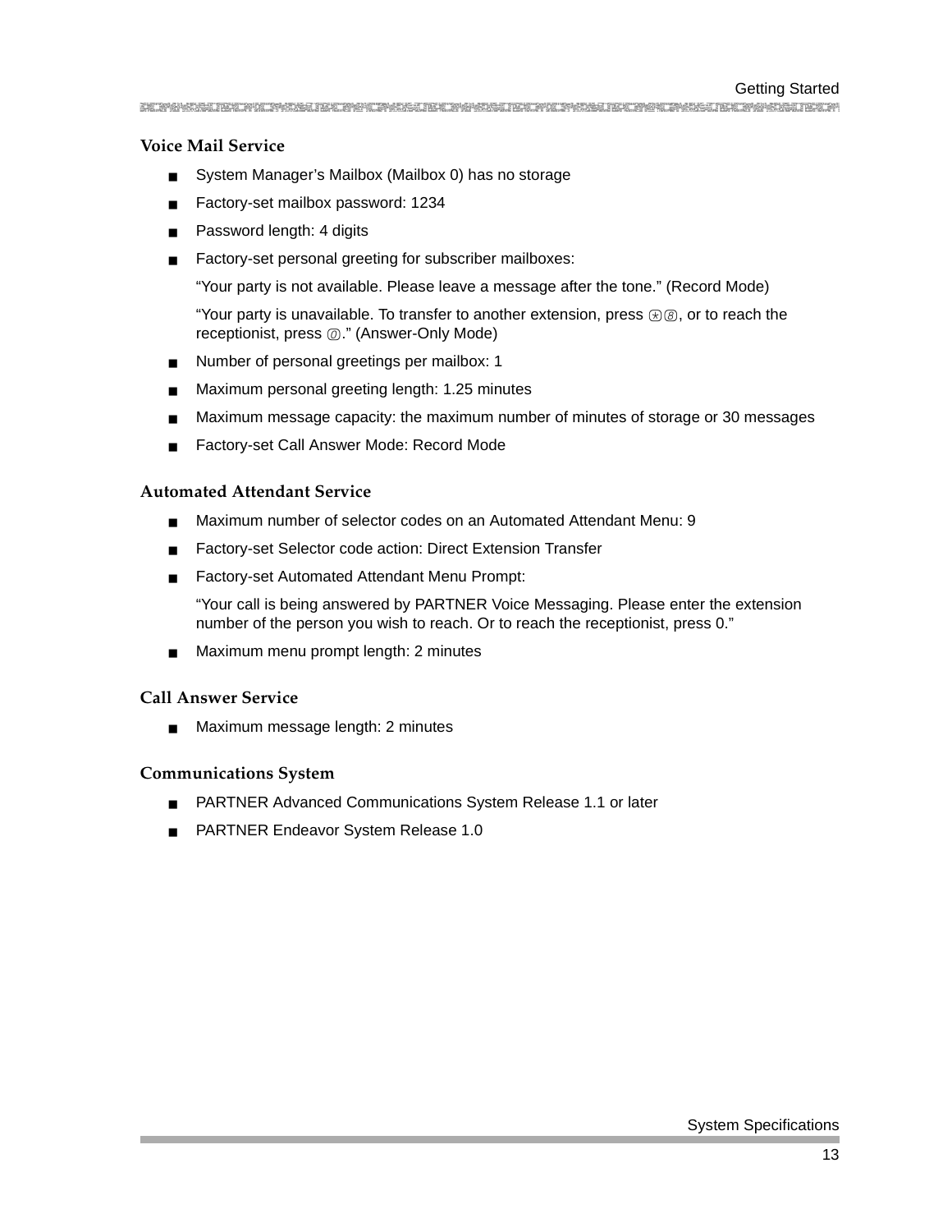### Voice Mail Service

- System Manager's Mailbox (Mailbox 0) has no storage
- Factory-set mailbox password: 1234
- Password length: 4 digits
- Factory-set personal greeting for subscriber mailboxes:

  "Your party is not available. Please leave a message after the tone." (Record Mode)

  "Your party is unavailable. To transfer to another extension, press *8, or to reach the receptionist, press 0." (Answer-Only Mode)
- Number of personal greetings per mailbox: 1
- Maximum personal greeting length: 1.25 minutes
- Maximum message capacity: the maximum number of minutes of storage or 30 messages
- Factory-set Call Answer Mode: Record Mode

### Automated Attendant Service

- Maximum number of selector codes on an Automated Attendant Menu: 9
- Factory-set Selector code action: Direct Extension Transfer
- Factory-set Automated Attendant Menu Prompt:

  "Your call is being answered by PARTNER Voice Messaging. Please enter the extension number of the person you wish to reach. Or to reach the receptionist, press 0."
- Maximum menu prompt length: 2 minutes

### Call Answer Service

- Maximum message length: 2 minutes

### Communications System

- PARTNER Advanced Communications System Release 1.1 or later
- PARTNER Endeavor System Release 1.0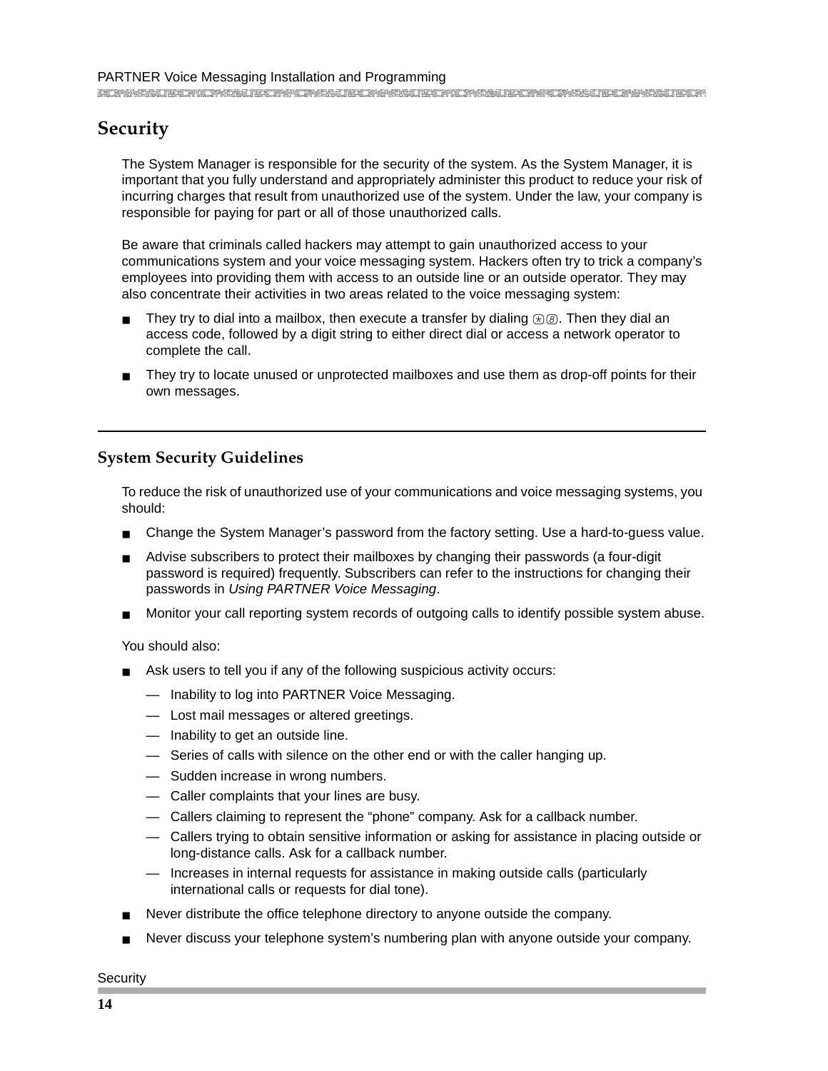# Security

The System Manager is responsible for the security of the system. As the System Manager, it is important that you fully understand and appropriately administer this product to reduce your risk of incurring charges that result from unauthorized use of the system. Under the law, your company is responsible for paying for part or all of those unauthorized calls.

Be aware that criminals called hackers may attempt to gain unauthorized access to your communications system and your voice messaging system. Hackers often try to trick a company's employees into providing them with access to an outside line or an outside operator. They may also concentrate their activities in two areas related to the voice messaging system:

- They try to dial into a mailbox, then execute a transfer by dialing *8. Then they dial an access code, followed by a digit string to either direct dial or access a network operator to complete the call.
- They try to locate unused or unprotected mailboxes and use them as drop-off points for their own messages.

## System Security Guidelines

To reduce the risk of unauthorized use of your communications and voice messaging systems, you should:

- Change the System Manager's password from the factory setting. Use a hard-to-guess value.
- Advise subscribers to protect their mailboxes by changing their passwords (a four-digit password is required) frequently. Subscribers can refer to the instructions for changing their passwords in *Using PARTNER Voice Messaging*.
- Monitor your call reporting system records of outgoing calls to identify possible system abuse.

You should also:

- Ask users to tell you if any of the following suspicious activity occurs:
  - Inability to log into PARTNER Voice Messaging.
  - Lost mail messages or altered greetings.
  - Inability to get an outside line.
  - Series of calls with silence on the other end or with the caller hanging up.
  - Sudden increase in wrong numbers.
  - Caller complaints that your lines are busy.
  - Callers claiming to represent the "phone" company. Ask for a callback number.
  - Callers trying to obtain sensitive information or asking for assistance in placing outside or long-distance calls. Ask for a callback number.
  - Increases in internal requests for assistance in making outside calls (particularly international calls or requests for dial tone).
- Never distribute the office telephone directory to anyone outside the company.
- Never discuss your telephone system's numbering plan with anyone outside your company.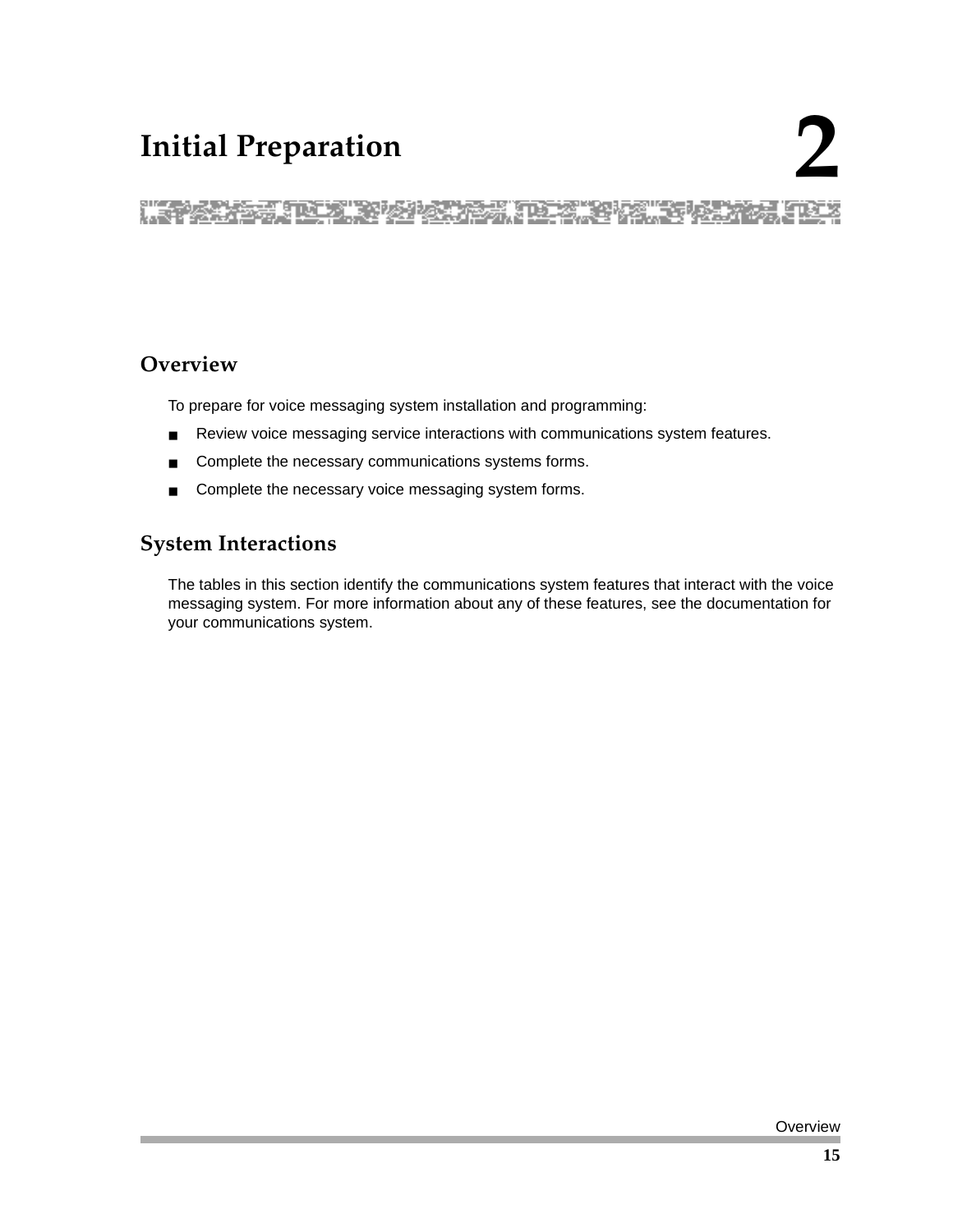# 2 Initial Preparation

## Overview

To prepare for voice messaging system installation and programming:

- Review voice messaging service interactions with communications system features.
- Complete the necessary communications systems forms.
- Complete the necessary voice messaging system forms.

## System Interactions

The tables in this section identify the communications system features that interact with the voice messaging system. For more information about any of these features, see the documentation for your communications system.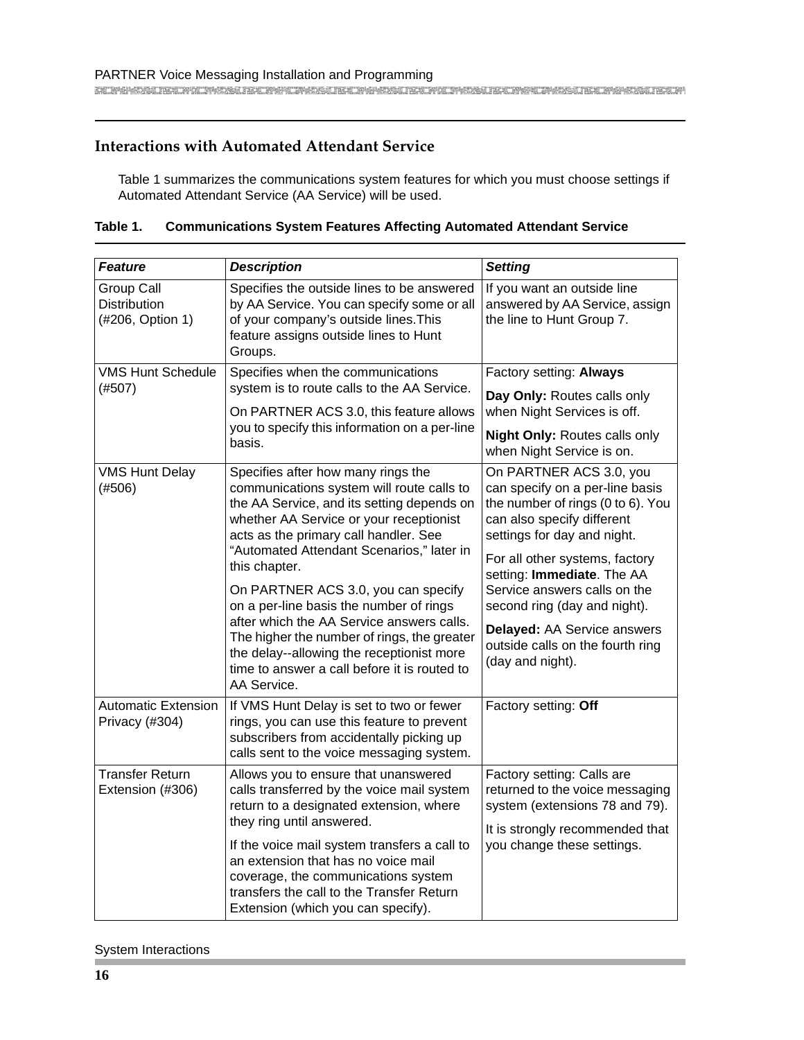## Interactions with Automated Attendant Service

Table 1 summarizes the communications system features for which you must choose settings if Automated Attendant Service (AA Service) will be used.

**Table 1. Communications System Features Affecting Automated Attendant Service**

| ***Feature*** | ***Description*** | ***Setting*** |
|---|---|---|
| Group Call Distribution (#206, Option 1) | Specifies the outside lines to be answered by AA Service. You can specify some or all of your company's outside lines.This feature assigns outside lines to Hunt Groups. | If you want an outside line answered by AA Service, assign the line to Hunt Group 7. |
| VMS Hunt Schedule (#507) | Specifies when the communications system is to route calls to the AA Service.<br><br>On PARTNER ACS 3.0, this feature allows you to specify this information on a per-line basis. | Factory setting: **Always**<br><br>**Day Only:** Routes calls only when Night Services is off.<br><br>**Night Only:** Routes calls only when Night Service is on. |
| VMS Hunt Delay (#506) | Specifies after how many rings the communications system will route calls to the AA Service, and its setting depends on whether AA Service or your receptionist acts as the primary call handler. See "Automated Attendant Scenarios," later in this chapter.<br><br>On PARTNER ACS 3.0, you can specify on a per-line basis the number of rings after which the AA Service answers calls. The higher the number of rings, the greater the delay--allowing the receptionist more time to answer a call before it is routed to AA Service. | On PARTNER ACS 3.0, you can specify on a per-line basis the number of rings (0 to 6). You can also specify different settings for day and night.<br><br>For all other systems, factory setting: **Immediate**. The AA Service answers calls on the second ring (day and night).<br><br>**Delayed:** AA Service answers outside calls on the fourth ring (day and night). |
| Automatic Extension Privacy (#304) | If VMS Hunt Delay is set to two or fewer rings, you can use this feature to prevent subscribers from accidentally picking up calls sent to the voice messaging system. | Factory setting: **Off** |
| Transfer Return Extension (#306) | Allows you to ensure that unanswered calls transferred by the voice mail system return to a designated extension, where they ring until answered.<br><br>If the voice mail system transfers a call to an extension that has no voice mail coverage, the communications system transfers the call to the Transfer Return Extension (which you can specify). | Factory setting: Calls are returned to the voice messaging system (extensions 78 and 79).<br><br>It is strongly recommended that you change these settings. |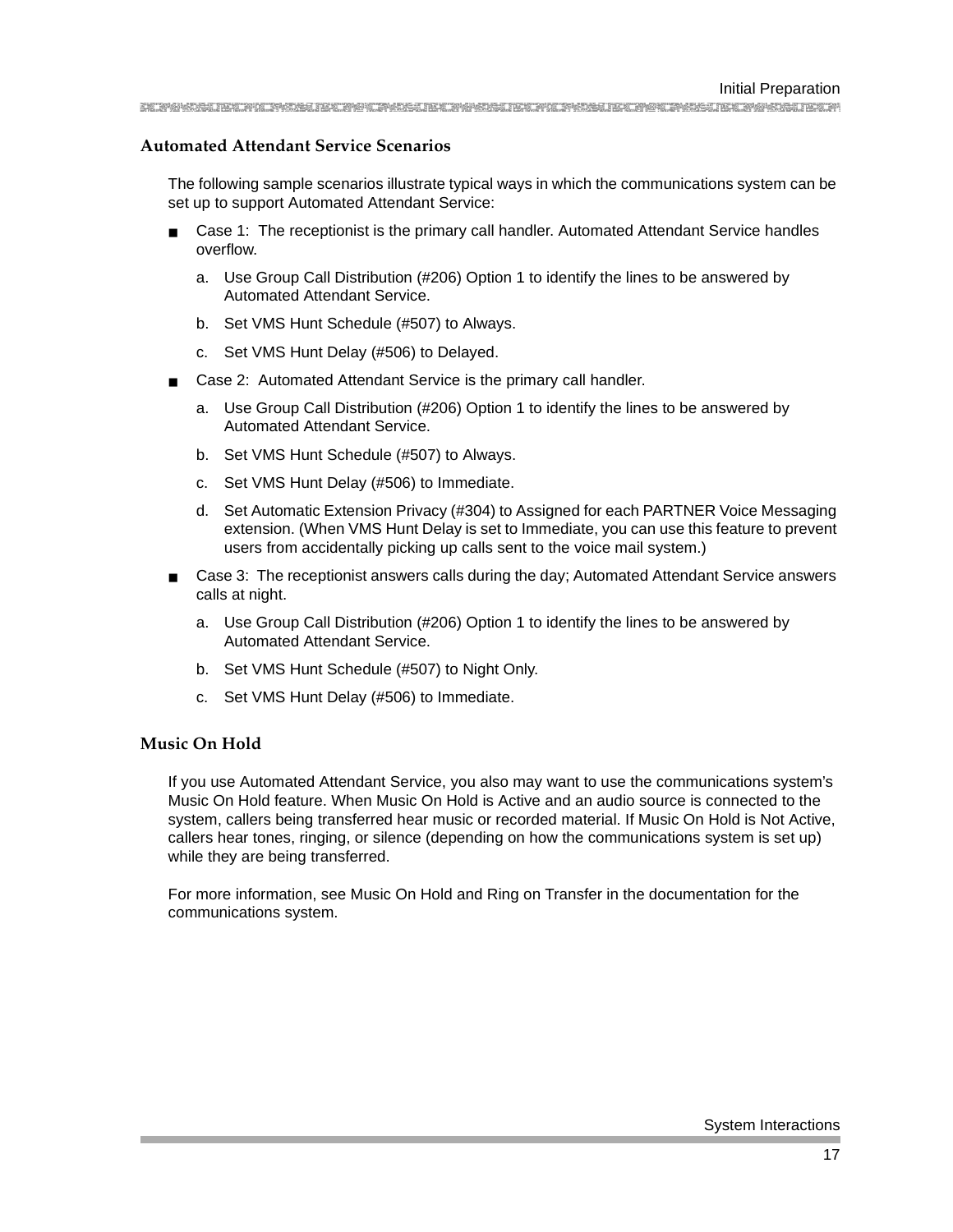## Automated Attendant Service Scenarios

The following sample scenarios illustrate typical ways in which the communications system can be set up to support Automated Attendant Service:

- Case 1: The receptionist is the primary call handler. Automated Attendant Service handles overflow.
  a. Use Group Call Distribution (#206) Option 1 to identify the lines to be answered by Automated Attendant Service.
  b. Set VMS Hunt Schedule (#507) to Always.
  c. Set VMS Hunt Delay (#506) to Delayed.
- Case 2: Automated Attendant Service is the primary call handler.
  a. Use Group Call Distribution (#206) Option 1 to identify the lines to be answered by Automated Attendant Service.
  b. Set VMS Hunt Schedule (#507) to Always.
  c. Set VMS Hunt Delay (#506) to Immediate.
  d. Set Automatic Extension Privacy (#304) to Assigned for each PARTNER Voice Messaging extension. (When VMS Hunt Delay is set to Immediate, you can use this feature to prevent users from accidentally picking up calls sent to the voice mail system.)
- Case 3: The receptionist answers calls during the day; Automated Attendant Service answers calls at night.
  a. Use Group Call Distribution (#206) Option 1 to identify the lines to be answered by Automated Attendant Service.
  b. Set VMS Hunt Schedule (#507) to Night Only.
  c. Set VMS Hunt Delay (#506) to Immediate.

## Music On Hold

If you use Automated Attendant Service, you also may want to use the communications system's Music On Hold feature. When Music On Hold is Active and an audio source is connected to the system, callers being transferred hear music or recorded material. If Music On Hold is Not Active, callers hear tones, ringing, or silence (depending on how the communications system is set up) while they are being transferred.

For more information, see Music On Hold and Ring on Transfer in the documentation for the communications system.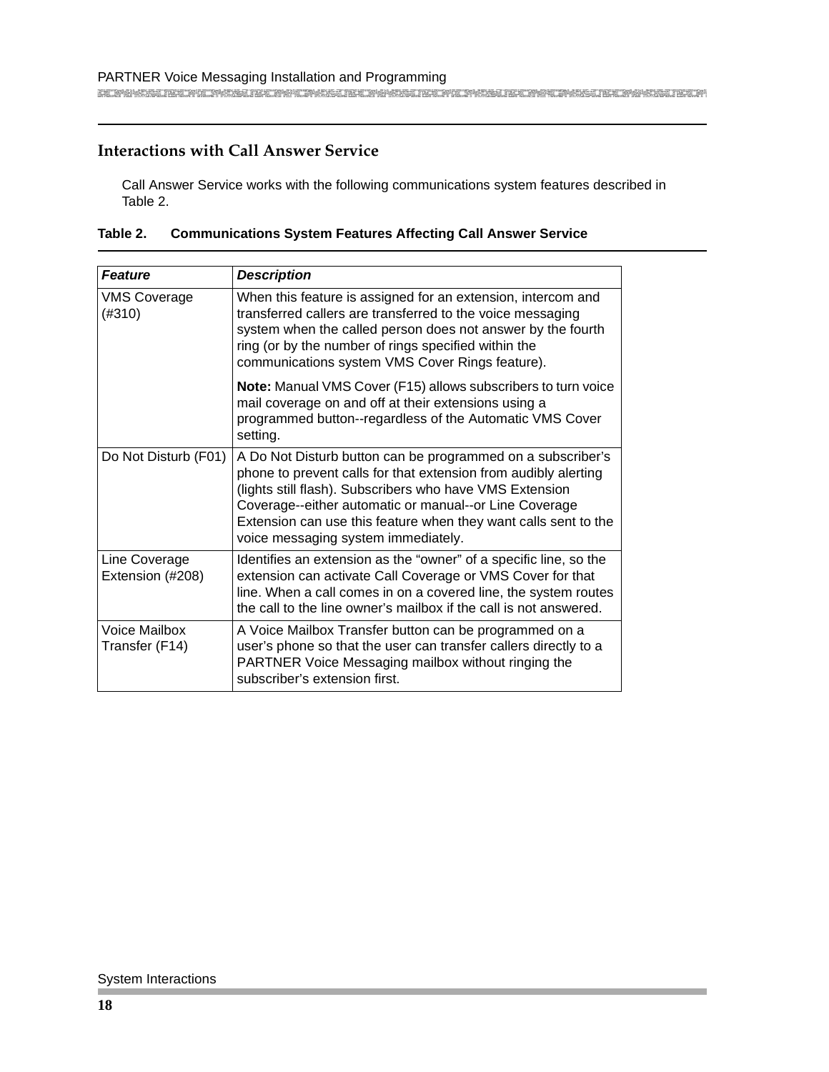## Interactions with Call Answer Service

Call Answer Service works with the following communications system features described in Table 2.

**Table 2. Communications System Features Affecting Call Answer Service**

| ***Feature*** | ***Description*** |
|---|---|
| VMS Coverage (#310) | When this feature is assigned for an extension, intercom and transferred callers are transferred to the voice messaging system when the called person does not answer by the fourth ring (or by the number of rings specified within the communications system VMS Cover Rings feature).<br><br>**Note:** Manual VMS Cover (F15) allows subscribers to turn voice mail coverage on and off at their extensions using a programmed button--regardless of the Automatic VMS Cover setting. |
| Do Not Disturb (F01) | A Do Not Disturb button can be programmed on a subscriber’s phone to prevent calls for that extension from audibly alerting (lights still flash). Subscribers who have VMS Extension Coverage--either automatic or manual--or Line Coverage Extension can use this feature when they want calls sent to the voice messaging system immediately. |
| Line Coverage Extension (#208) | Identifies an extension as the “owner” of a specific line, so the extension can activate Call Coverage or VMS Cover for that line. When a call comes in on a covered line, the system routes the call to the line owner’s mailbox if the call is not answered. |
| Voice Mailbox Transfer (F14) | A Voice Mailbox Transfer button can be programmed on a user’s phone so that the user can transfer callers directly to a PARTNER Voice Messaging mailbox without ringing the subscriber’s extension first. |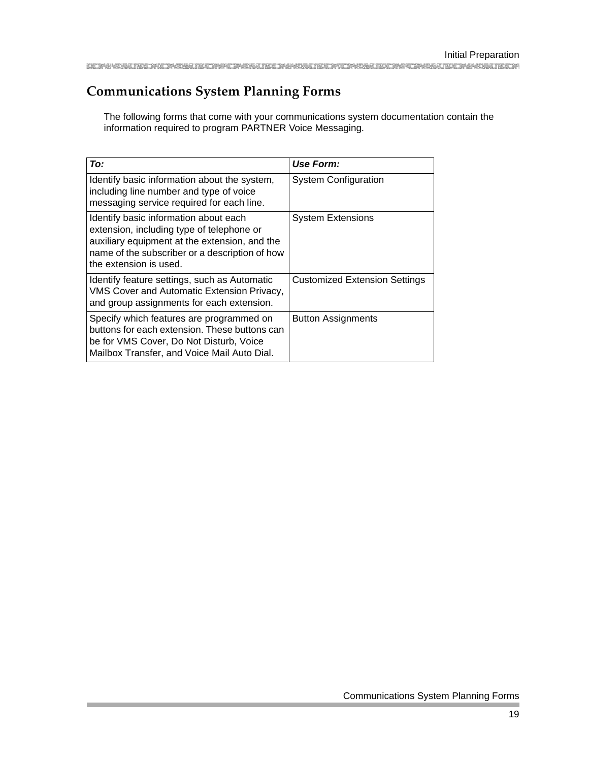## Communications System Planning Forms

The following forms that come with your communications system documentation contain the information required to program PARTNER Voice Messaging.

| ***To:*** | ***Use Form:*** |
|---|---|
| Identify basic information about the system, including line number and type of voice messaging service required for each line. | System Configuration |
| Identify basic information about each extension, including type of telephone or auxiliary equipment at the extension, and the name of the subscriber or a description of how the extension is used. | System Extensions |
| Identify feature settings, such as Automatic VMS Cover and Automatic Extension Privacy, and group assignments for each extension. | Customized Extension Settings |
| Specify which features are programmed on buttons for each extension. These buttons can be for VMS Cover, Do Not Disturb, Voice Mailbox Transfer, and Voice Mail Auto Dial. | Button Assignments |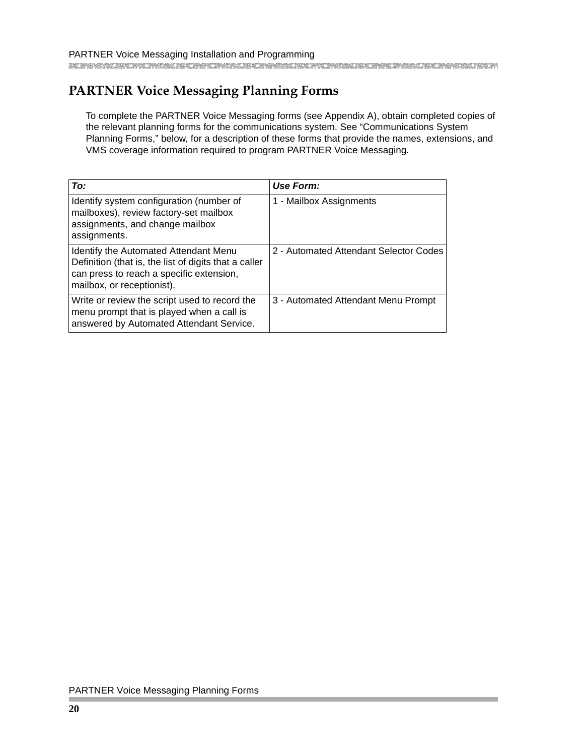## PARTNER Voice Messaging Planning Forms

To complete the PARTNER Voice Messaging forms (see Appendix A), obtain completed copies of the relevant planning forms for the communications system. See “Communications System Planning Forms,” below, for a description of these forms that provide the names, extensions, and VMS coverage information required to program PARTNER Voice Messaging.

| ***To:*** | ***Use Form:*** |
|---|---|
| Identify system configuration (number of mailboxes), review factory-set mailbox assignments, and change mailbox assignments. | 1 - Mailbox Assignments |
| Identify the Automated Attendant Menu Definition (that is, the list of digits that a caller can press to reach a specific extension, mailbox, or receptionist). | 2 - Automated Attendant Selector Codes |
| Write or review the script used to record the menu prompt that is played when a call is answered by Automated Attendant Service. | 3 - Automated Attendant Menu Prompt |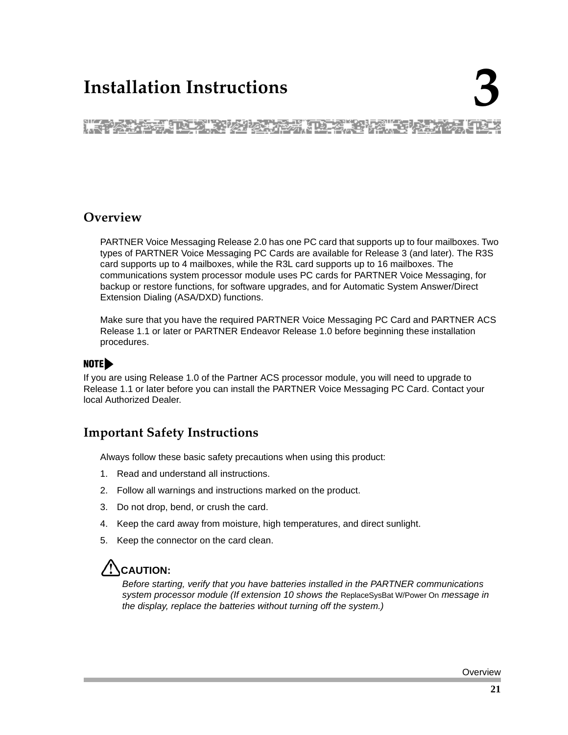# Installation Instructions 3

## Overview

PARTNER Voice Messaging Release 2.0 has one PC card that supports up to four mailboxes. Two types of PARTNER Voice Messaging PC Cards are available for Release 3 (and later). The R3S card supports up to 4 mailboxes, while the R3L card supports up to 16 mailboxes. The communications system processor module uses PC cards for PARTNER Voice Messaging, for backup or restore functions, for software upgrades, and for Automatic System Answer/Direct Extension Dialing (ASA/DXD) functions.

Make sure that you have the required PARTNER Voice Messaging PC Card and PARTNER ACS Release 1.1 or later or PARTNER Endeavor Release 1.0 before beginning these installation procedures.

**NOTE**

If you are using Release 1.0 of the Partner ACS processor module, you will need to upgrade to Release 1.1 or later before you can install the PARTNER Voice Messaging PC Card. Contact your local Authorized Dealer.

## Important Safety Instructions

Always follow these basic safety precautions when using this product:

1. Read and understand all instructions.
2. Follow all warnings and instructions marked on the product.
3. Do not drop, bend, or crush the card.
4. Keep the card away from moisture, high temperatures, and direct sunlight.
5. Keep the connector on the card clean.

**CAUTION:**

*Before starting, verify that you have batteries installed in the PARTNER communications system processor module (If extension 10 shows the* ReplaceSysBat W/Power On *message in the display, replace the batteries without turning off the system.)*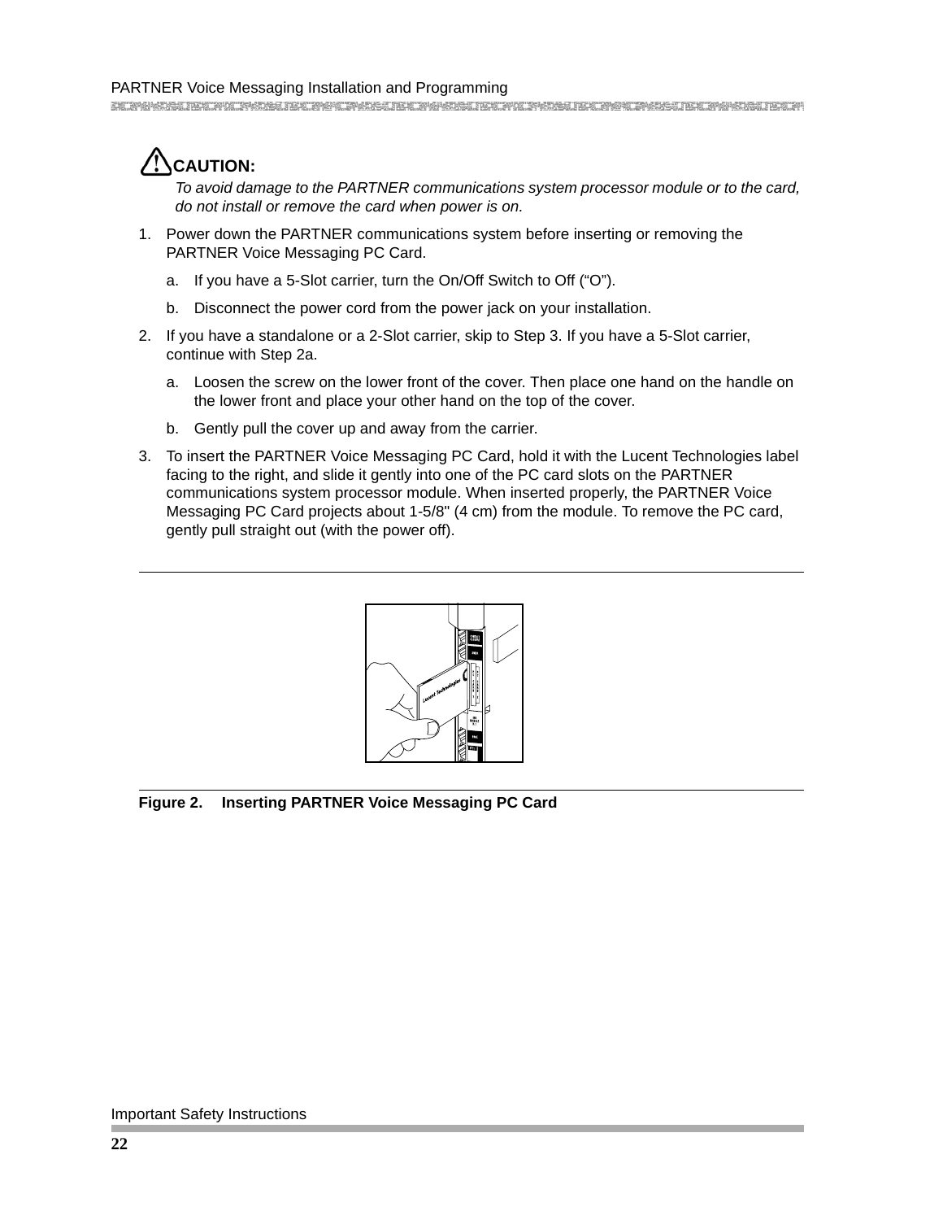**CAUTION:**

*To avoid damage to the PARTNER communications system processor module or to the card, do not install or remove the card when power is on.*

1. Power down the PARTNER communications system before inserting or removing the PARTNER Voice Messaging PC Card.
   a. If you have a 5-Slot carrier, turn the On/Off Switch to Off (“O”).
   b. Disconnect the power cord from the power jack on your installation.
2. If you have a standalone or a 2-Slot carrier, skip to Step 3. If you have a 5-Slot carrier, continue with Step 2a.
   a. Loosen the screw on the lower front of the cover. Then place one hand on the handle on the lower front and place your other hand on the top of the cover.
   b. Gently pull the cover up and away from the carrier.
3. To insert the PARTNER Voice Messaging PC Card, hold it with the Lucent Technologies label facing to the right, and slide it gently into one of the PC card slots on the PARTNER communications system processor module. When inserted properly, the PARTNER Voice Messaging PC Card projects about 1-5/8" (4 cm) from the module. To remove the PC card, gently pull straight out (with the power off).

**Figure 2. Inserting PARTNER Voice Messaging PC Card**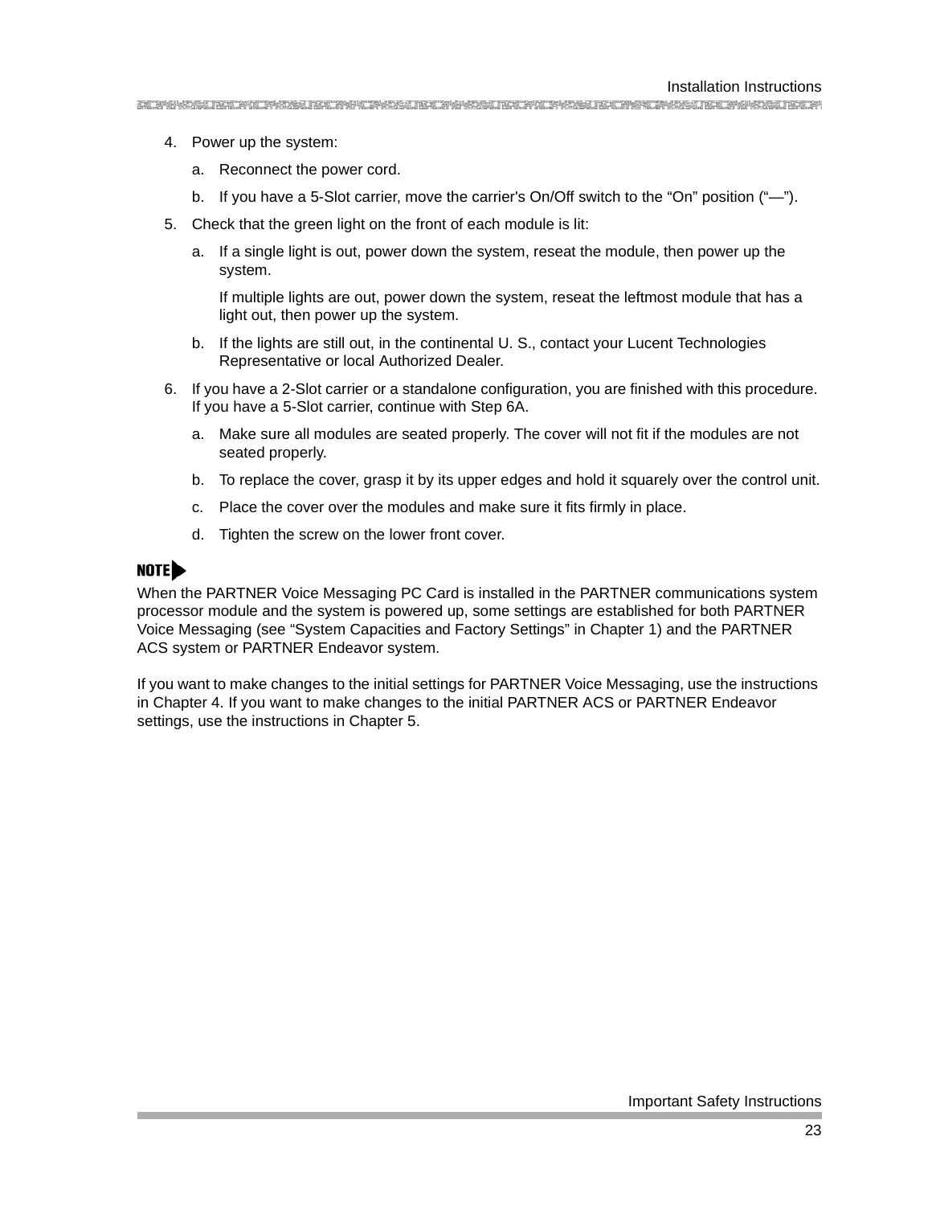4. Power up the system:

   a. Reconnect the power cord.

   b. If you have a 5-Slot carrier, move the carrier's On/Off switch to the “On” position (“—”).

5. Check that the green light on the front of each module is lit:

   a. If a single light is out, power down the system, reseat the module, then power up the system.

      If multiple lights are out, power down the system, reseat the leftmost module that has a light out, then power up the system.

   b. If the lights are still out, in the continental U. S., contact your Lucent Technologies Representative or local Authorized Dealer.

6. If you have a 2-Slot carrier or a standalone configuration, you are finished with this procedure. If you have a 5-Slot carrier, continue with Step 6A.

   a. Make sure all modules are seated properly. The cover will not fit if the modules are not seated properly.

   b. To replace the cover, grasp it by its upper edges and hold it squarely over the control unit.

   c. Place the cover over the modules and make sure it fits firmly in place.

   d. Tighten the screw on the lower front cover.

**NOTE**

When the PARTNER Voice Messaging PC Card is installed in the PARTNER communications system processor module and the system is powered up, some settings are established for both PARTNER Voice Messaging (see “System Capacities and Factory Settings” in Chapter 1) and the PARTNER ACS system or PARTNER Endeavor system.

If you want to make changes to the initial settings for PARTNER Voice Messaging, use the instructions in Chapter 4. If you want to make changes to the initial PARTNER ACS or PARTNER Endeavor settings, use the instructions in Chapter 5.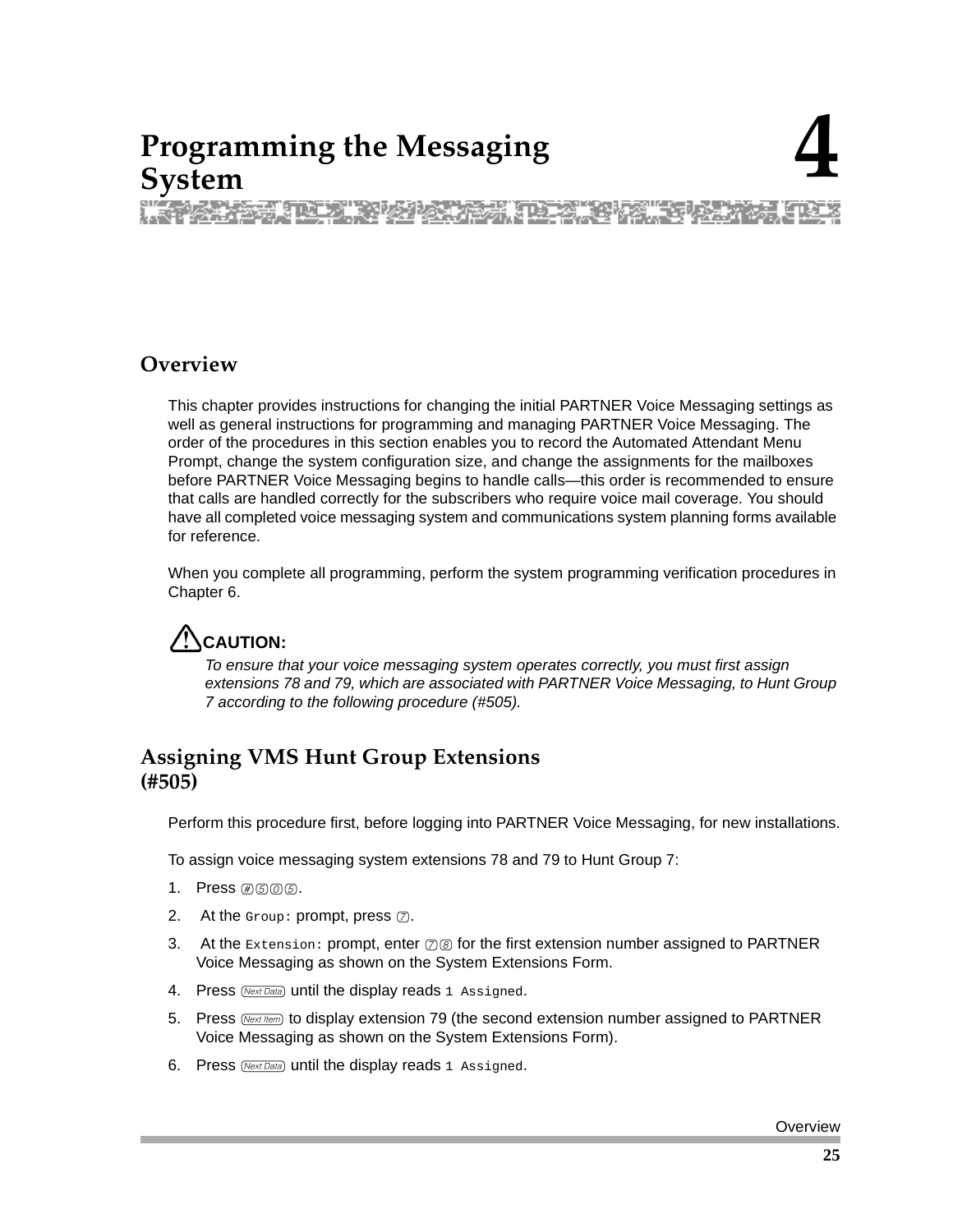# Programming the Messaging System

4

## Overview

This chapter provides instructions for changing the initial PARTNER Voice Messaging settings as well as general instructions for programming and managing PARTNER Voice Messaging. The order of the procedures in this section enables you to record the Automated Attendant Menu Prompt, change the system configuration size, and change the assignments for the mailboxes before PARTNER Voice Messaging begins to handle calls—this order is recommended to ensure that calls are handled correctly for the subscribers who require voice mail coverage. You should have all completed voice messaging system and communications system planning forms available for reference.

When you complete all programming, perform the system programming verification procedures in Chapter 6.

**CAUTION:**

*To ensure that your voice messaging system operates correctly, you must first assign extensions 78 and 79, which are associated with PARTNER Voice Messaging, to Hunt Group 7 according to the following procedure (#505).*

## Assigning VMS Hunt Group Extensions (#505)

Perform this procedure first, before logging into PARTNER Voice Messaging, for new installations.

To assign voice messaging system extensions 78 and 79 to Hunt Group 7:

1. Press #505.
2. At the `Group:` prompt, press 7.
3. At the `Extension:` prompt, enter 78 for the first extension number assigned to PARTNER Voice Messaging as shown on the System Extensions Form.
4. Press Next Data until the display reads `1 Assigned`.
5. Press Next Item to display extension 79 (the second extension number assigned to PARTNER Voice Messaging as shown on the System Extensions Form).
6. Press Next Data until the display reads `1 Assigned`.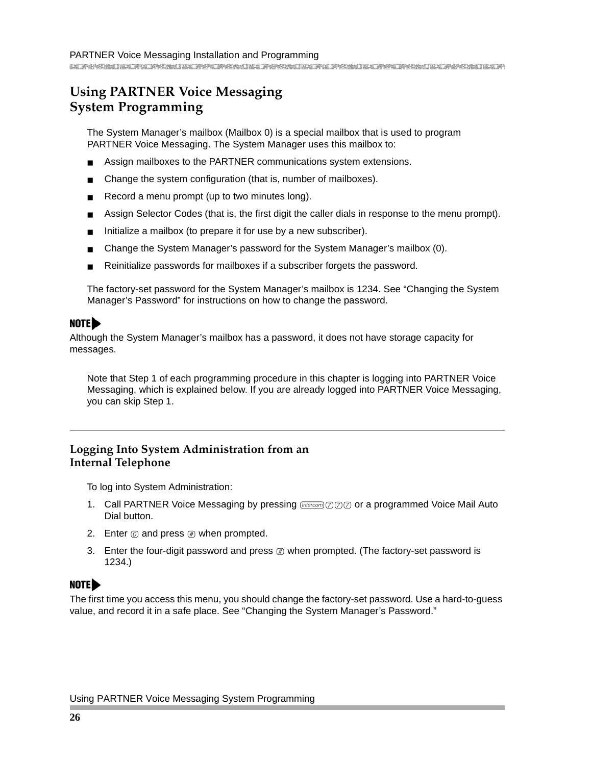# Using PARTNER Voice Messaging System Programming

The System Manager's mailbox (Mailbox 0) is a special mailbox that is used to program PARTNER Voice Messaging. The System Manager uses this mailbox to:

- Assign mailboxes to the PARTNER communications system extensions.
- Change the system configuration (that is, number of mailboxes).
- Record a menu prompt (up to two minutes long).
- Assign Selector Codes (that is, the first digit the caller dials in response to the menu prompt).
- Initialize a mailbox (to prepare it for use by a new subscriber).
- Change the System Manager's password for the System Manager's mailbox (0).
- Reinitialize passwords for mailboxes if a subscriber forgets the password.

The factory-set password for the System Manager's mailbox is 1234. See "Changing the System Manager's Password" for instructions on how to change the password.

**NOTE**
Although the System Manager's mailbox has a password, it does not have storage capacity for messages.

Note that Step 1 of each programming procedure in this chapter is logging into PARTNER Voice Messaging, which is explained below. If you are already logged into PARTNER Voice Messaging, you can skip Step 1.

## Logging Into System Administration from an Internal Telephone

To log into System Administration:

1. Call PARTNER Voice Messaging by pressing [Intercom] [7] [7] [7] or a programmed Voice Mail Auto Dial button.
2. Enter [0] and press [#] when prompted.
3. Enter the four-digit password and press [#] when prompted. (The factory-set password is 1234.)

**NOTE**
The first time you access this menu, you should change the factory-set password. Use a hard-to-guess value, and record it in a safe place. See "Changing the System Manager's Password."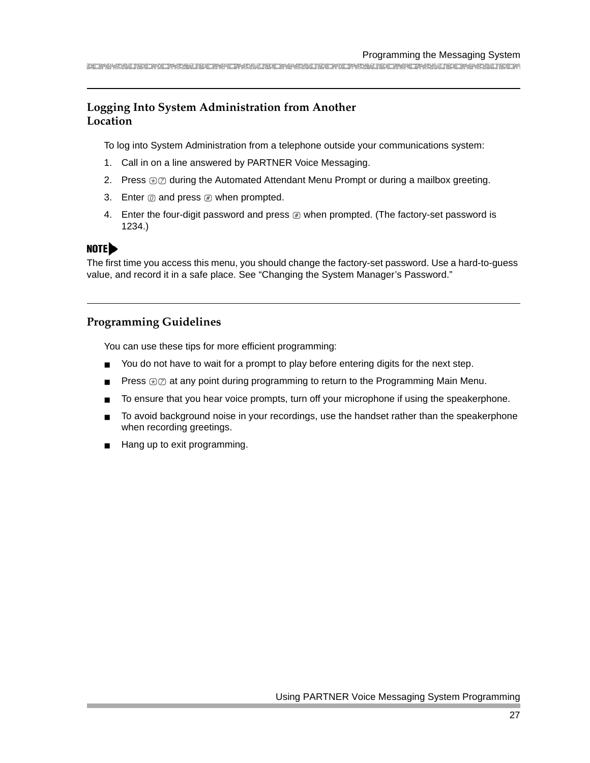## Logging Into System Administration from Another Location

To log into System Administration from a telephone outside your communications system:

1. Call in on a line answered by PARTNER Voice Messaging.
2. Press * 7 during the Automated Attendant Menu Prompt or during a mailbox greeting.
3. Enter 0 and press # when prompted.
4. Enter the four-digit password and press # when prompted. (The factory-set password is 1234.)

**NOTE**

The first time you access this menu, you should change the factory-set password. Use a hard-to-guess value, and record it in a safe place. See “Changing the System Manager’s Password.”

## Programming Guidelines

You can use these tips for more efficient programming:

- You do not have to wait for a prompt to play before entering digits for the next step.
- Press * 7 at any point during programming to return to the Programming Main Menu.
- To ensure that you hear voice prompts, turn off your microphone if using the speakerphone.
- To avoid background noise in your recordings, use the handset rather than the speakerphone when recording greetings.
- Hang up to exit programming.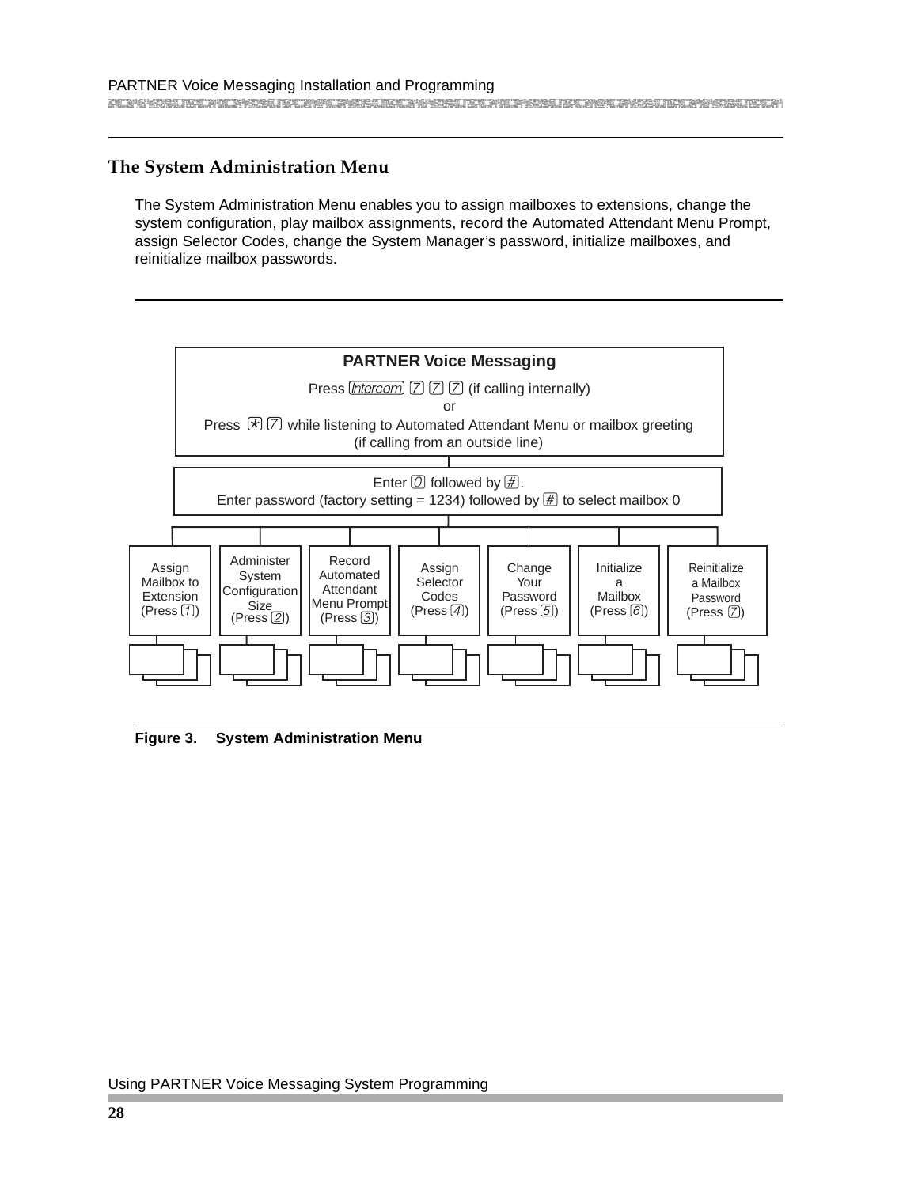## The System Administration Menu

The System Administration Menu enables you to assign mailboxes to extensions, change the system configuration, play mailbox assignments, record the Automated Attendant Menu Prompt, assign Selector Codes, change the System Manager's password, initialize mailboxes, and reinitialize mailbox passwords.

**PARTNER Voice Messaging**

Press [Intercom] [7] [7] [7] (if calling internally)
or
Press [*] [7] while listening to Automated Attendant Menu or mailbox greeting (if calling from an outside line)

Enter [0] followed by [#].
Enter password (factory setting = 1234) followed by [#] to select mailbox 0

- Assign Mailbox to Extension (Press [1])
- Administer System Configuration Size (Press [2])
- Record Automated Attendant Menu Prompt (Press [3])
- Assign Selector Codes (Press [4])
- Change Your Password (Press [5])
- Initialize a Mailbox (Press [6])
- Reinitialize a Mailbox Password (Press [7])

**Figure 3. System Administration Menu**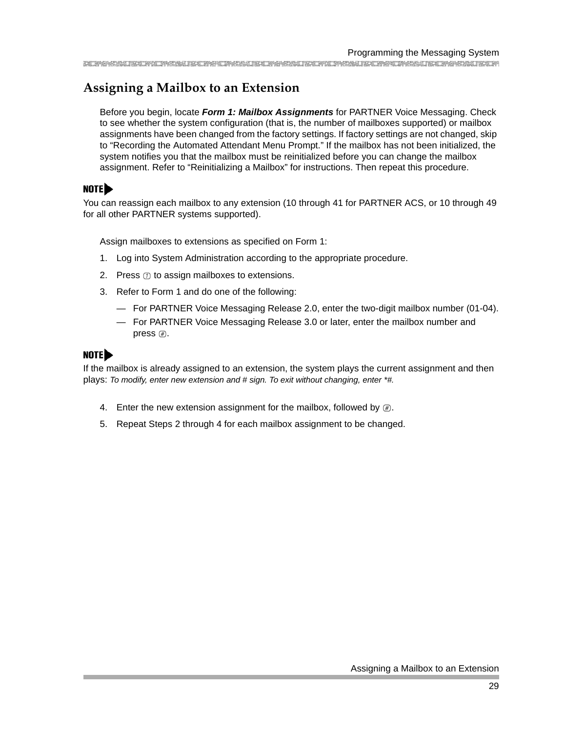## Assigning a Mailbox to an Extension

Before you begin, locate ***Form 1: Mailbox Assignments*** for PARTNER Voice Messaging. Check to see whether the system configuration (that is, the number of mailboxes supported) or mailbox assignments have been changed from the factory settings. If factory settings are not changed, skip to “Recording the Automated Attendant Menu Prompt.” If the mailbox has not been initialized, the system notifies you that the mailbox must be reinitialized before you can change the mailbox assignment. Refer to “Reinitializing a Mailbox” for instructions. Then repeat this procedure.

**NOTE**
You can reassign each mailbox to any extension (10 through 41 for PARTNER ACS, or 10 through 49 for all other PARTNER systems supported).

Assign mailboxes to extensions as specified on Form 1:

1. Log into System Administration according to the appropriate procedure.
2. Press 1 to assign mailboxes to extensions.
3. Refer to Form 1 and do one of the following:
   - For PARTNER Voice Messaging Release 2.0, enter the two-digit mailbox number (01-04).
   - For PARTNER Voice Messaging Release 3.0 or later, enter the mailbox number and press #.

**NOTE**
If the mailbox is already assigned to an extension, the system plays the current assignment and then plays: *To modify, enter new extension and # sign. To exit without changing, enter *#.*

4. Enter the new extension assignment for the mailbox, followed by #.
5. Repeat Steps 2 through 4 for each mailbox assignment to be changed.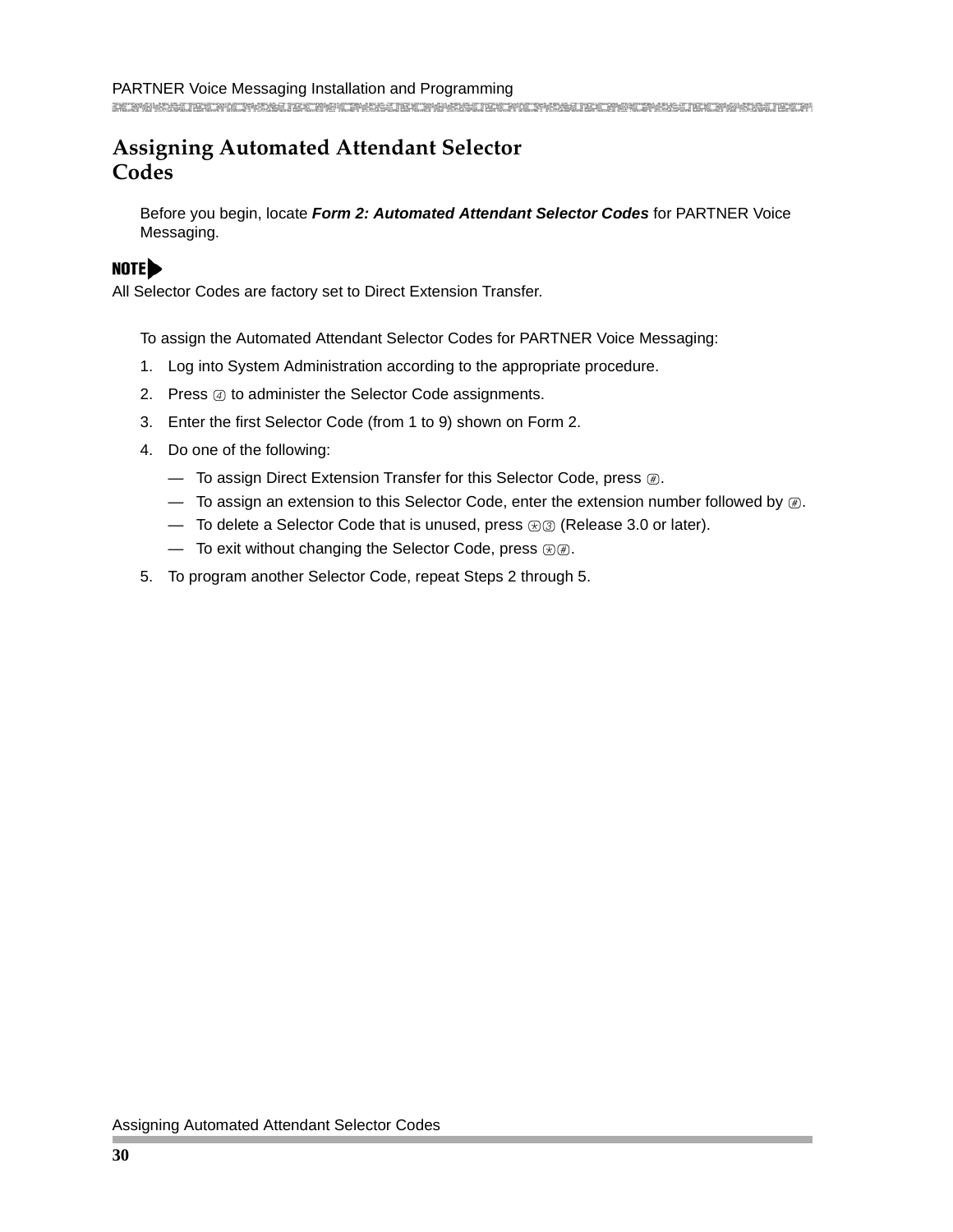# Assigning Automated Attendant Selector Codes

Before you begin, locate ***Form 2: Automated Attendant Selector Codes*** for PARTNER Voice Messaging.

**NOTE**
All Selector Codes are factory set to Direct Extension Transfer.

To assign the Automated Attendant Selector Codes for PARTNER Voice Messaging:

1. Log into System Administration according to the appropriate procedure.
2. Press 4 to administer the Selector Code assignments.
3. Enter the first Selector Code (from 1 to 9) shown on Form 2.
4. Do one of the following:
   - To assign Direct Extension Transfer for this Selector Code, press #.
   - To assign an extension to this Selector Code, enter the extension number followed by #.
   - To delete a Selector Code that is unused, press * 3 (Release 3.0 or later).
   - To exit without changing the Selector Code, press * #.
5. To program another Selector Code, repeat Steps 2 through 5.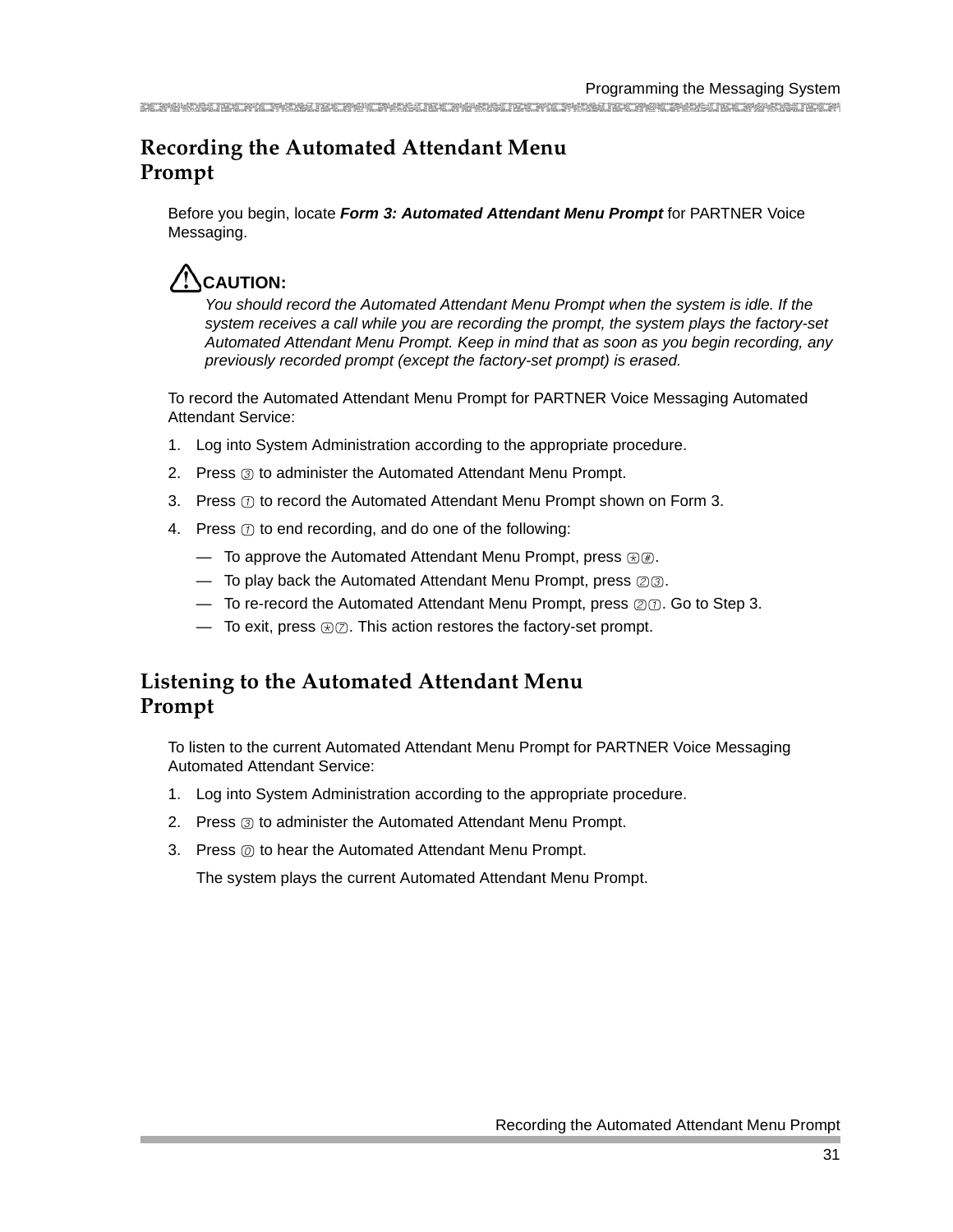## Recording the Automated Attendant Menu Prompt

Before you begin, locate ***Form 3: Automated Attendant Menu Prompt*** for PARTNER Voice Messaging.

> **CAUTION:**
> *You should record the Automated Attendant Menu Prompt when the system is idle. If the system receives a call while you are recording the prompt, the system plays the factory-set Automated Attendant Menu Prompt. Keep in mind that as soon as you begin recording, any previously recorded prompt (except the factory-set prompt) is erased.*

To record the Automated Attendant Menu Prompt for PARTNER Voice Messaging Automated Attendant Service:

1. Log into System Administration according to the appropriate procedure.
2. Press 3 to administer the Automated Attendant Menu Prompt.
3. Press 1 to record the Automated Attendant Menu Prompt shown on Form 3.
4. Press 1 to end recording, and do one of the following:
   - To approve the Automated Attendant Menu Prompt, press * #.
   - To play back the Automated Attendant Menu Prompt, press 2 3.
   - To re-record the Automated Attendant Menu Prompt, press 2 1. Go to Step 3.
   - To exit, press * 7. This action restores the factory-set prompt.

## Listening to the Automated Attendant Menu Prompt

To listen to the current Automated Attendant Menu Prompt for PARTNER Voice Messaging Automated Attendant Service:

1. Log into System Administration according to the appropriate procedure.
2. Press 3 to administer the Automated Attendant Menu Prompt.
3. Press 0 to hear the Automated Attendant Menu Prompt.

   The system plays the current Automated Attendant Menu Prompt.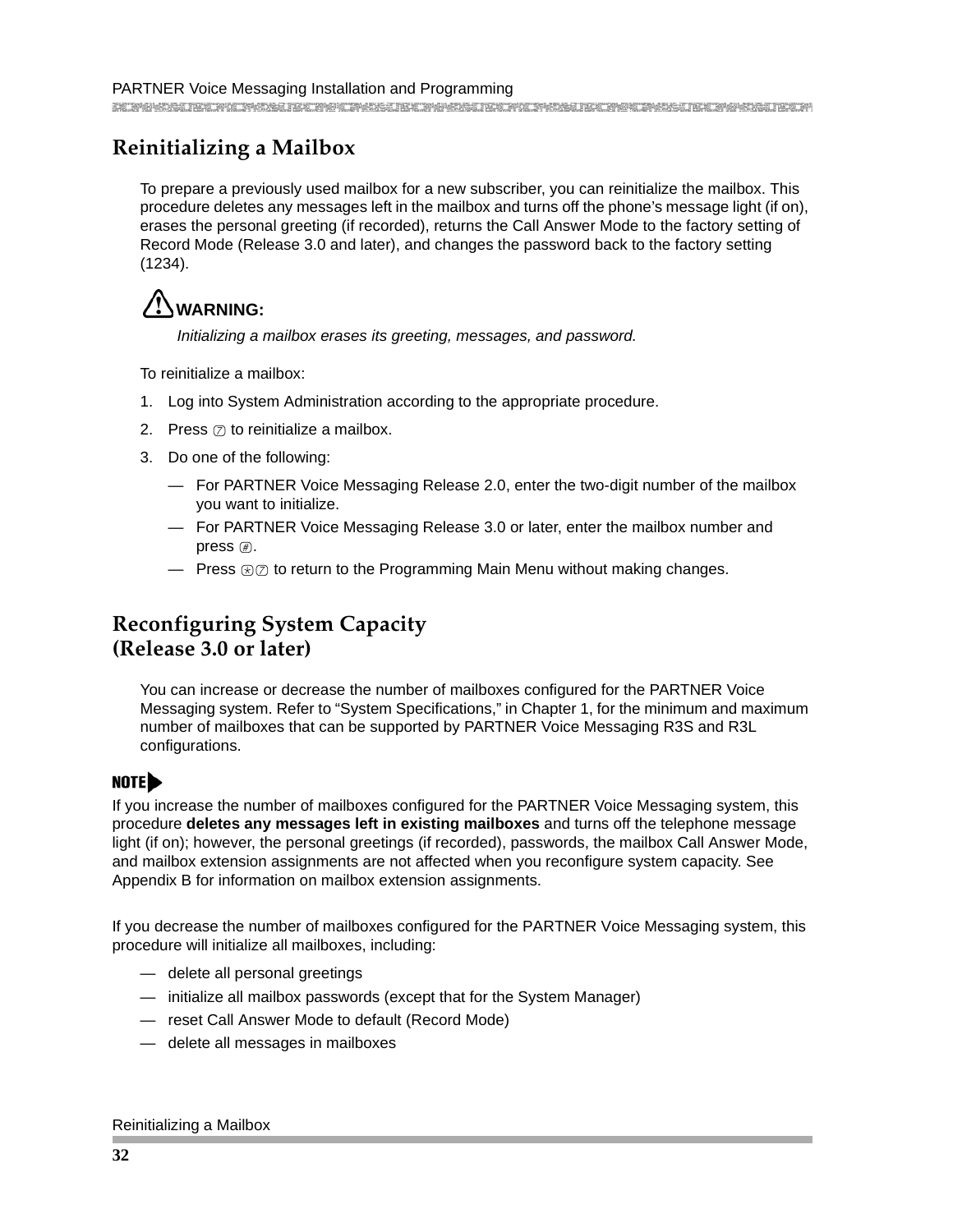## Reinitializing a Mailbox

To prepare a previously used mailbox for a new subscriber, you can reinitialize the mailbox. This procedure deletes any messages left in the mailbox and turns off the phone's message light (if on), erases the personal greeting (if recorded), returns the Call Answer Mode to the factory setting of Record Mode (Release 3.0 and later), and changes the password back to the factory setting (1234).

**WARNING:**

*Initializing a mailbox erases its greeting, messages, and password.*

To reinitialize a mailbox:

1. Log into System Administration according to the appropriate procedure.
2. Press [7] to reinitialize a mailbox.
3. Do one of the following:
   - For PARTNER Voice Messaging Release 2.0, enter the two-digit number of the mailbox you want to initialize.
   - For PARTNER Voice Messaging Release 3.0 or later, enter the mailbox number and press [#].
   - Press [*][7] to return to the Programming Main Menu without making changes.

## Reconfiguring System Capacity (Release 3.0 or later)

You can increase or decrease the number of mailboxes configured for the PARTNER Voice Messaging system. Refer to "System Specifications," in Chapter 1, for the minimum and maximum number of mailboxes that can be supported by PARTNER Voice Messaging R3S and R3L configurations.

**NOTE**

If you increase the number of mailboxes configured for the PARTNER Voice Messaging system, this procedure **deletes any messages left in existing mailboxes** and turns off the telephone message light (if on); however, the personal greetings (if recorded), passwords, the mailbox Call Answer Mode, and mailbox extension assignments are not affected when you reconfigure system capacity. See Appendix B for information on mailbox extension assignments.

If you decrease the number of mailboxes configured for the PARTNER Voice Messaging system, this procedure will initialize all mailboxes, including:

- delete all personal greetings
- initialize all mailbox passwords (except that for the System Manager)
- reset Call Answer Mode to default (Record Mode)
- delete all messages in mailboxes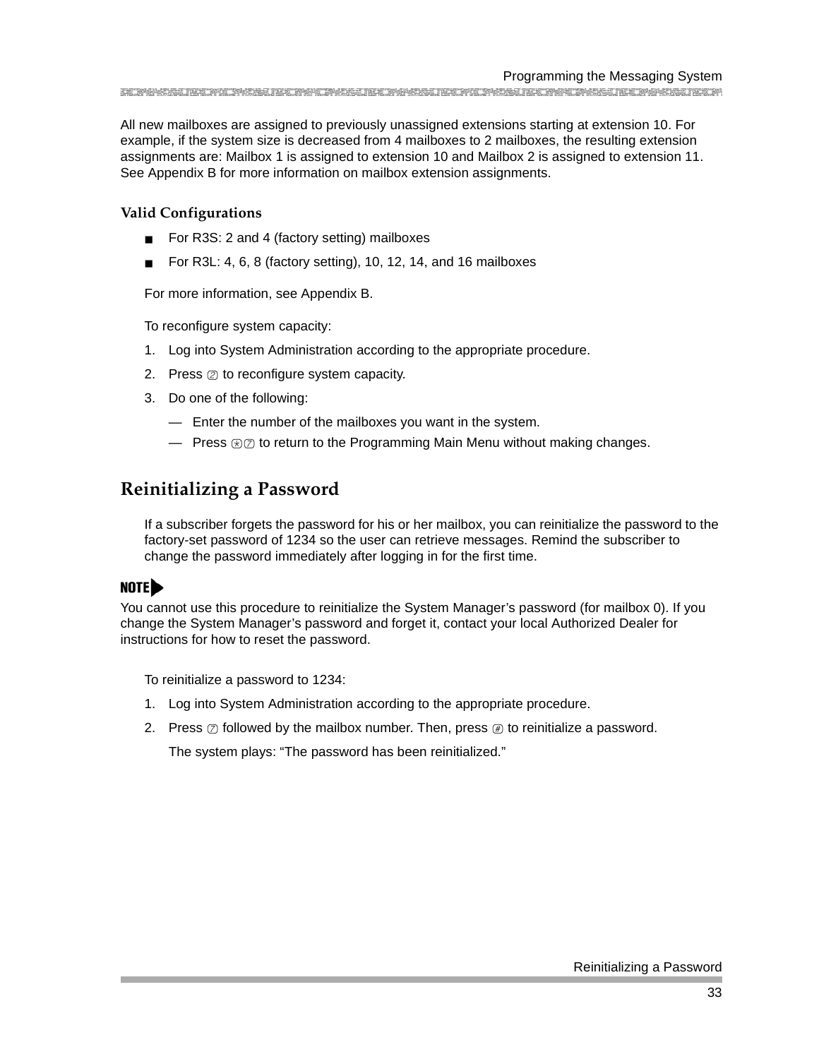All new mailboxes are assigned to previously unassigned extensions starting at extension 10. For example, if the system size is decreased from 4 mailboxes to 2 mailboxes, the resulting extension assignments are: Mailbox 1 is assigned to extension 10 and Mailbox 2 is assigned to extension 11. See Appendix B for more information on mailbox extension assignments.

### Valid Configurations

- For R3S: 2 and 4 (factory setting) mailboxes
- For R3L: 4, 6, 8 (factory setting), 10, 12, 14, and 16 mailboxes

For more information, see Appendix B.

To reconfigure system capacity:

1. Log into System Administration according to the appropriate procedure.
2. Press 2 to reconfigure system capacity.
3. Do one of the following:
   - Enter the number of the mailboxes you want in the system.
   - Press *7 to return to the Programming Main Menu without making changes.

## Reinitializing a Password

If a subscriber forgets the password for his or her mailbox, you can reinitialize the password to the factory-set password of 1234 so the user can retrieve messages. Remind the subscriber to change the password immediately after logging in for the first time.

**NOTE**

You cannot use this procedure to reinitialize the System Manager's password (for mailbox 0). If you change the System Manager's password and forget it, contact your local Authorized Dealer for instructions for how to reset the password.

To reinitialize a password to 1234:

1. Log into System Administration according to the appropriate procedure.
2. Press 7 followed by the mailbox number. Then, press # to reinitialize a password.

   The system plays: "The password has been reinitialized."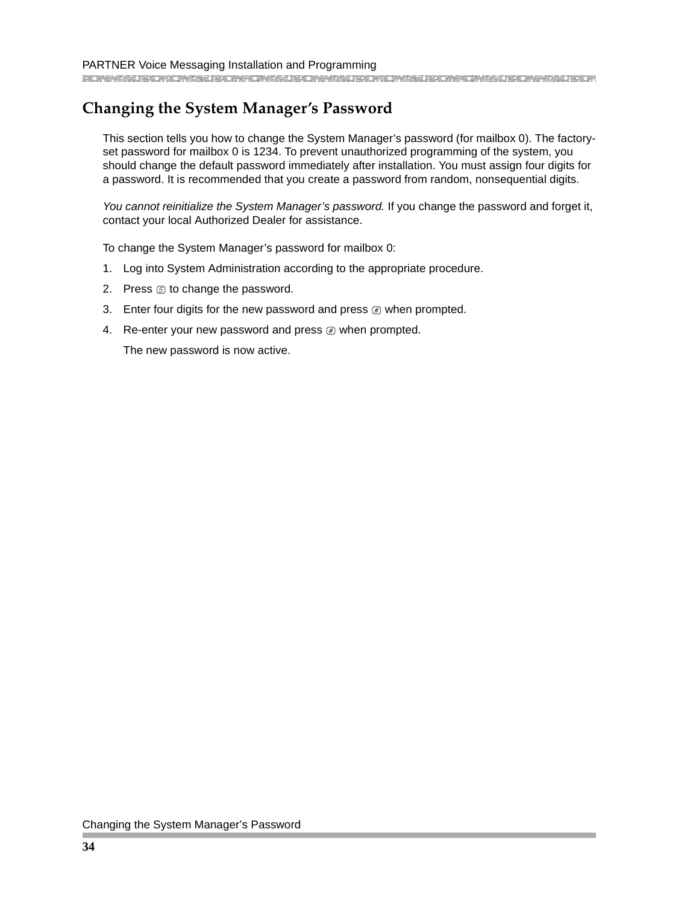## Changing the System Manager's Password

This section tells you how to change the System Manager's password (for mailbox 0). The factory-set password for mailbox 0 is 1234. To prevent unauthorized programming of the system, you should change the default password immediately after installation. You must assign four digits for a password. It is recommended that you create a password from random, nonsequential digits.

*You cannot reinitialize the System Manager's password.* If you change the password and forget it, contact your local Authorized Dealer for assistance.

To change the System Manager's password for mailbox 0:

1. Log into System Administration according to the appropriate procedure.
2. Press 5 to change the password.
3. Enter four digits for the new password and press # when prompted.
4. Re-enter your new password and press # when prompted.

   The new password is now active.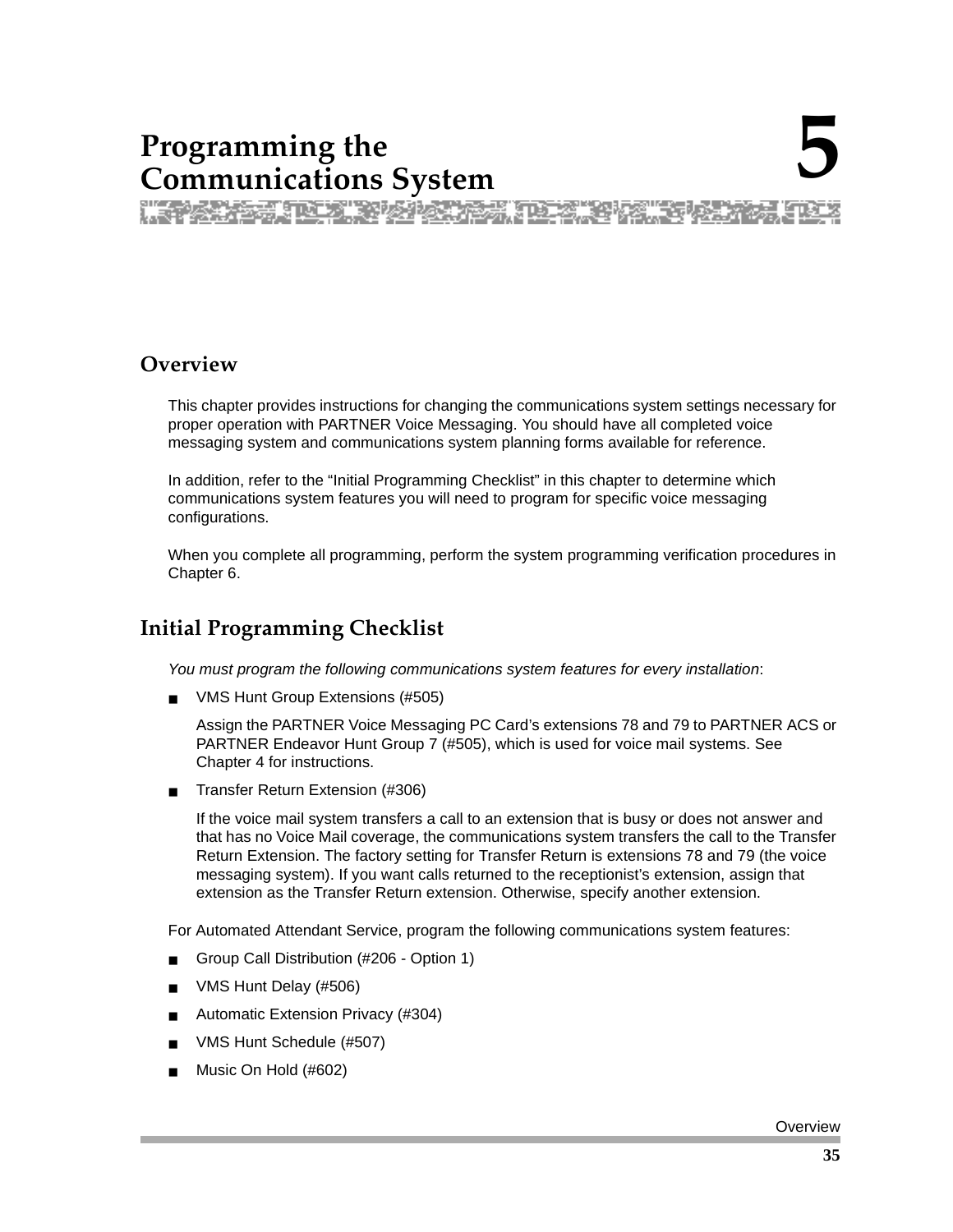# Programming the Communications System

# 5

## Overview

This chapter provides instructions for changing the communications system settings necessary for proper operation with PARTNER Voice Messaging. You should have all completed voice messaging system and communications system planning forms available for reference.

In addition, refer to the "Initial Programming Checklist" in this chapter to determine which communications system features you will need to program for specific voice messaging configurations.

When you complete all programming, perform the system programming verification procedures in Chapter 6.

## Initial Programming Checklist

*You must program the following communications system features for every installation*:

- VMS Hunt Group Extensions (#505)

  Assign the PARTNER Voice Messaging PC Card's extensions 78 and 79 to PARTNER ACS or PARTNER Endeavor Hunt Group 7 (#505), which is used for voice mail systems. See Chapter 4 for instructions.

- Transfer Return Extension (#306)

  If the voice mail system transfers a call to an extension that is busy or does not answer and that has no Voice Mail coverage, the communications system transfers the call to the Transfer Return Extension. The factory setting for Transfer Return is extensions 78 and 79 (the voice messaging system). If you want calls returned to the receptionist's extension, assign that extension as the Transfer Return extension. Otherwise, specify another extension.

For Automated Attendant Service, program the following communications system features:

- Group Call Distribution (#206 - Option 1)
- VMS Hunt Delay (#506)
- Automatic Extension Privacy (#304)
- VMS Hunt Schedule (#507)
- Music On Hold (#602)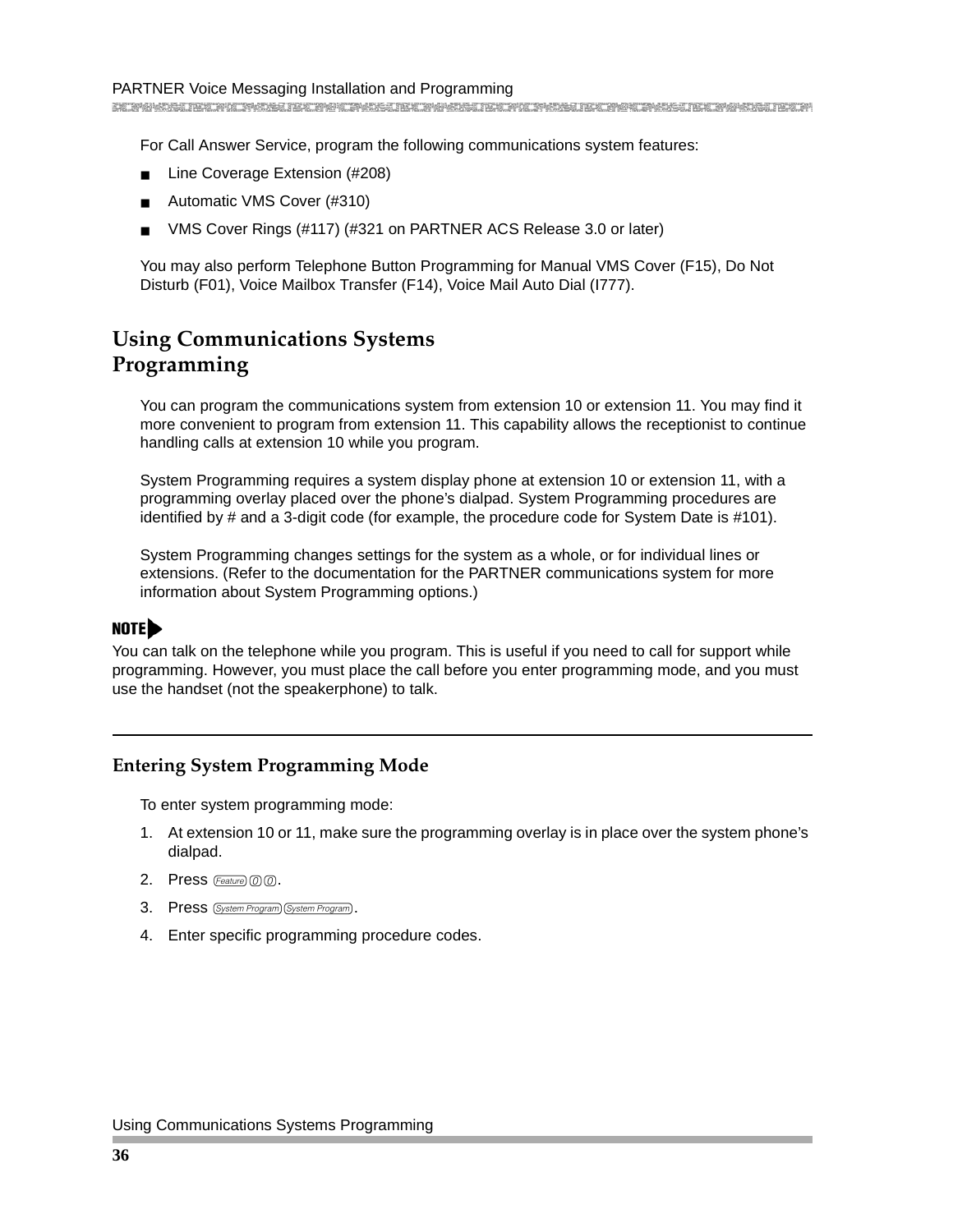For Call Answer Service, program the following communications system features:

- Line Coverage Extension (#208)
- Automatic VMS Cover (#310)
- VMS Cover Rings (#117) (#321 on PARTNER ACS Release 3.0 or later)

You may also perform Telephone Button Programming for Manual VMS Cover (F15), Do Not Disturb (F01), Voice Mailbox Transfer (F14), Voice Mail Auto Dial (I777).

## Using Communications Systems Programming

You can program the communications system from extension 10 or extension 11. You may find it more convenient to program from extension 11. This capability allows the receptionist to continue handling calls at extension 10 while you program.

System Programming requires a system display phone at extension 10 or extension 11, with a programming overlay placed over the phone's dialpad. System Programming procedures are identified by # and a 3-digit code (for example, the procedure code for System Date is #101).

System Programming changes settings for the system as a whole, or for individual lines or extensions. (Refer to the documentation for the PARTNER communications system for more information about System Programming options.)

**NOTE**

You can talk on the telephone while you program. This is useful if you need to call for support while programming. However, you must place the call before you enter programming mode, and you must use the handset (not the speakerphone) to talk.

### Entering System Programming Mode

To enter system programming mode:

1. At extension 10 or 11, make sure the programming overlay is in place over the system phone's dialpad.
2. Press [Feature] [0] [0].
3. Press [System Program] [System Program].
4. Enter specific programming procedure codes.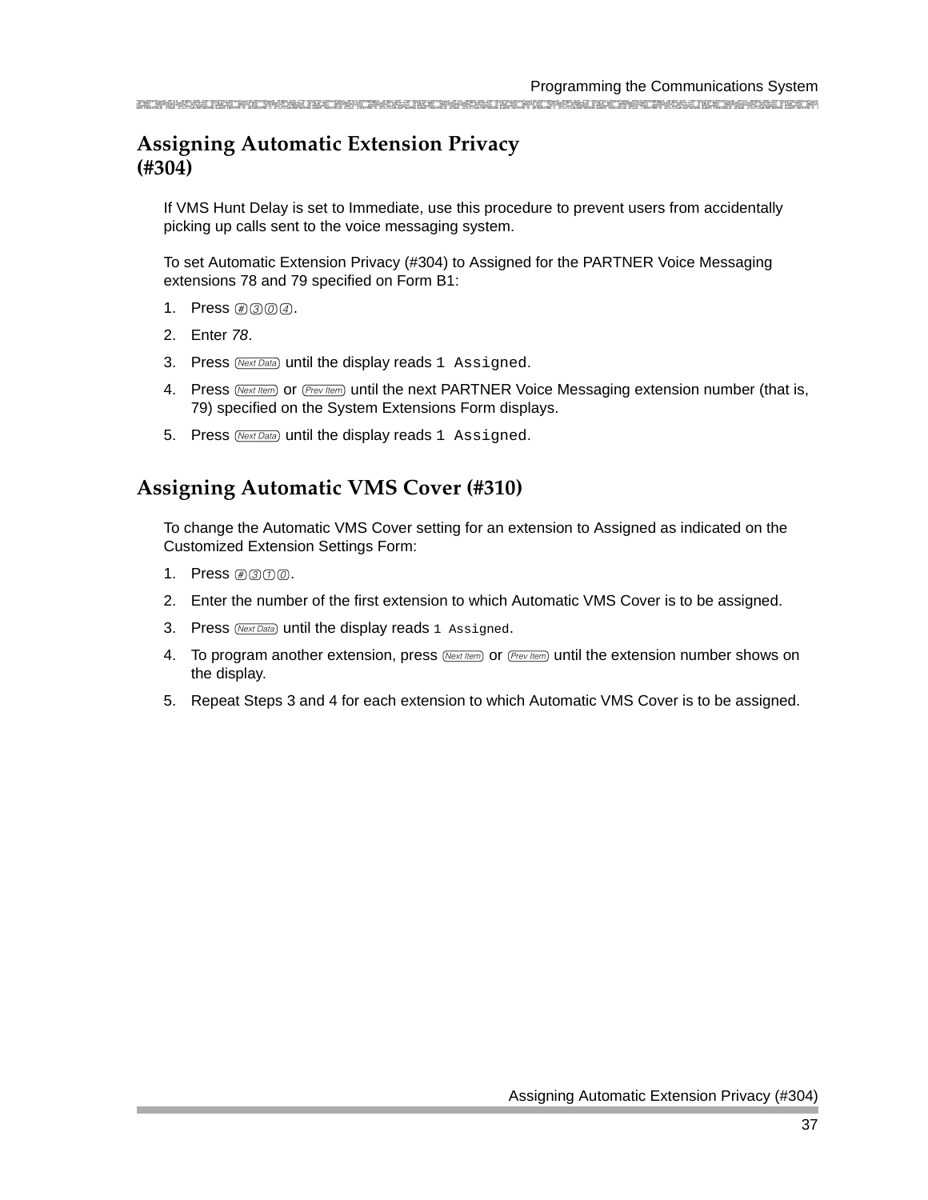## Assigning Automatic Extension Privacy (#304)

If VMS Hunt Delay is set to Immediate, use this procedure to prevent users from accidentally picking up calls sent to the voice messaging system.

To set Automatic Extension Privacy (#304) to Assigned for the PARTNER Voice Messaging extensions 78 and 79 specified on Form B1:

1. Press (#)(3)(0)(4).
2. Enter *78*.
3. Press (Next Data) until the display reads `1 Assigned`.
4. Press (Next Item) or (Prev Item) until the next PARTNER Voice Messaging extension number (that is, 79) specified on the System Extensions Form displays.
5. Press (Next Data) until the display reads `1 Assigned`.

## Assigning Automatic VMS Cover (#310)

To change the Automatic VMS Cover setting for an extension to Assigned as indicated on the Customized Extension Settings Form:

1. Press (#)(3)(1)(0).
2. Enter the number of the first extension to which Automatic VMS Cover is to be assigned.
3. Press (Next Data) until the display reads `1 Assigned`.
4. To program another extension, press (Next Item) or (Prev Item) until the extension number shows on the display.
5. Repeat Steps 3 and 4 for each extension to which Automatic VMS Cover is to be assigned.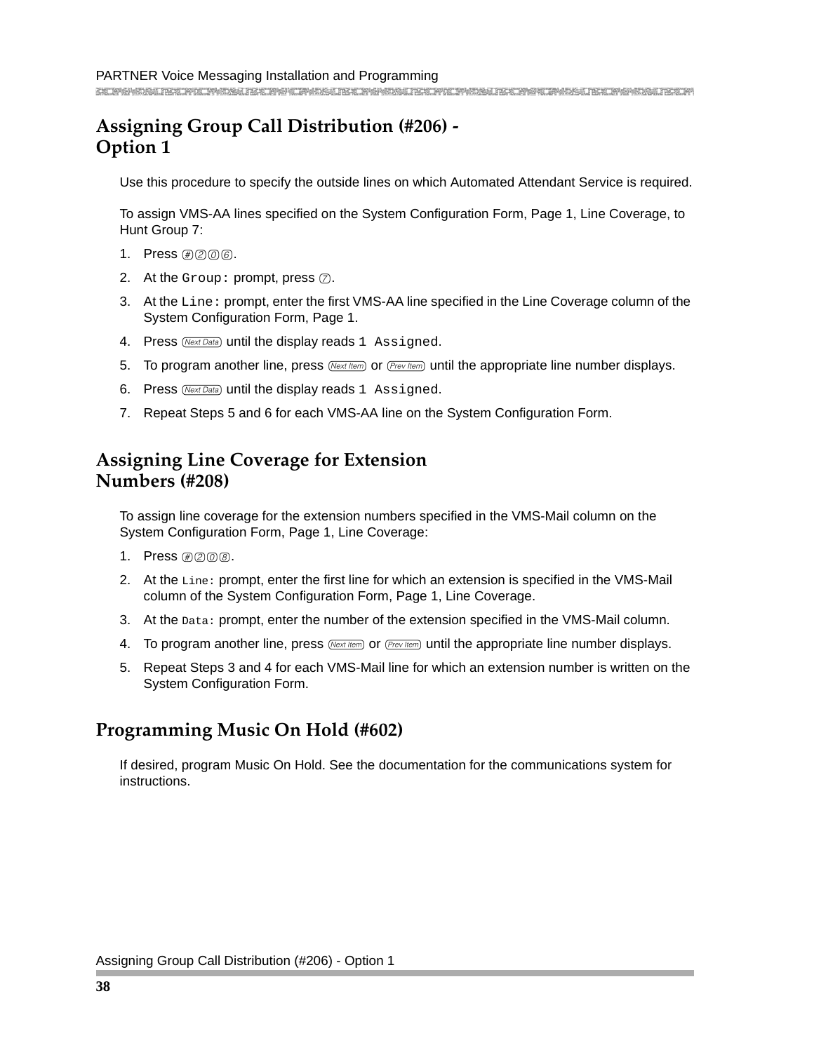## Assigning Group Call Distribution (#206) - Option 1

Use this procedure to specify the outside lines on which Automated Attendant Service is required.

To assign VMS-AA lines specified on the System Configuration Form, Page 1, Line Coverage, to Hunt Group 7:

1. Press [#][2][0][6].
2. At the `Group:` prompt, press [7].
3. At the `Line:` prompt, enter the first VMS-AA line specified in the Line Coverage column of the System Configuration Form, Page 1.
4. Press [Next Data] until the display reads `1 Assigned`.
5. To program another line, press [Next Item] or [Prev Item] until the appropriate line number displays.
6. Press [Next Data] until the display reads `1 Assigned`.
7. Repeat Steps 5 and 6 for each VMS-AA line on the System Configuration Form.

## Assigning Line Coverage for Extension Numbers (#208)

To assign line coverage for the extension numbers specified in the VMS-Mail column on the System Configuration Form, Page 1, Line Coverage:

1. Press [#][2][0][8].
2. At the `Line:` prompt, enter the first line for which an extension is specified in the VMS-Mail column of the System Configuration Form, Page 1, Line Coverage.
3. At the `Data:` prompt, enter the number of the extension specified in the VMS-Mail column.
4. To program another line, press [Next Item] or [Prev Item] until the appropriate line number displays.
5. Repeat Steps 3 and 4 for each VMS-Mail line for which an extension number is written on the System Configuration Form.

## Programming Music On Hold (#602)

If desired, program Music On Hold. See the documentation for the communications system for instructions.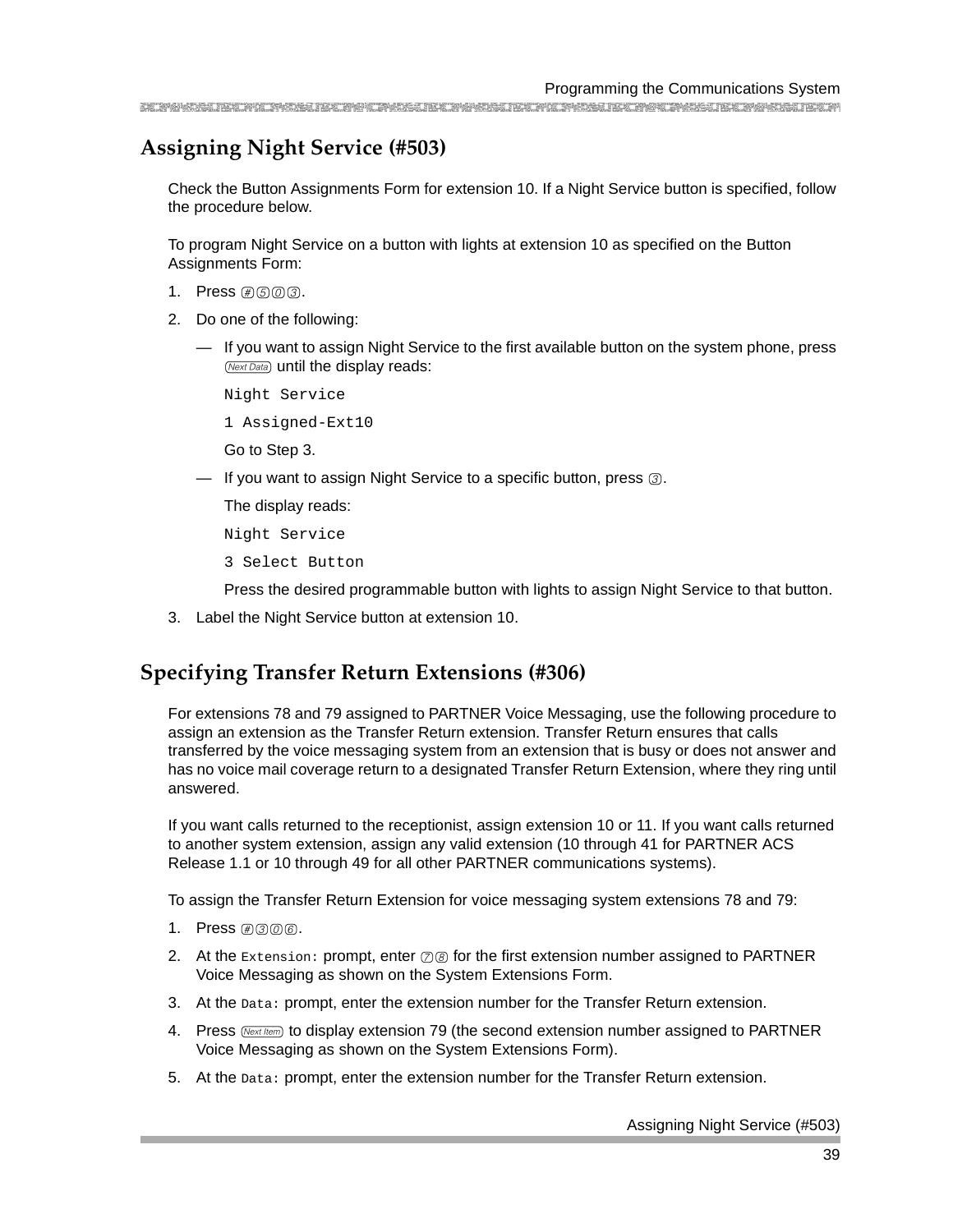## Assigning Night Service (#503)

Check the Button Assignments Form for extension 10. If a Night Service button is specified, follow the procedure below.

To program Night Service on a button with lights at extension 10 as specified on the Button Assignments Form:

1. Press #503.
2. Do one of the following:
   - — If you want to assign Night Service to the first available button on the system phone, press (Next Data) until the display reads:

     `Night Service`

     `1 Assigned-Ext10`

     Go to Step 3.
   - — If you want to assign Night Service to a specific button, press 3.

     The display reads:

     `Night Service`

     `3 Select Button`

     Press the desired programmable button with lights to assign Night Service to that button.
3. Label the Night Service button at extension 10.

## Specifying Transfer Return Extensions (#306)

For extensions 78 and 79 assigned to PARTNER Voice Messaging, use the following procedure to assign an extension as the Transfer Return extension. Transfer Return ensures that calls transferred by the voice messaging system from an extension that is busy or does not answer and has no voice mail coverage return to a designated Transfer Return Extension, where they ring until answered.

If you want calls returned to the receptionist, assign extension 10 or 11. If you want calls returned to another system extension, assign any valid extension (10 through 41 for PARTNER ACS Release 1.1 or 10 through 49 for all other PARTNER communications systems).

To assign the Transfer Return Extension for voice messaging system extensions 78 and 79:

1. Press #306.
2. At the `Extension:` prompt, enter 78 for the first extension number assigned to PARTNER Voice Messaging as shown on the System Extensions Form.
3. At the `Data:` prompt, enter the extension number for the Transfer Return extension.
4. Press (Next Item) to display extension 79 (the second extension number assigned to PARTNER Voice Messaging as shown on the System Extensions Form).
5. At the `Data:` prompt, enter the extension number for the Transfer Return extension.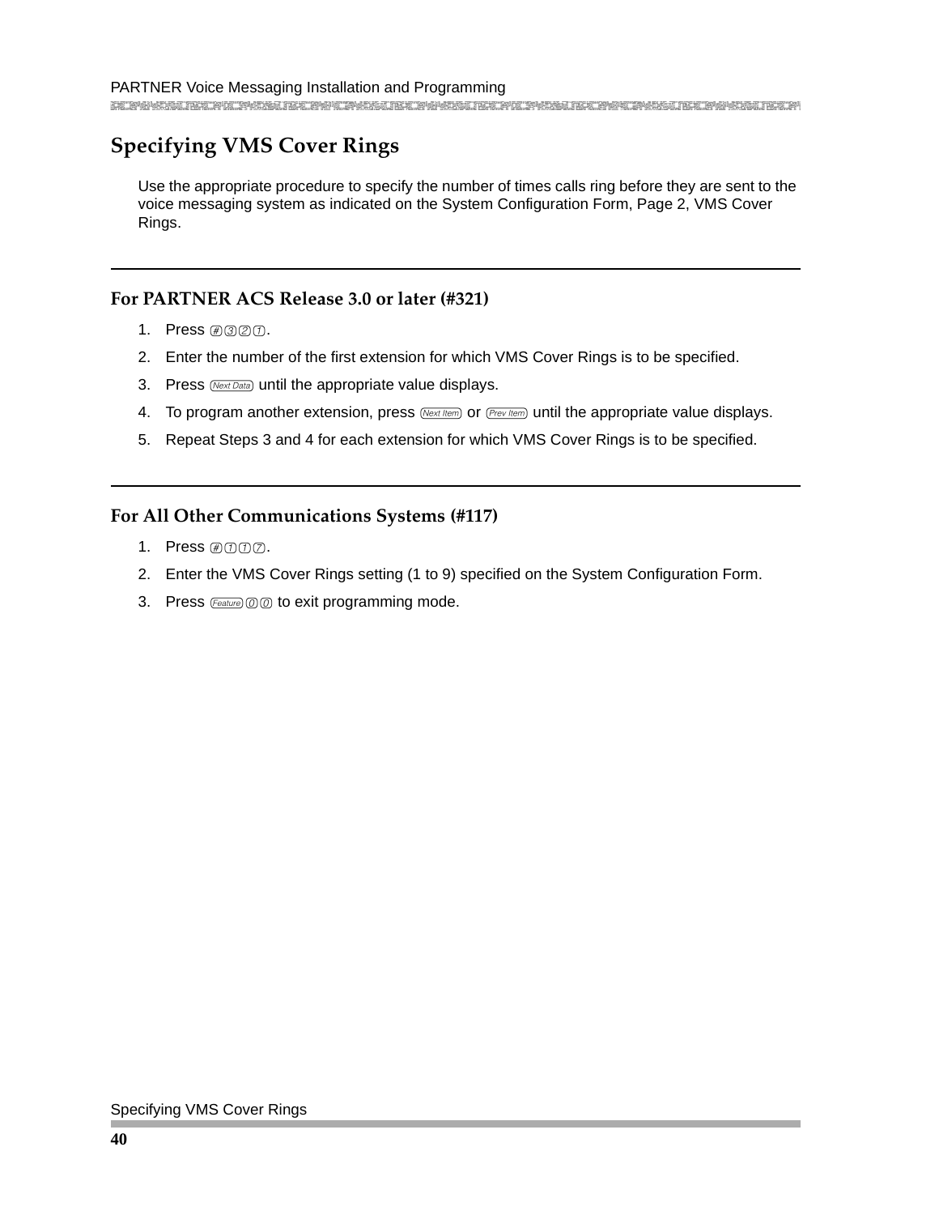# Specifying VMS Cover Rings

Use the appropriate procedure to specify the number of times calls ring before they are sent to the voice messaging system as indicated on the System Configuration Form, Page 2, VMS Cover Rings.

## For PARTNER ACS Release 3.0 or later (#321)

1. Press # 3 2 1.
2. Enter the number of the first extension for which VMS Cover Rings is to be specified.
3. Press Next Data until the appropriate value displays.
4. To program another extension, press Next Item or Prev Item until the appropriate value displays.
5. Repeat Steps 3 and 4 for each extension for which VMS Cover Rings is to be specified.

## For All Other Communications Systems (#117)

1. Press # 1 1 7.
2. Enter the VMS Cover Rings setting (1 to 9) specified on the System Configuration Form.
3. Press Feature 0 0 to exit programming mode.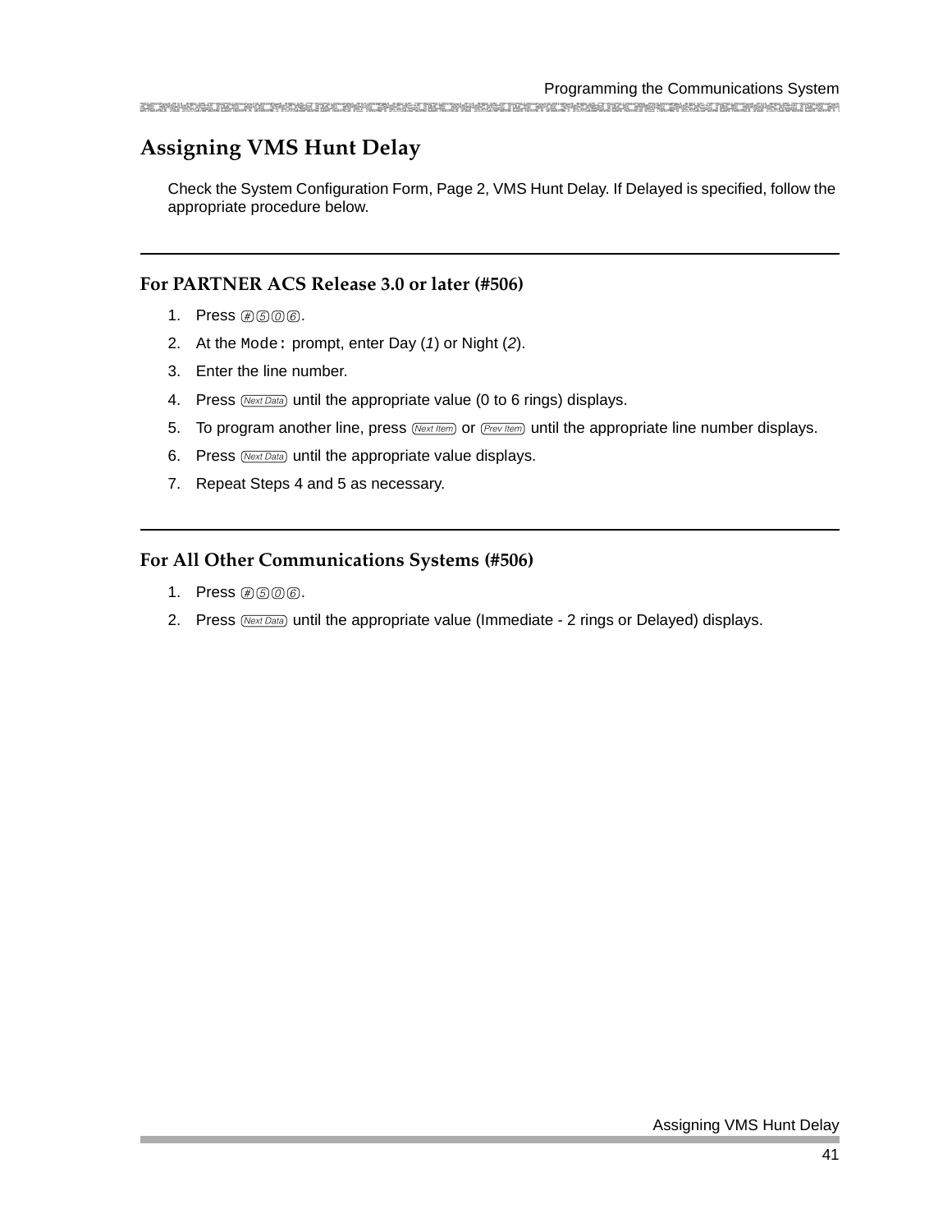## Assigning VMS Hunt Delay

Check the System Configuration Form, Page 2, VMS Hunt Delay. If Delayed is specified, follow the appropriate procedure below.

---

### For PARTNER ACS Release 3.0 or later (#506)

1. Press #506.
2. At the `Mode:` prompt, enter Day (*1*) or Night (*2*).
3. Enter the line number.
4. Press Next Data until the appropriate value (0 to 6 rings) displays.
5. To program another line, press Next Item or Prev Item until the appropriate line number displays.
6. Press Next Data until the appropriate value displays.
7. Repeat Steps 4 and 5 as necessary.

---

### For All Other Communications Systems (#506)

1. Press #506.
2. Press Next Data until the appropriate value (Immediate - 2 rings or Delayed) displays.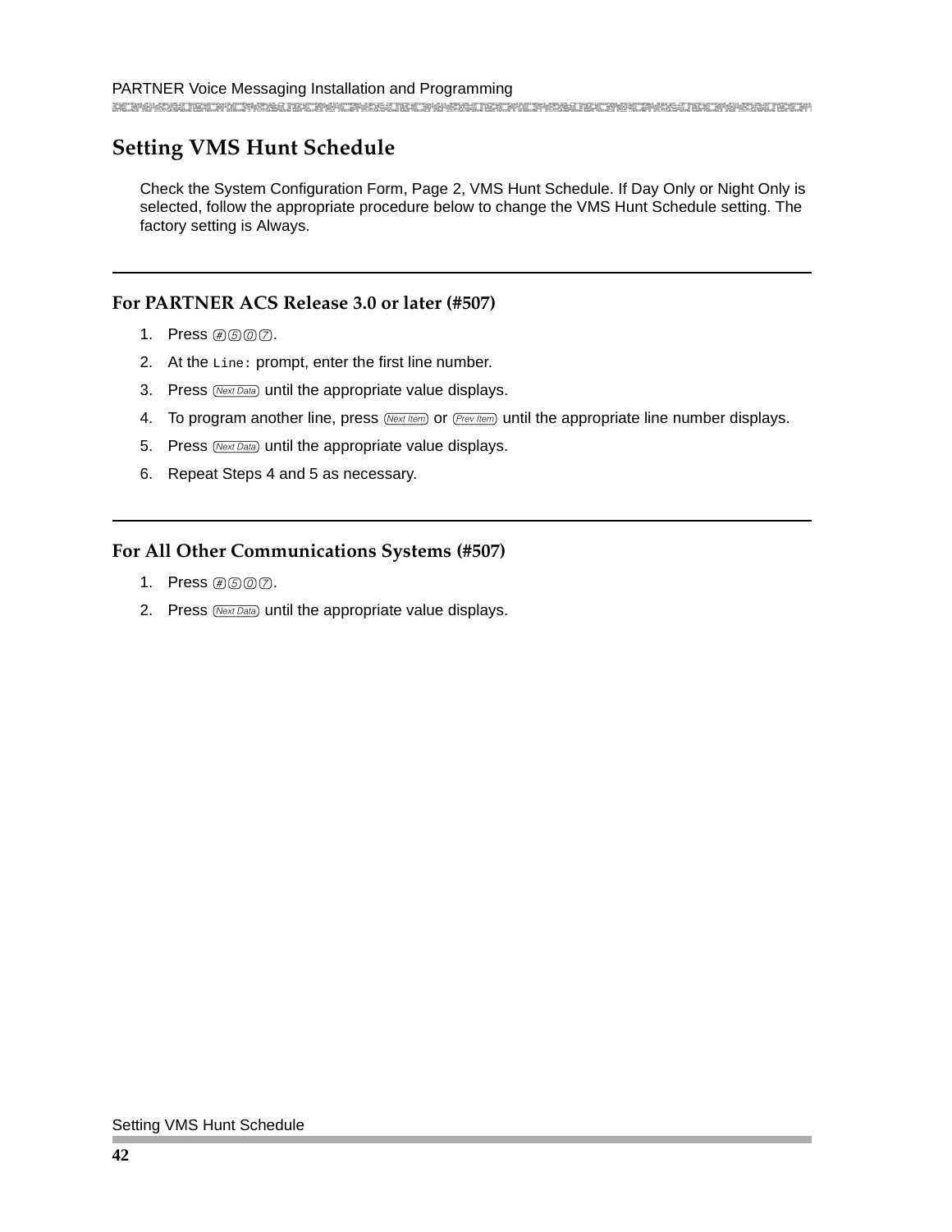## Setting VMS Hunt Schedule

Check the System Configuration Form, Page 2, VMS Hunt Schedule. If Day Only or Night Only is selected, follow the appropriate procedure below to change the VMS Hunt Schedule setting. The factory setting is Always.

### For PARTNER ACS Release 3.0 or later (#507)

1. Press #507.
2. At the `Line:` prompt, enter the first line number.
3. Press (Next Data) until the appropriate value displays.
4. To program another line, press (Next Item) or (Prev Item) until the appropriate line number displays.
5. Press (Next Data) until the appropriate value displays.
6. Repeat Steps 4 and 5 as necessary.

### For All Other Communications Systems (#507)

1. Press #507.
2. Press (Next Data) until the appropriate value displays.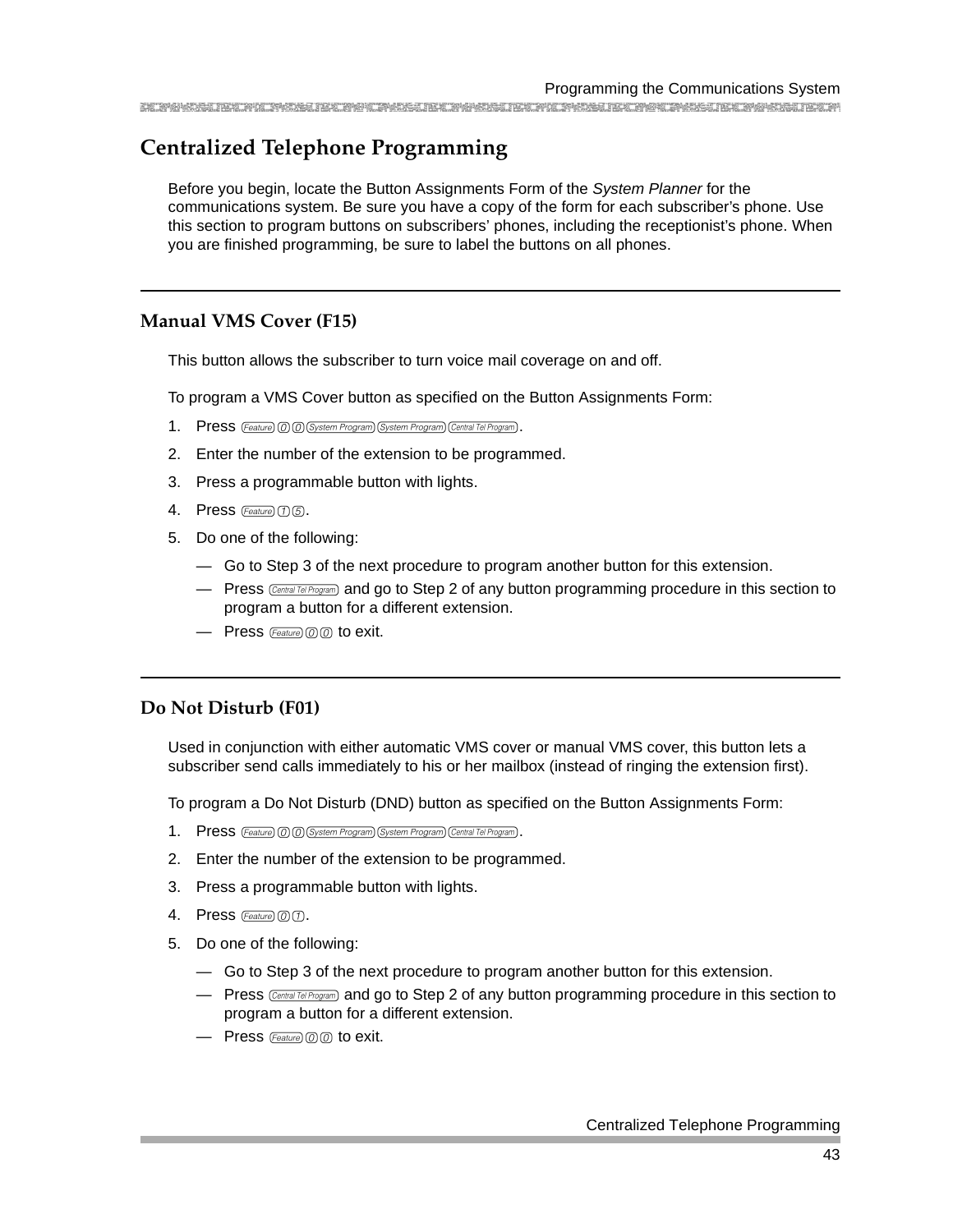# Centralized Telephone Programming

Before you begin, locate the Button Assignments Form of the *System Planner* for the communications system. Be sure you have a copy of the form for each subscriber's phone. Use this section to program buttons on subscribers' phones, including the receptionist's phone. When you are finished programming, be sure to label the buttons on all phones.

---

## Manual VMS Cover (F15)

This button allows the subscriber to turn voice mail coverage on and off.

To program a VMS Cover button as specified on the Button Assignments Form:

1. Press [Feature] [0] [0] [System Program] [System Program] [Central Tel Program].
2. Enter the number of the extension to be programmed.
3. Press a programmable button with lights.
4. Press [Feature] [1] [5].
5. Do one of the following:
   - — Go to Step 3 of the next procedure to program another button for this extension.
   - — Press [Central Tel Program] and go to Step 2 of any button programming procedure in this section to program a button for a different extension.
   - — Press [Feature] [0] [0] to exit.

---

## Do Not Disturb (F01)

Used in conjunction with either automatic VMS cover or manual VMS cover, this button lets a subscriber send calls immediately to his or her mailbox (instead of ringing the extension first).

To program a Do Not Disturb (DND) button as specified on the Button Assignments Form:

1. Press [Feature] [0] [0] [System Program] [System Program] [Central Tel Program].
2. Enter the number of the extension to be programmed.
3. Press a programmable button with lights.
4. Press [Feature] [0] [1].
5. Do one of the following:
   - — Go to Step 3 of the next procedure to program another button for this extension.
   - — Press [Central Tel Program] and go to Step 2 of any button programming procedure in this section to program a button for a different extension.
   - — Press [Feature] [0] [0] to exit.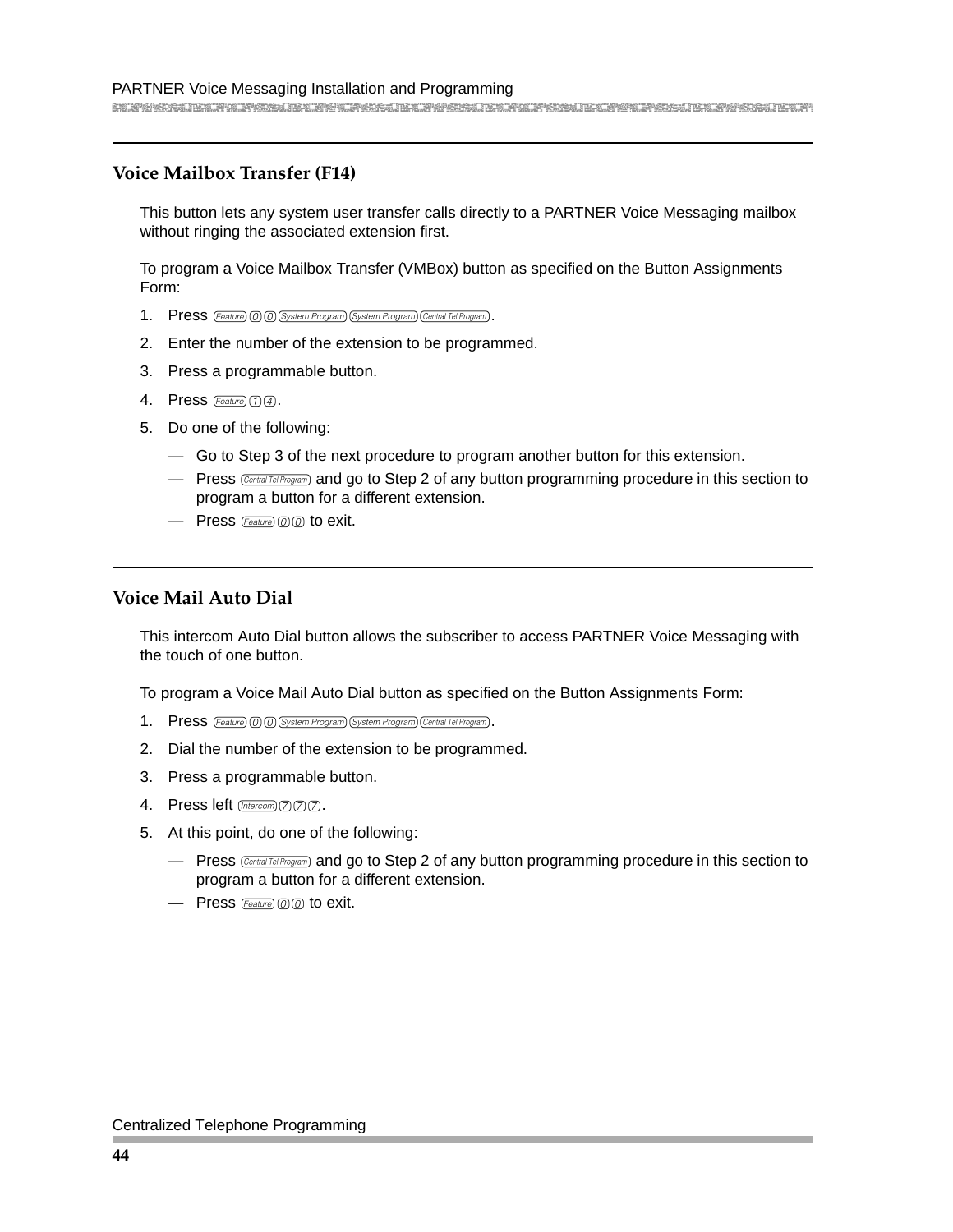## Voice Mailbox Transfer (F14)

This button lets any system user transfer calls directly to a PARTNER Voice Messaging mailbox without ringing the associated extension first.

To program a Voice Mailbox Transfer (VMBox) button as specified on the Button Assignments Form:

1. Press [Feature] [0] [0] [System Program] [System Program] [Central Tel Program].
2. Enter the number of the extension to be programmed.
3. Press a programmable button.
4. Press [Feature] [1] [4].
5. Do one of the following:
   - — Go to Step 3 of the next procedure to program another button for this extension.
   - — Press [Central Tel Program] and go to Step 2 of any button programming procedure in this section to program a button for a different extension.
   - — Press [Feature] [0] [0] to exit.

## Voice Mail Auto Dial

This intercom Auto Dial button allows the subscriber to access PARTNER Voice Messaging with the touch of one button.

To program a Voice Mail Auto Dial button as specified on the Button Assignments Form:

1. Press [Feature] [0] [0] [System Program] [System Program] [Central Tel Program].
2. Dial the number of the extension to be programmed.
3. Press a programmable button.
4. Press left [Intercom] [7] [7] [7].
5. At this point, do one of the following:
   - — Press [Central Tel Program] and go to Step 2 of any button programming procedure in this section to program a button for a different extension.
   - — Press [Feature] [0] [0] to exit.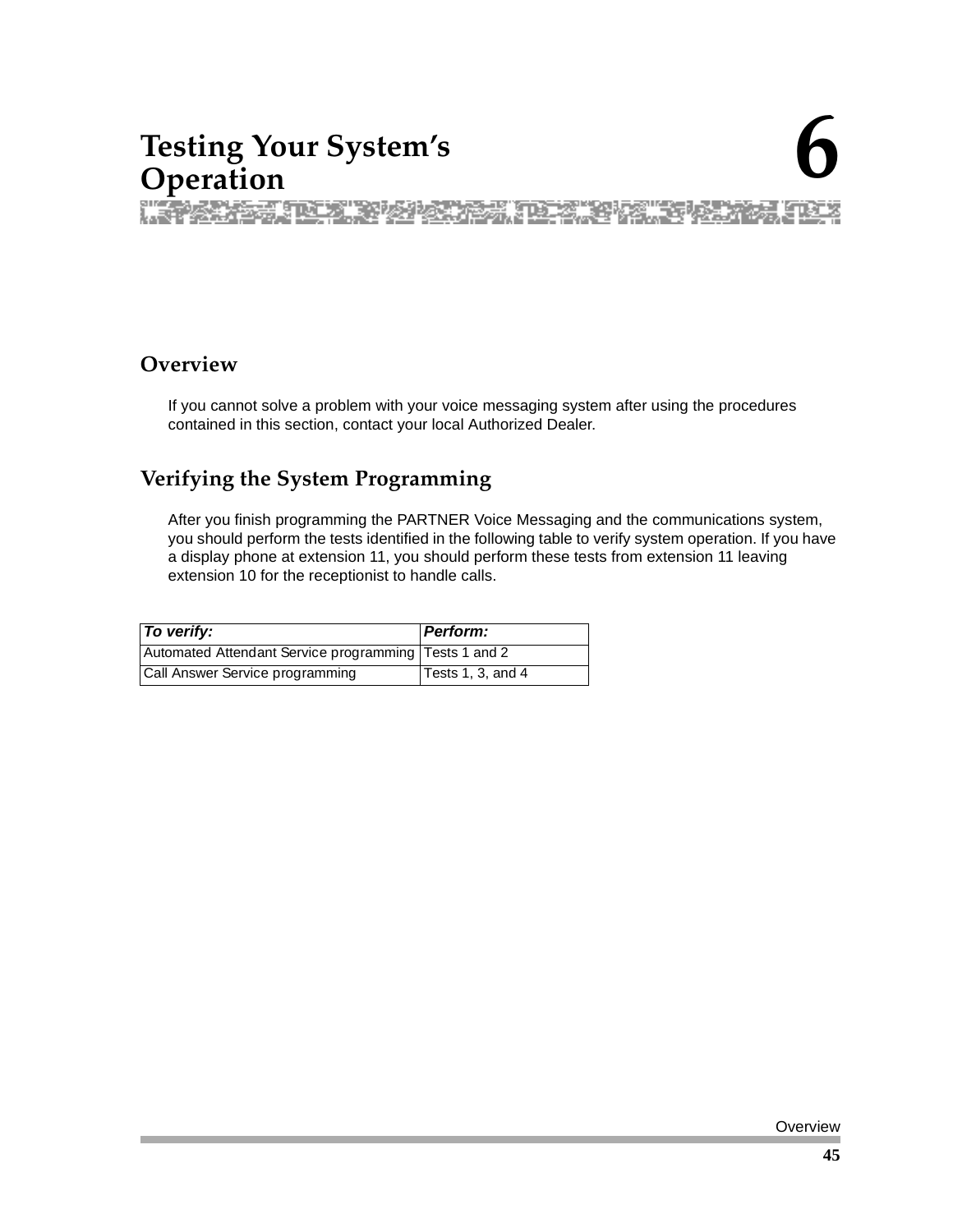# 6 Testing Your System's Operation

## Overview

If you cannot solve a problem with your voice messaging system after using the procedures contained in this section, contact your local Authorized Dealer.

## Verifying the System Programming

After you finish programming the PARTNER Voice Messaging and the communications system, you should perform the tests identified in the following table to verify system operation. If you have a display phone at extension 11, you should perform these tests from extension 11 leaving extension 10 for the receptionist to handle calls.

| *To verify:* | *Perform:* |
|---|---|
| Automated Attendant Service programming | Tests 1 and 2 |
| Call Answer Service programming | Tests 1, 3, and 4 |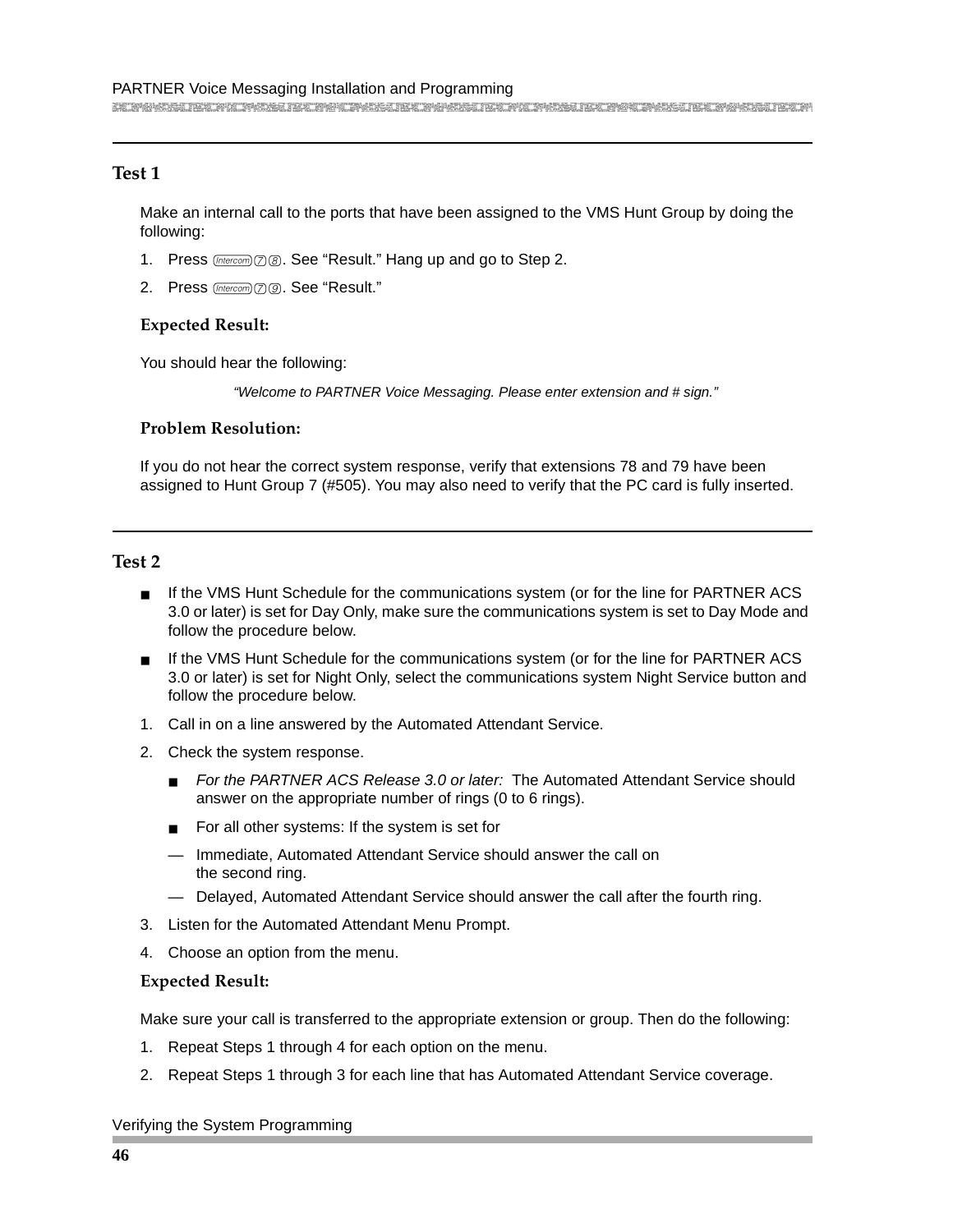## Test 1

Make an internal call to the ports that have been assigned to the VMS Hunt Group by doing the following:

1. Press [Intercom] [7] [8]. See "Result." Hang up and go to Step 2.
2. Press [Intercom] [7] [9]. See "Result."

### Expected Result:

You should hear the following:

*"Welcome to PARTNER Voice Messaging. Please enter extension and # sign."*

### Problem Resolution:

If you do not hear the correct system response, verify that extensions 78 and 79 have been assigned to Hunt Group 7 (#505). You may also need to verify that the PC card is fully inserted.

## Test 2

- If the VMS Hunt Schedule for the communications system (or for the line for PARTNER ACS 3.0 or later) is set for Day Only, make sure the communications system is set to Day Mode and follow the procedure below.
- If the VMS Hunt Schedule for the communications system (or for the line for PARTNER ACS 3.0 or later) is set for Night Only, select the communications system Night Service button and follow the procedure below.

1. Call in on a line answered by the Automated Attendant Service.
2. Check the system response.
   - *For the PARTNER ACS Release 3.0 or later:* The Automated Attendant Service should answer on the appropriate number of rings (0 to 6 rings).
   - For all other systems: If the system is set for
     - Immediate, Automated Attendant Service should answer the call on the second ring.
     - Delayed, Automated Attendant Service should answer the call after the fourth ring.
3. Listen for the Automated Attendant Menu Prompt.
4. Choose an option from the menu.

### Expected Result:

Make sure your call is transferred to the appropriate extension or group. Then do the following:

1. Repeat Steps 1 through 4 for each option on the menu.
2. Repeat Steps 1 through 3 for each line that has Automated Attendant Service coverage.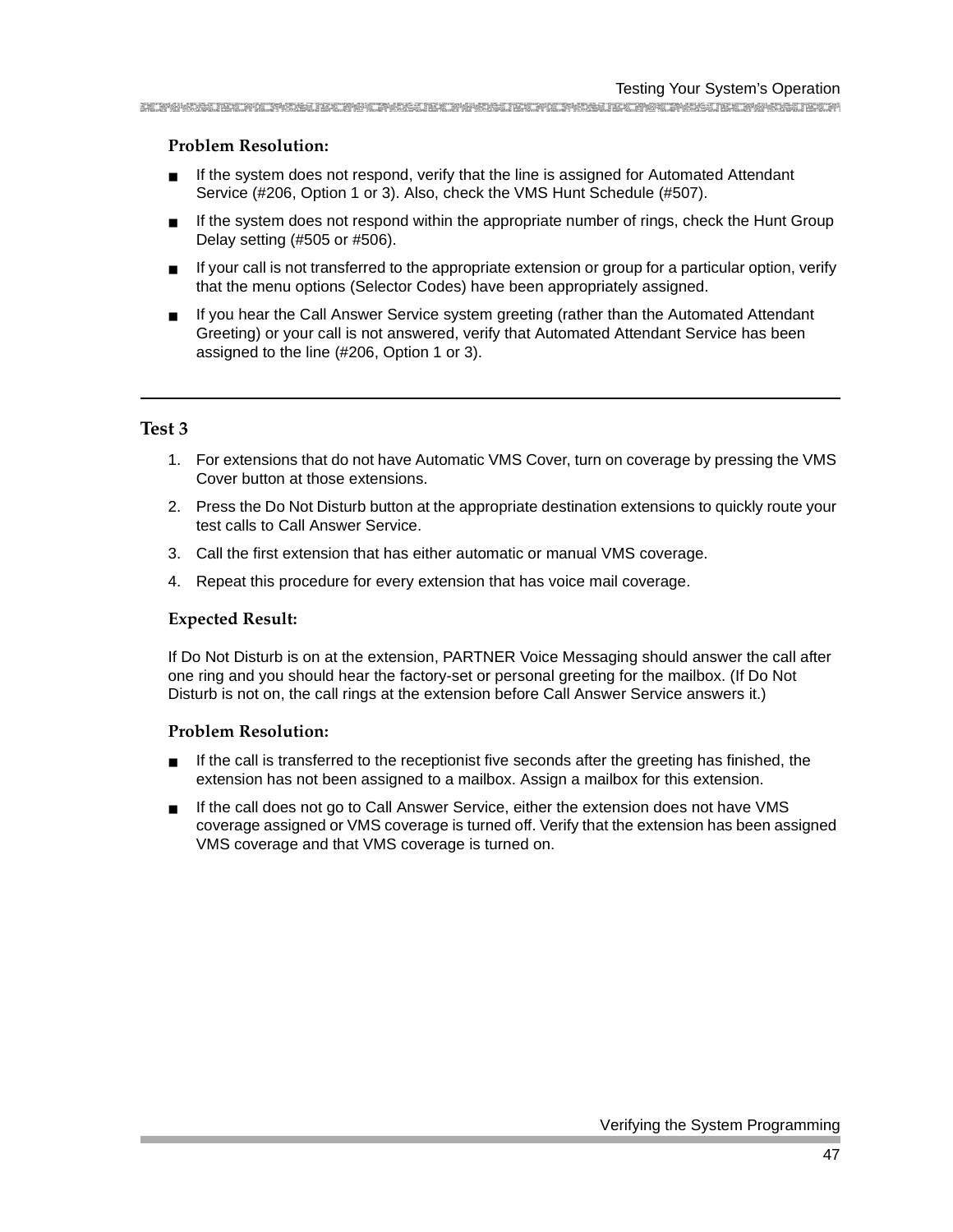### Problem Resolution:

- If the system does not respond, verify that the line is assigned for Automated Attendant Service (#206, Option 1 or 3). Also, check the VMS Hunt Schedule (#507).
- If the system does not respond within the appropriate number of rings, check the Hunt Group Delay setting (#505 or #506).
- If your call is not transferred to the appropriate extension or group for a particular option, verify that the menu options (Selector Codes) have been appropriately assigned.
- If you hear the Call Answer Service system greeting (rather than the Automated Attendant Greeting) or your call is not answered, verify that Automated Attendant Service has been assigned to the line (#206, Option 1 or 3).

---

## Test 3

1. For extensions that do not have Automatic VMS Cover, turn on coverage by pressing the VMS Cover button at those extensions.
2. Press the Do Not Disturb button at the appropriate destination extensions to quickly route your test calls to Call Answer Service.
3. Call the first extension that has either automatic or manual VMS coverage.
4. Repeat this procedure for every extension that has voice mail coverage.

### Expected Result:

If Do Not Disturb is on at the extension, PARTNER Voice Messaging should answer the call after one ring and you should hear the factory-set or personal greeting for the mailbox. (If Do Not Disturb is not on, the call rings at the extension before Call Answer Service answers it.)

### Problem Resolution:

- If the call is transferred to the receptionist five seconds after the greeting has finished, the extension has not been assigned to a mailbox. Assign a mailbox for this extension.
- If the call does not go to Call Answer Service, either the extension does not have VMS coverage assigned or VMS coverage is turned off. Verify that the extension has been assigned VMS coverage and that VMS coverage is turned on.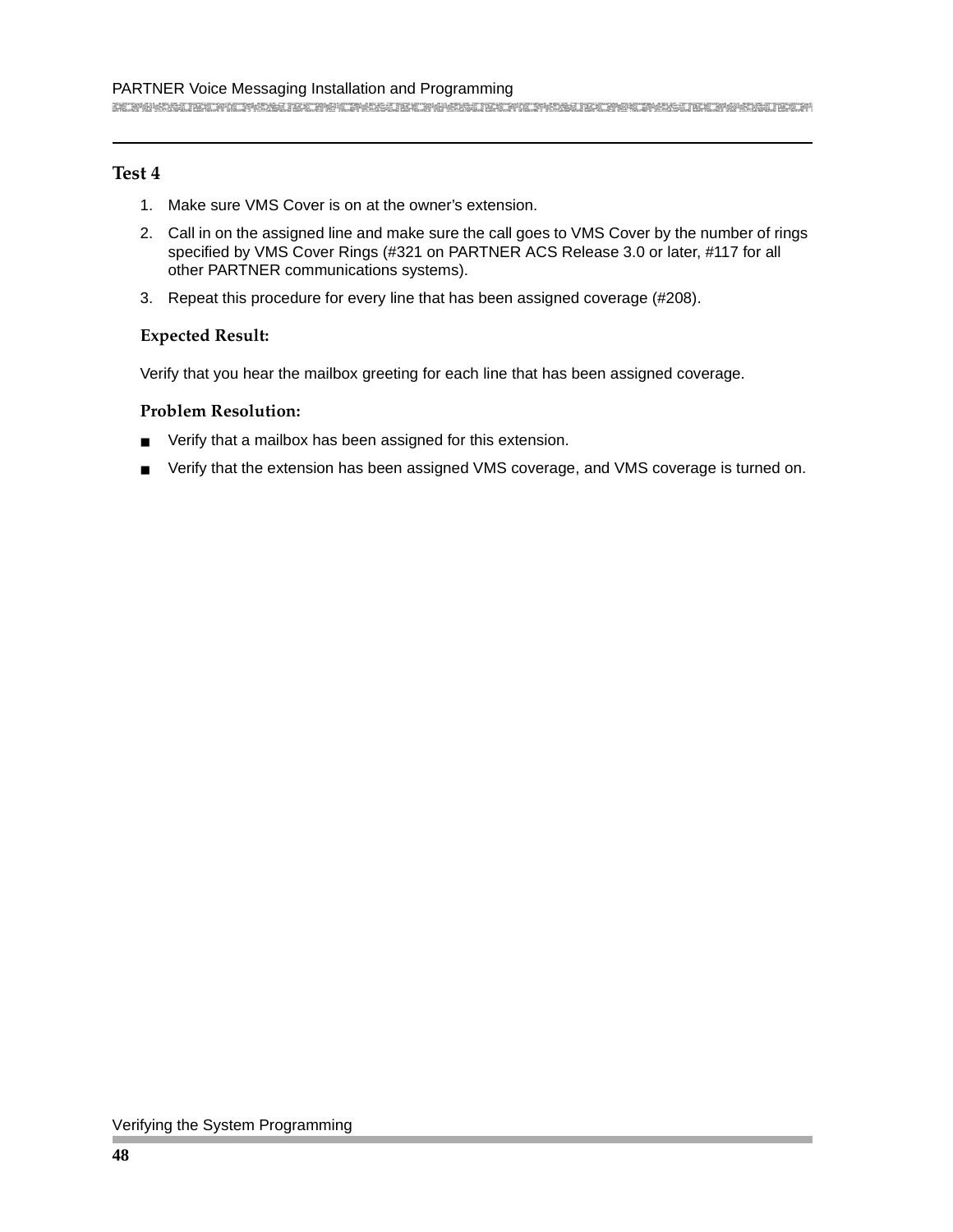## Test 4

1. Make sure VMS Cover is on at the owner's extension.
2. Call in on the assigned line and make sure the call goes to VMS Cover by the number of rings specified by VMS Cover Rings (#321 on PARTNER ACS Release 3.0 or later, #117 for all other PARTNER communications systems).
3. Repeat this procedure for every line that has been assigned coverage (#208).

### Expected Result:

Verify that you hear the mailbox greeting for each line that has been assigned coverage.

### Problem Resolution:

- Verify that a mailbox has been assigned for this extension.
- Verify that the extension has been assigned VMS coverage, and VMS coverage is turned on.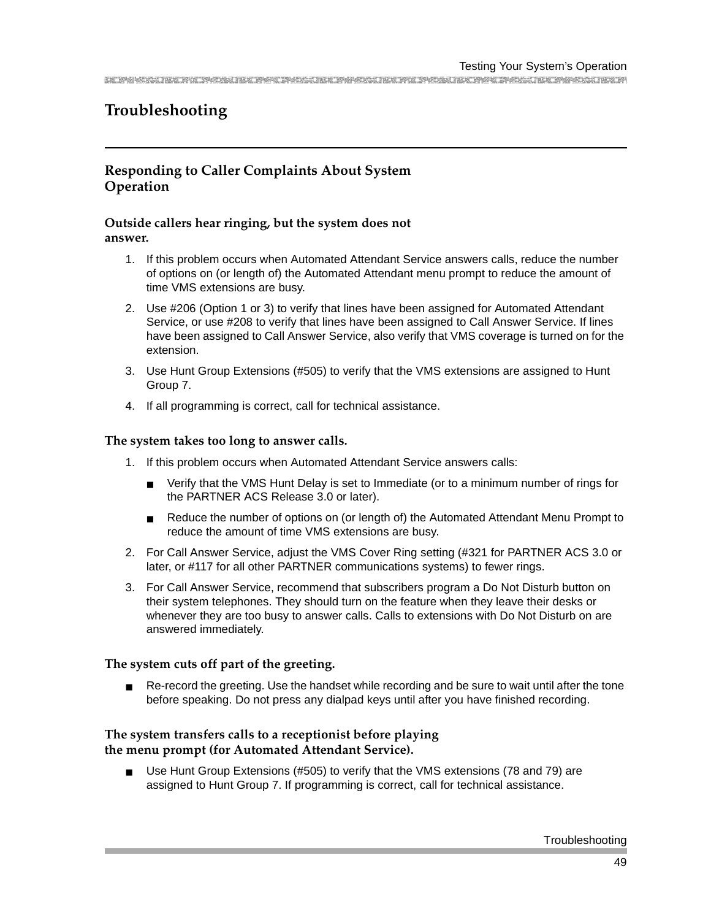# Troubleshooting

## Responding to Caller Complaints About System Operation

### Outside callers hear ringing, but the system does not answer.

1. If this problem occurs when Automated Attendant Service answers calls, reduce the number of options on (or length of) the Automated Attendant menu prompt to reduce the amount of time VMS extensions are busy.
2. Use #206 (Option 1 or 3) to verify that lines have been assigned for Automated Attendant Service, or use #208 to verify that lines have been assigned to Call Answer Service. If lines have been assigned to Call Answer Service, also verify that VMS coverage is turned on for the extension.
3. Use Hunt Group Extensions (#505) to verify that the VMS extensions are assigned to Hunt Group 7.
4. If all programming is correct, call for technical assistance.

### The system takes too long to answer calls.

1. If this problem occurs when Automated Attendant Service answers calls:
   - Verify that the VMS Hunt Delay is set to Immediate (or to a minimum number of rings for the PARTNER ACS Release 3.0 or later).
   - Reduce the number of options on (or length of) the Automated Attendant Menu Prompt to reduce the amount of time VMS extensions are busy.
2. For Call Answer Service, adjust the VMS Cover Ring setting (#321 for PARTNER ACS 3.0 or later, or #117 for all other PARTNER communications systems) to fewer rings.
3. For Call Answer Service, recommend that subscribers program a Do Not Disturb button on their system telephones. They should turn on the feature when they leave their desks or whenever they are too busy to answer calls. Calls to extensions with Do Not Disturb on are answered immediately.

### The system cuts off part of the greeting.

- Re-record the greeting. Use the handset while recording and be sure to wait until after the tone before speaking. Do not press any dialpad keys until after you have finished recording.

### The system transfers calls to a receptionist before playing the menu prompt (for Automated Attendant Service).

- Use Hunt Group Extensions (#505) to verify that the VMS extensions (78 and 79) are assigned to Hunt Group 7. If programming is correct, call for technical assistance.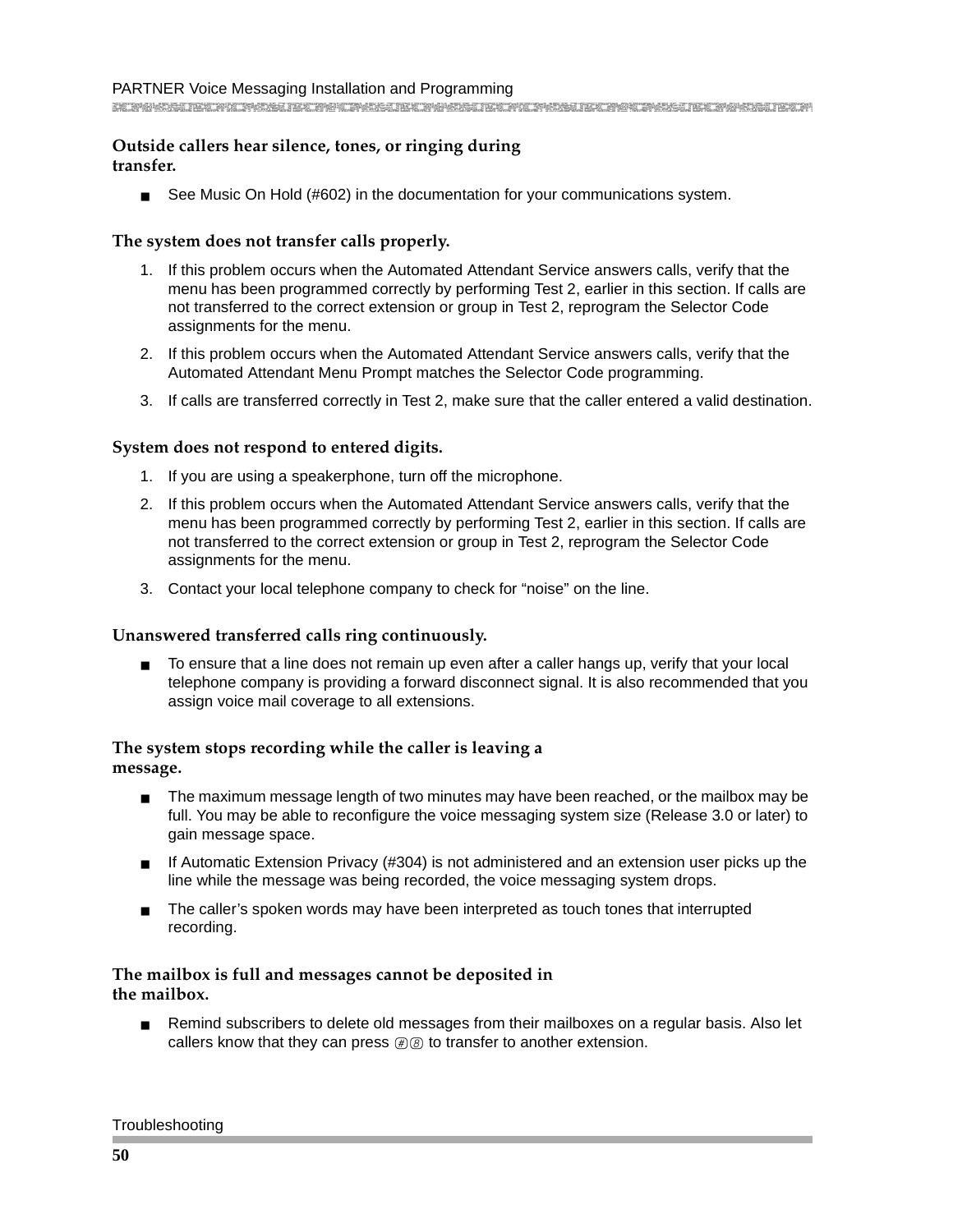### Outside callers hear silence, tones, or ringing during transfer.

- See Music On Hold (#602) in the documentation for your communications system.

### The system does not transfer calls properly.

1. If this problem occurs when the Automated Attendant Service answers calls, verify that the menu has been programmed correctly by performing Test 2, earlier in this section. If calls are not transferred to the correct extension or group in Test 2, reprogram the Selector Code assignments for the menu.
2. If this problem occurs when the Automated Attendant Service answers calls, verify that the Automated Attendant Menu Prompt matches the Selector Code programming.
3. If calls are transferred correctly in Test 2, make sure that the caller entered a valid destination.

### System does not respond to entered digits.

1. If you are using a speakerphone, turn off the microphone.
2. If this problem occurs when the Automated Attendant Service answers calls, verify that the menu has been programmed correctly by performing Test 2, earlier in this section. If calls are not transferred to the correct extension or group in Test 2, reprogram the Selector Code assignments for the menu.
3. Contact your local telephone company to check for “noise” on the line.

### Unanswered transferred calls ring continuously.

- To ensure that a line does not remain up even after a caller hangs up, verify that your local telephone company is providing a forward disconnect signal. It is also recommended that you assign voice mail coverage to all extensions.

### The system stops recording while the caller is leaving a message.

- The maximum message length of two minutes may have been reached, or the mailbox may be full. You may be able to reconfigure the voice messaging system size (Release 3.0 or later) to gain message space.
- If Automatic Extension Privacy (#304) is not administered and an extension user picks up the line while the message was being recorded, the voice messaging system drops.
- The caller’s spoken words may have been interpreted as touch tones that interrupted recording.

### The mailbox is full and messages cannot be deposited in the mailbox.

- Remind subscribers to delete old messages from their mailboxes on a regular basis. Also let callers know that they can press #8 to transfer to another extension.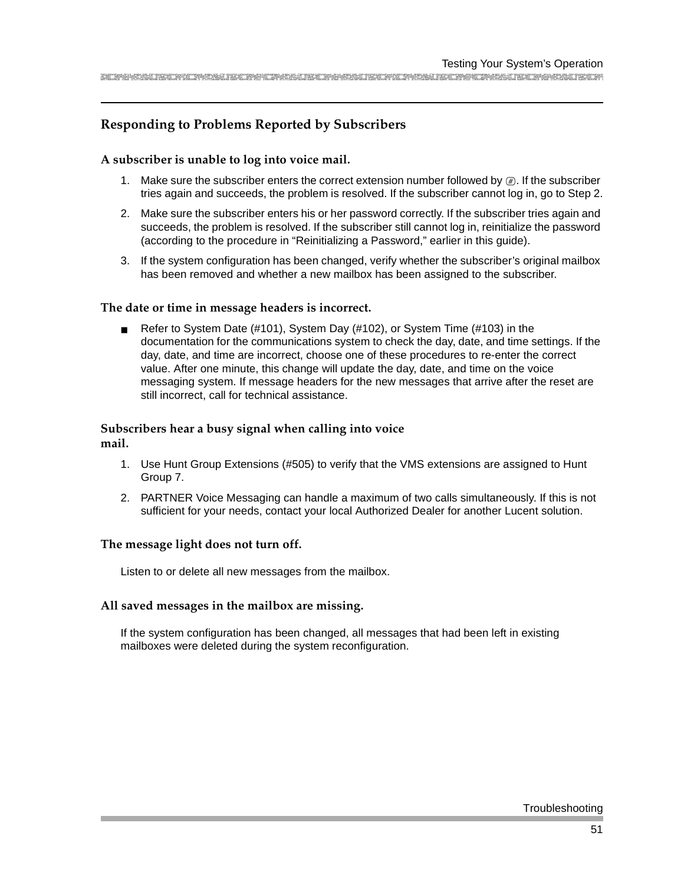## Responding to Problems Reported by Subscribers

### A subscriber is unable to log into voice mail.

1. Make sure the subscriber enters the correct extension number followed by #. If the subscriber tries again and succeeds, the problem is resolved. If the subscriber cannot log in, go to Step 2.
2. Make sure the subscriber enters his or her password correctly. If the subscriber tries again and succeeds, the problem is resolved. If the subscriber still cannot log in, reinitialize the password (according to the procedure in "Reinitializing a Password," earlier in this guide).
3. If the system configuration has been changed, verify whether the subscriber's original mailbox has been removed and whether a new mailbox has been assigned to the subscriber.

### The date or time in message headers is incorrect.

- Refer to System Date (#101), System Day (#102), or System Time (#103) in the documentation for the communications system to check the day, date, and time settings. If the day, date, and time are incorrect, choose one of these procedures to re-enter the correct value. After one minute, this change will update the day, date, and time on the voice messaging system. If message headers for the new messages that arrive after the reset are still incorrect, call for technical assistance.

### Subscribers hear a busy signal when calling into voice mail.

1. Use Hunt Group Extensions (#505) to verify that the VMS extensions are assigned to Hunt Group 7.
2. PARTNER Voice Messaging can handle a maximum of two calls simultaneously. If this is not sufficient for your needs, contact your local Authorized Dealer for another Lucent solution.

### The message light does not turn off.

Listen to or delete all new messages from the mailbox.

### All saved messages in the mailbox are missing.

If the system configuration has been changed, all messages that had been left in existing mailboxes were deleted during the system reconfiguration.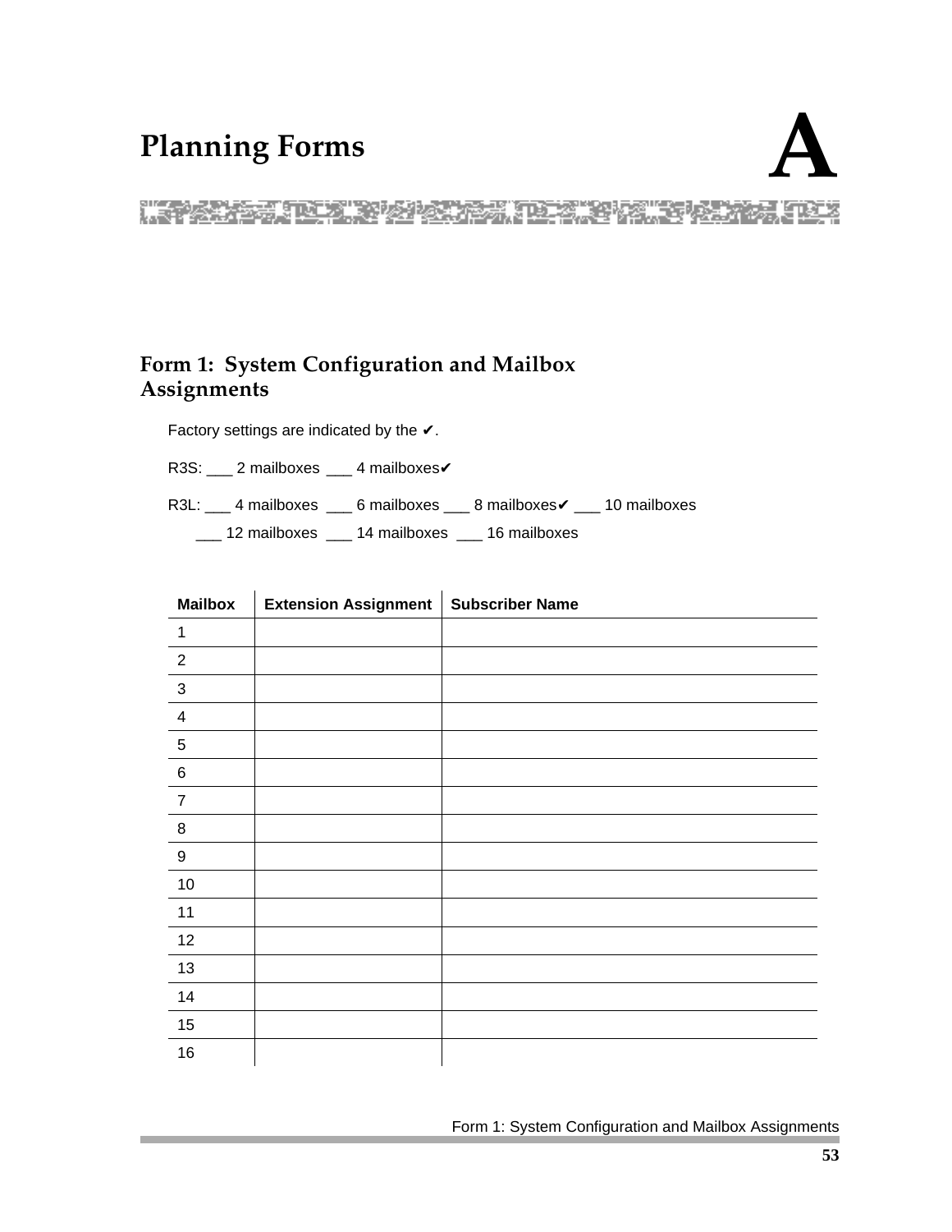# Planning Forms

# A

## Form 1: System Configuration and Mailbox Assignments

Factory settings are indicated by the ✔.

R3S: ___ 2 mailboxes ___ 4 mailboxes✔

R3L: ___ 4 mailboxes ___ 6 mailboxes ___ 8 mailboxes✔ ___ 10 mailboxes
___ 12 mailboxes ___ 14 mailboxes ___ 16 mailboxes

| Mailbox | Extension Assignment | Subscriber Name |
|---|---|---|
| 1 | | |
| 2 | | |
| 3 | | |
| 4 | | |
| 5 | | |
| 6 | | |
| 7 | | |
| 8 | | |
| 9 | | |
| 10 | | |
| 11 | | |
| 12 | | |
| 13 | | |
| 14 | | |
| 15 | | |
| 16 | | |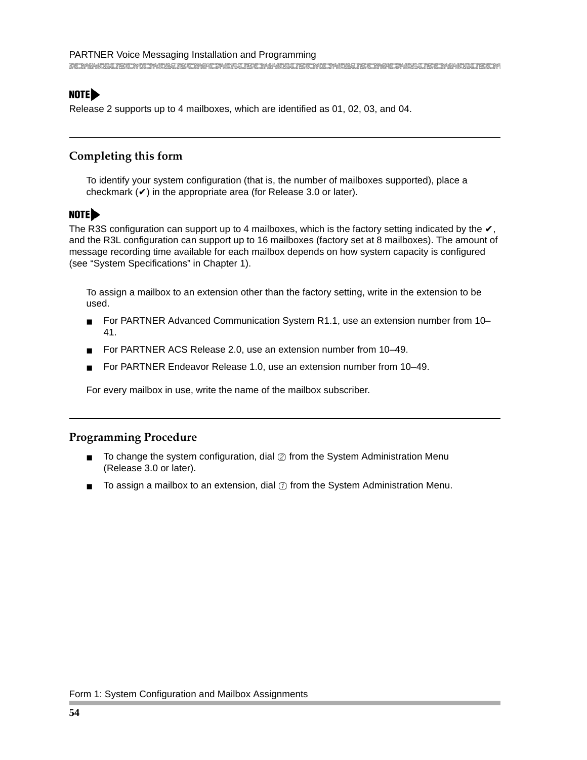**NOTE**

Release 2 supports up to 4 mailboxes, which are identified as 01, 02, 03, and 04.

## Completing this form

To identify your system configuration (that is, the number of mailboxes supported), place a checkmark (✔) in the appropriate area (for Release 3.0 or later).

**NOTE**

The R3S configuration can support up to 4 mailboxes, which is the factory setting indicated by the ✔, and the R3L configuration can support up to 16 mailboxes (factory set at 8 mailboxes). The amount of message recording time available for each mailbox depends on how system capacity is configured (see “System Specifications” in Chapter 1).

To assign a mailbox to an extension other than the factory setting, write in the extension to be used.

- For PARTNER Advanced Communication System R1.1, use an extension number from 10–41.
- For PARTNER ACS Release 2.0, use an extension number from 10–49.
- For PARTNER Endeavor Release 1.0, use an extension number from 10–49.

For every mailbox in use, write the name of the mailbox subscriber.

## Programming Procedure

- To change the system configuration, dial ② from the System Administration Menu (Release 3.0 or later).
- To assign a mailbox to an extension, dial ① from the System Administration Menu.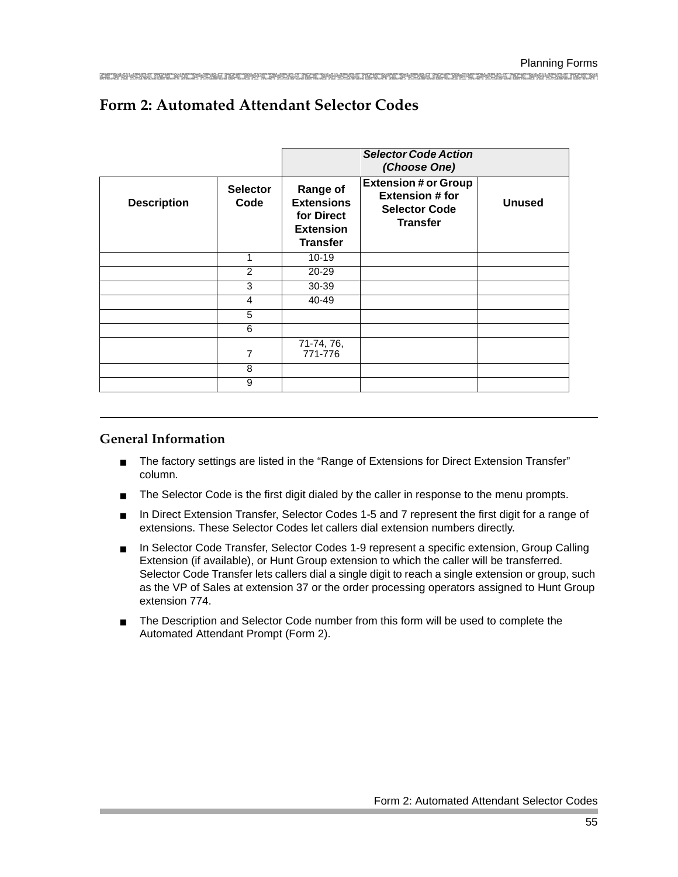## Form 2: Automated Attendant Selector Codes

| | | Selector Code Action (Choose One) | | |
|---|---|---|---|---|
| **Description** | **Selector Code** | **Range of Extensions for Direct Extension Transfer** | **Extension # or Group Extension # for Selector Code Transfer** | **Unused** |
| | 1 | 10-19 | | |
| | 2 | 20-29 | | |
| | 3 | 30-39 | | |
| | 4 | 40-49 | | |
| | 5 | | | |
| | 6 | | | |
| | 7 | 71-74, 76, 771-776 | | |
| | 8 | | | |
| | 9 | | | |

### General Information

- The factory settings are listed in the “Range of Extensions for Direct Extension Transfer” column.
- The Selector Code is the first digit dialed by the caller in response to the menu prompts.
- In Direct Extension Transfer, Selector Codes 1-5 and 7 represent the first digit for a range of extensions. These Selector Codes let callers dial extension numbers directly.
- In Selector Code Transfer, Selector Codes 1-9 represent a specific extension, Group Calling Extension (if available), or Hunt Group extension to which the caller will be transferred. Selector Code Transfer lets callers dial a single digit to reach a single extension or group, such as the VP of Sales at extension 37 or the order processing operators assigned to Hunt Group extension 774.
- The Description and Selector Code number from this form will be used to complete the Automated Attendant Prompt (Form 2).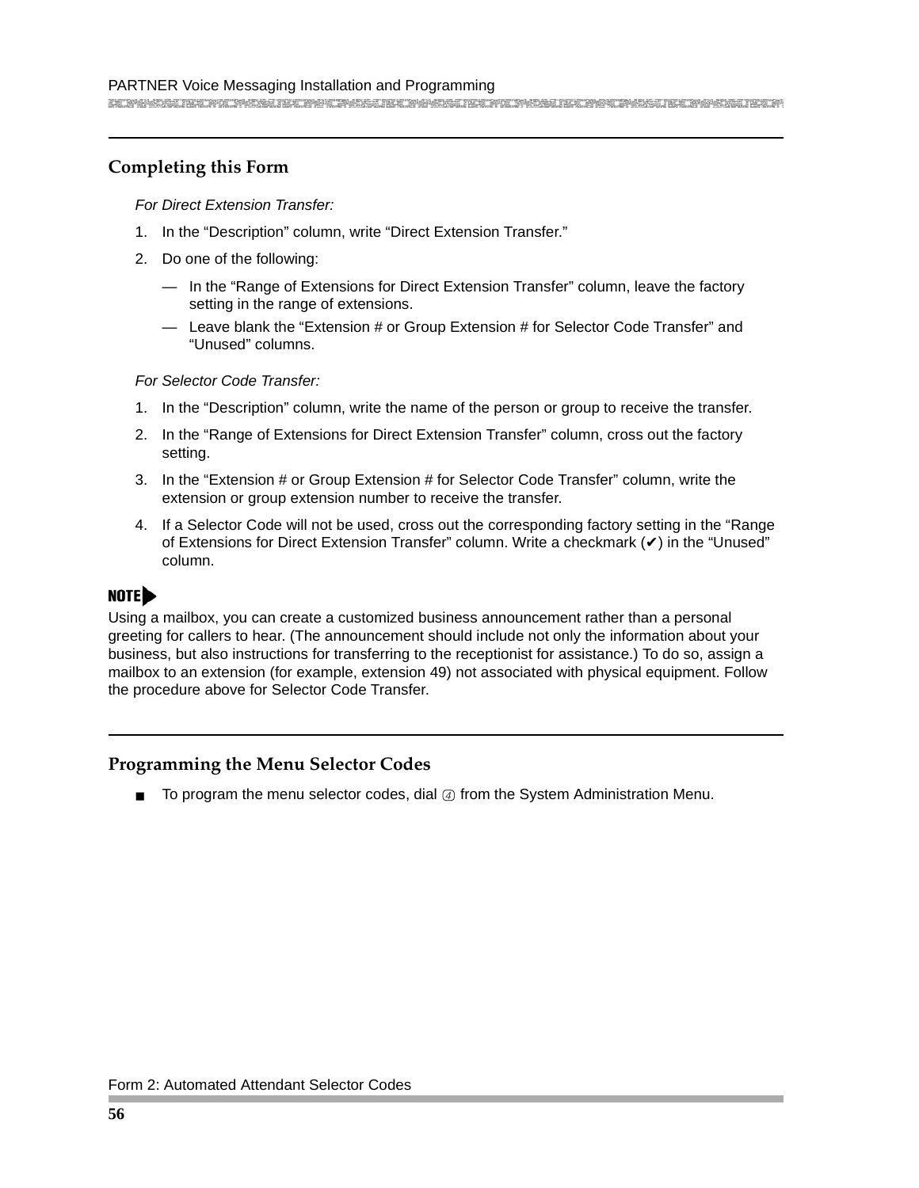## Completing this Form

*For Direct Extension Transfer:*

1. In the “Description” column, write “Direct Extension Transfer.”
2. Do one of the following:
   — In the “Range of Extensions for Direct Extension Transfer” column, leave the factory setting in the range of extensions.
   — Leave blank the “Extension # or Group Extension # for Selector Code Transfer” and “Unused” columns.

*For Selector Code Transfer:*

1. In the “Description” column, write the name of the person or group to receive the transfer.
2. In the “Range of Extensions for Direct Extension Transfer” column, cross out the factory setting.
3. In the “Extension # or Group Extension # for Selector Code Transfer” column, write the extension or group extension number to receive the transfer.
4. If a Selector Code will not be used, cross out the corresponding factory setting in the “Range of Extensions for Direct Extension Transfer” column. Write a checkmark (✔) in the “Unused” column.

**NOTE**

Using a mailbox, you can create a customized business announcement rather than a personal greeting for callers to hear. (The announcement should include not only the information about your business, but also instructions for transferring to the receptionist for assistance.) To do so, assign a mailbox to an extension (for example, extension 49) not associated with physical equipment. Follow the procedure above for Selector Code Transfer.

## Programming the Menu Selector Codes

- To program the menu selector codes, dial ④ from the System Administration Menu.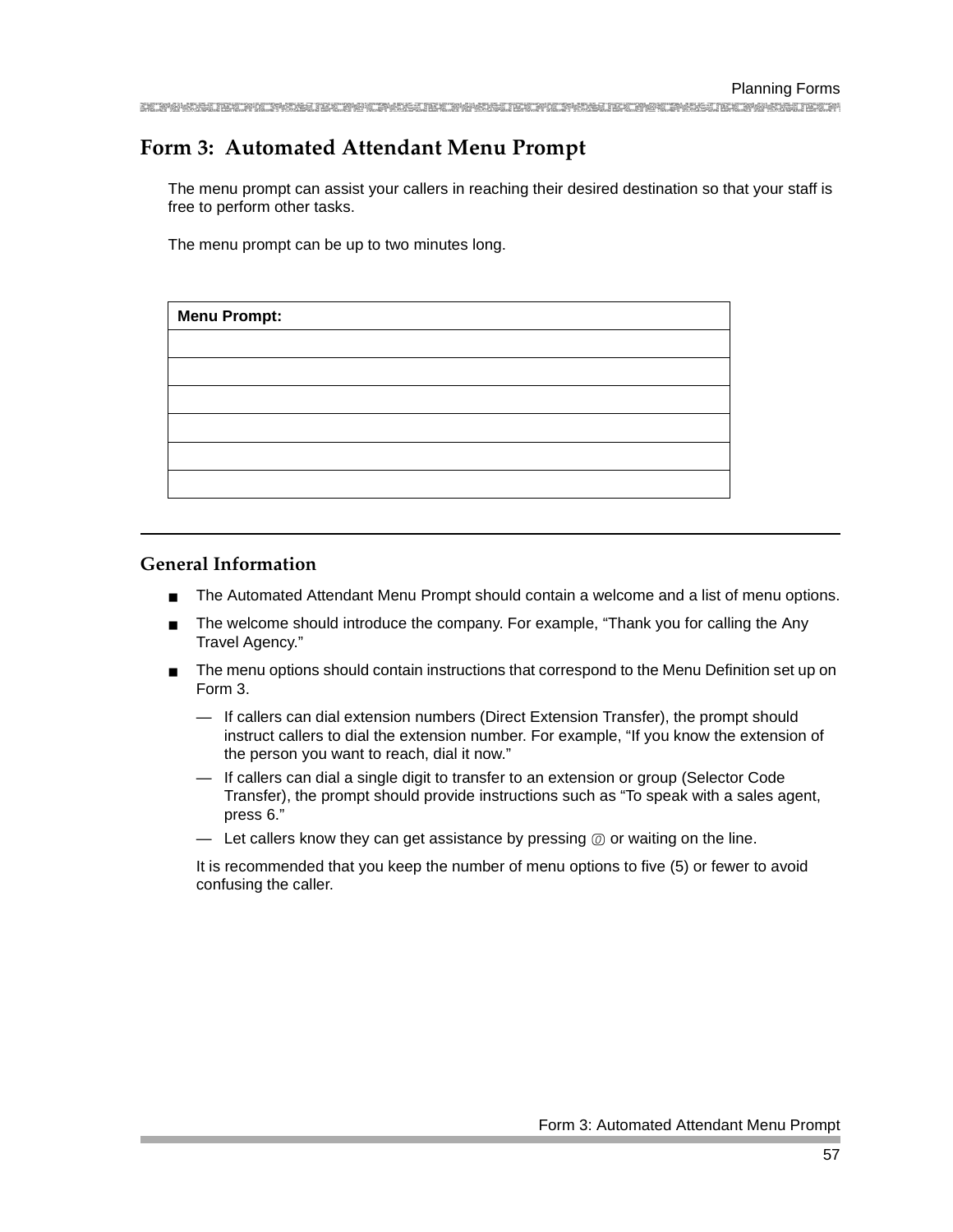## Form 3: Automated Attendant Menu Prompt

The menu prompt can assist your callers in reaching their desired destination so that your staff is free to perform other tasks.

The menu prompt can be up to two minutes long.

| Menu Prompt: |
| --- |
| |
| |
| |
| |
| |
| |

## General Information

- The Automated Attendant Menu Prompt should contain a welcome and a list of menu options.
- The welcome should introduce the company. For example, "Thank you for calling the Any Travel Agency."
- The menu options should contain instructions that correspond to the Menu Definition set up on Form 3.
  - — If callers can dial extension numbers (Direct Extension Transfer), the prompt should instruct callers to dial the extension number. For example, "If you know the extension of the person you want to reach, dial it now."
  - — If callers can dial a single digit to transfer to an extension or group (Selector Code Transfer), the prompt should provide instructions such as "To speak with a sales agent, press 6."
  - — Let callers know they can get assistance by pressing 0 or waiting on the line.

  It is recommended that you keep the number of menu options to five (5) or fewer to avoid confusing the caller.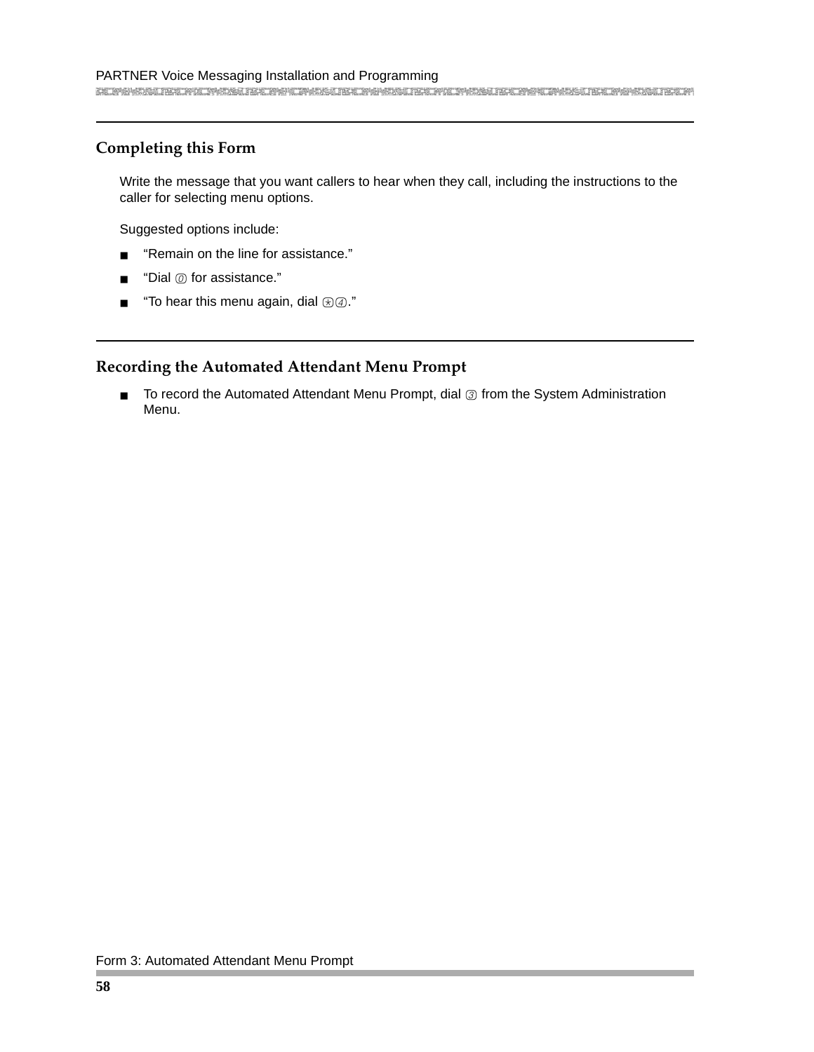## Completing this Form

Write the message that you want callers to hear when they call, including the instructions to the caller for selecting menu options.

Suggested options include:

- “Remain on the line for assistance.”
- “Dial 0 for assistance.”
- “To hear this menu again, dial *4.”

## Recording the Automated Attendant Menu Prompt

- To record the Automated Attendant Menu Prompt, dial 3 from the System Administration Menu.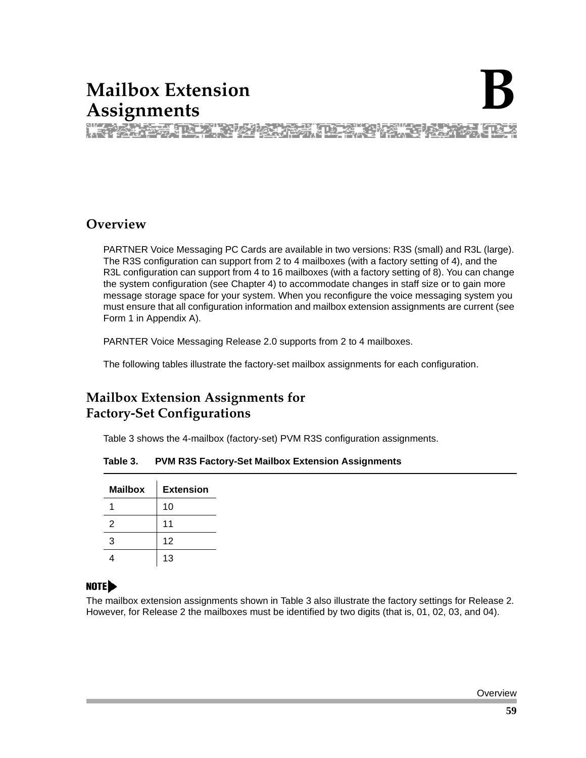# Mailbox Extension Assignments

# B

## Overview

PARTNER Voice Messaging PC Cards are available in two versions: R3S (small) and R3L (large). The R3S configuration can support from 2 to 4 mailboxes (with a factory setting of 4), and the R3L configuration can support from 4 to 16 mailboxes (with a factory setting of 8). You can change the system configuration (see Chapter 4) to accommodate changes in staff size or to gain more message storage space for your system. When you reconfigure the voice messaging system you must ensure that all configuration information and mailbox extension assignments are current (see Form 1 in Appendix A).

PARNTER Voice Messaging Release 2.0 supports from 2 to 4 mailboxes.

The following tables illustrate the factory-set mailbox assignments for each configuration.

## Mailbox Extension Assignments for Factory-Set Configurations

Table 3 shows the 4-mailbox (factory-set) PVM R3S configuration assignments.

**Table 3. PVM R3S Factory-Set Mailbox Extension Assignments**

| Mailbox | Extension |
|---|---|
| 1 | 10 |
| 2 | 11 |
| 3 | 12 |
| 4 | 13 |

**NOTE**

The mailbox extension assignments shown in Table 3 also illustrate the factory settings for Release 2. However, for Release 2 the mailboxes must be identified by two digits (that is, 01, 02, 03, and 04).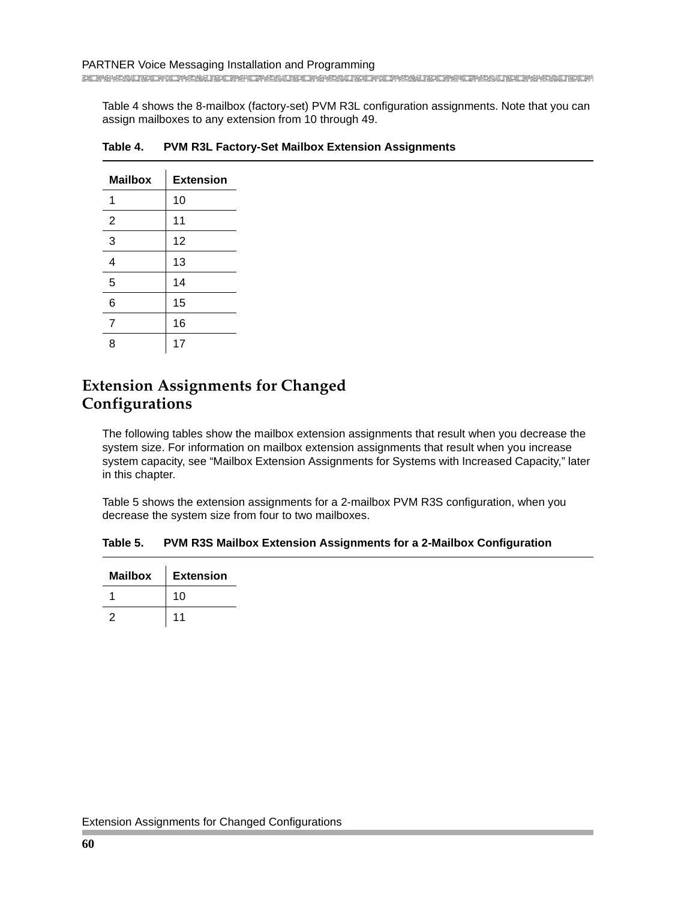Table 4 shows the 8-mailbox (factory-set) PVM R3L configuration assignments. Note that you can assign mailboxes to any extension from 10 through 49.

**Table 4. PVM R3L Factory-Set Mailbox Extension Assignments**

| Mailbox | Extension |
|---|---|
| 1 | 10 |
| 2 | 11 |
| 3 | 12 |
| 4 | 13 |
| 5 | 14 |
| 6 | 15 |
| 7 | 16 |
| 8 | 17 |

## Extension Assignments for Changed Configurations

The following tables show the mailbox extension assignments that result when you decrease the system size. For information on mailbox extension assignments that result when you increase system capacity, see "Mailbox Extension Assignments for Systems with Increased Capacity," later in this chapter.

Table 5 shows the extension assignments for a 2-mailbox PVM R3S configuration, when you decrease the system size from four to two mailboxes.

**Table 5. PVM R3S Mailbox Extension Assignments for a 2-Mailbox Configuration**

| Mailbox | Extension |
|---|---|
| 1 | 10 |
| 2 | 11 |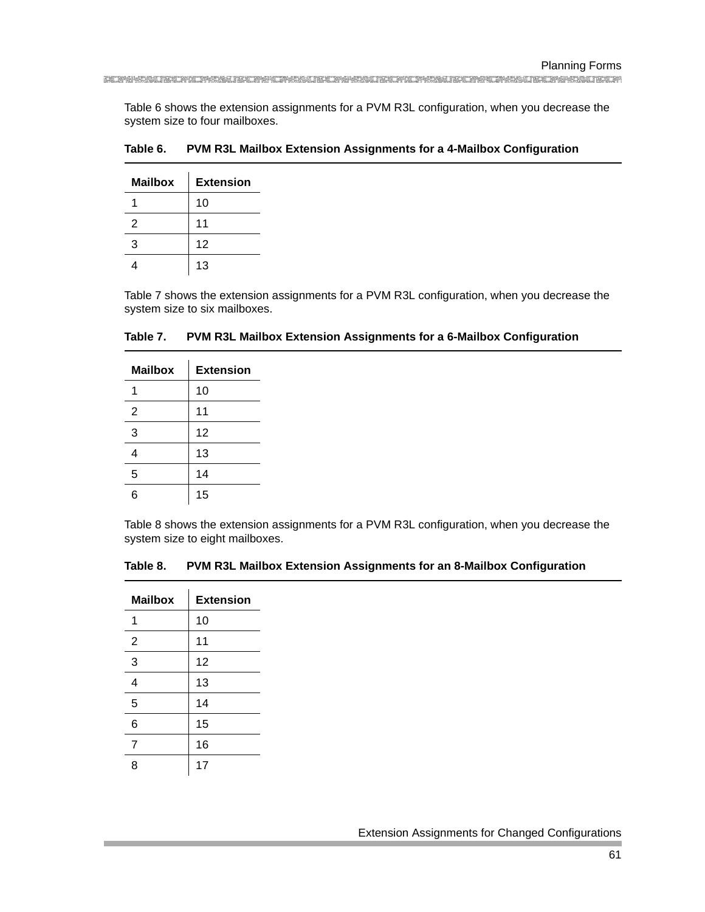Table 6 shows the extension assignments for a PVM R3L configuration, when you decrease the system size to four mailboxes.

**Table 6. PVM R3L Mailbox Extension Assignments for a 4-Mailbox Configuration**

| Mailbox | Extension |
|---|---|
| 1 | 10 |
| 2 | 11 |
| 3 | 12 |
| 4 | 13 |

Table 7 shows the extension assignments for a PVM R3L configuration, when you decrease the system size to six mailboxes.

**Table 7. PVM R3L Mailbox Extension Assignments for a 6-Mailbox Configuration**

| Mailbox | Extension |
|---|---|
| 1 | 10 |
| 2 | 11 |
| 3 | 12 |
| 4 | 13 |
| 5 | 14 |
| 6 | 15 |

Table 8 shows the extension assignments for a PVM R3L configuration, when you decrease the system size to eight mailboxes.

**Table 8. PVM R3L Mailbox Extension Assignments for an 8-Mailbox Configuration**

| Mailbox | Extension |
|---|---|
| 1 | 10 |
| 2 | 11 |
| 3 | 12 |
| 4 | 13 |
| 5 | 14 |
| 6 | 15 |
| 7 | 16 |
| 8 | 17 |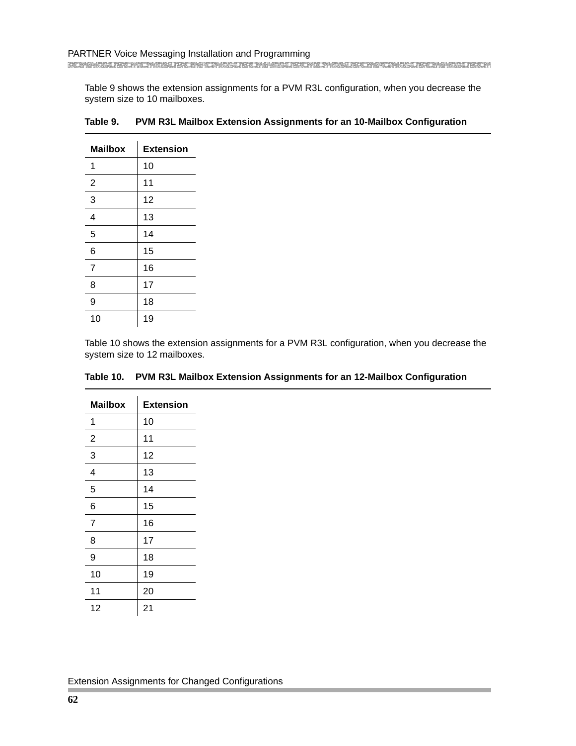Table 9 shows the extension assignments for a PVM R3L configuration, when you decrease the system size to 10 mailboxes.

**Table 9. PVM R3L Mailbox Extension Assignments for an 10-Mailbox Configuration**

| Mailbox | Extension |
|---|---|
| 1 | 10 |
| 2 | 11 |
| 3 | 12 |
| 4 | 13 |
| 5 | 14 |
| 6 | 15 |
| 7 | 16 |
| 8 | 17 |
| 9 | 18 |
| 10 | 19 |

Table 10 shows the extension assignments for a PVM R3L configuration, when you decrease the system size to 12 mailboxes.

**Table 10. PVM R3L Mailbox Extension Assignments for an 12-Mailbox Configuration**

| Mailbox | Extension |
|---|---|
| 1 | 10 |
| 2 | 11 |
| 3 | 12 |
| 4 | 13 |
| 5 | 14 |
| 6 | 15 |
| 7 | 16 |
| 8 | 17 |
| 9 | 18 |
| 10 | 19 |
| 11 | 20 |
| 12 | 21 |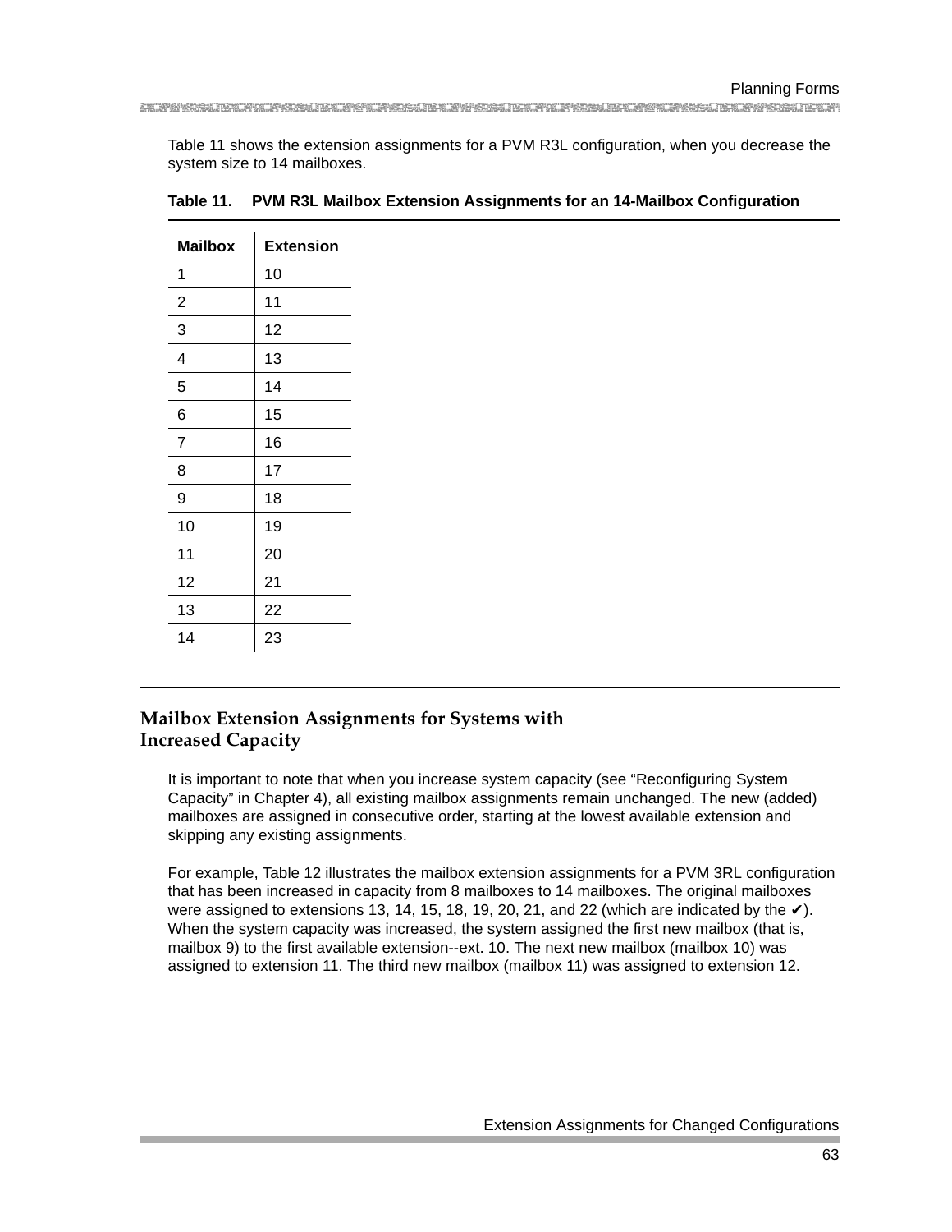Table 11 shows the extension assignments for a PVM R3L configuration, when you decrease the system size to 14 mailboxes.

**Table 11. PVM R3L Mailbox Extension Assignments for an 14-Mailbox Configuration**

| Mailbox | Extension |
|---|---|
| 1 | 10 |
| 2 | 11 |
| 3 | 12 |
| 4 | 13 |
| 5 | 14 |
| 6 | 15 |
| 7 | 16 |
| 8 | 17 |
| 9 | 18 |
| 10 | 19 |
| 11 | 20 |
| 12 | 21 |
| 13 | 22 |
| 14 | 23 |

## Mailbox Extension Assignments for Systems with Increased Capacity

It is important to note that when you increase system capacity (see “Reconfiguring System Capacity” in Chapter 4), all existing mailbox assignments remain unchanged. The new (added) mailboxes are assigned in consecutive order, starting at the lowest available extension and skipping any existing assignments.

For example, Table 12 illustrates the mailbox extension assignments for a PVM 3RL configuration that has been increased in capacity from 8 mailboxes to 14 mailboxes. The original mailboxes were assigned to extensions 13, 14, 15, 18, 19, 20, 21, and 22 (which are indicated by the ✔). When the system capacity was increased, the system assigned the first new mailbox (that is, mailbox 9) to the first available extension--ext. 10. The next new mailbox (mailbox 10) was assigned to extension 11. The third new mailbox (mailbox 11) was assigned to extension 12.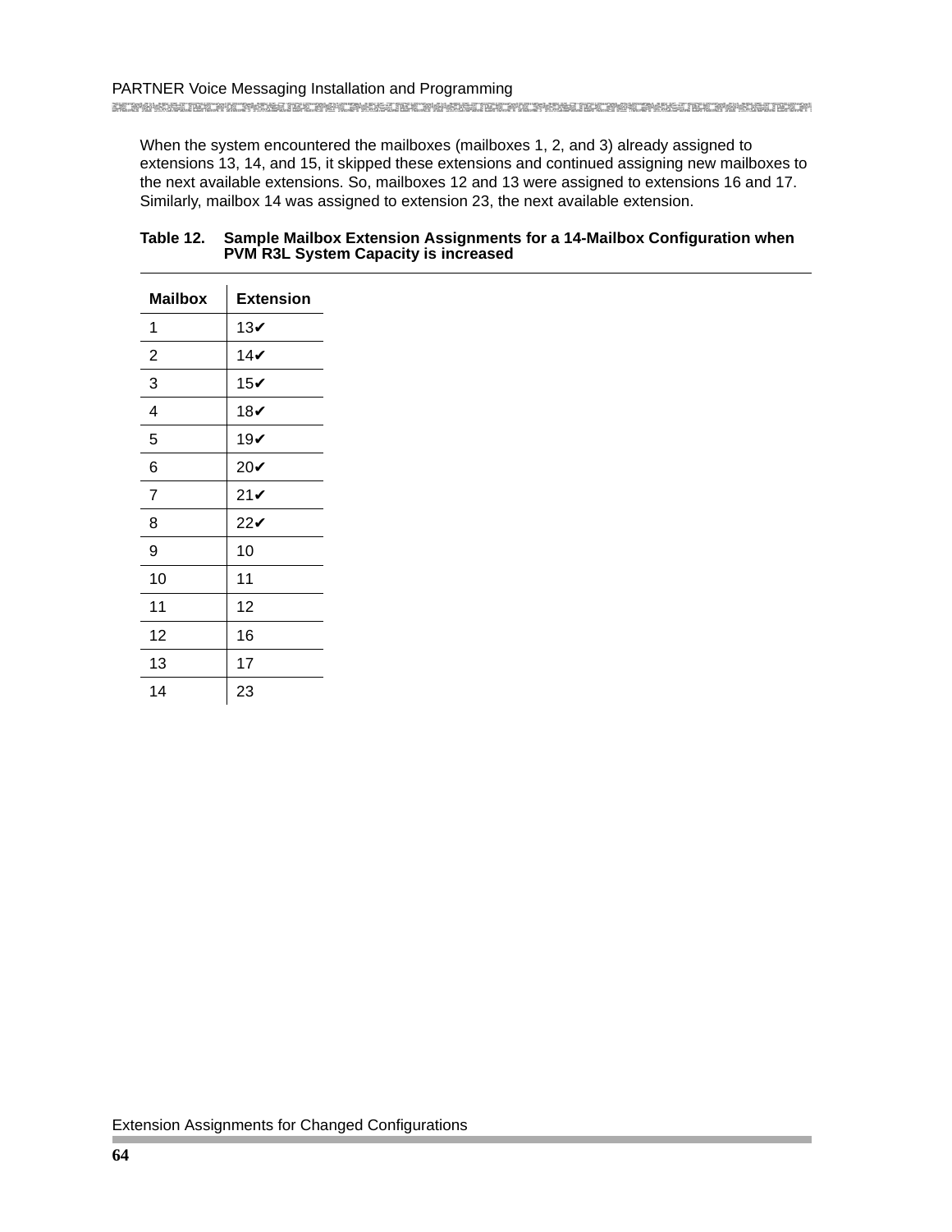When the system encountered the mailboxes (mailboxes 1, 2, and 3) already assigned to extensions 13, 14, and 15, it skipped these extensions and continued assigning new mailboxes to the next available extensions. So, mailboxes 12 and 13 were assigned to extensions 16 and 17. Similarly, mailbox 14 was assigned to extension 23, the next available extension.

**Table 12. Sample Mailbox Extension Assignments for a 14-Mailbox Configuration when PVM R3L System Capacity is increased**

| Mailbox | Extension |
|---|---|
| 1 | 13✔ |
| 2 | 14✔ |
| 3 | 15✔ |
| 4 | 18✔ |
| 5 | 19✔ |
| 6 | 20✔ |
| 7 | 21✔ |
| 8 | 22✔ |
| 9 | 10 |
| 10 | 11 |
| 11 | 12 |
| 12 | 16 |
| 13 | 17 |
| 14 | 23 |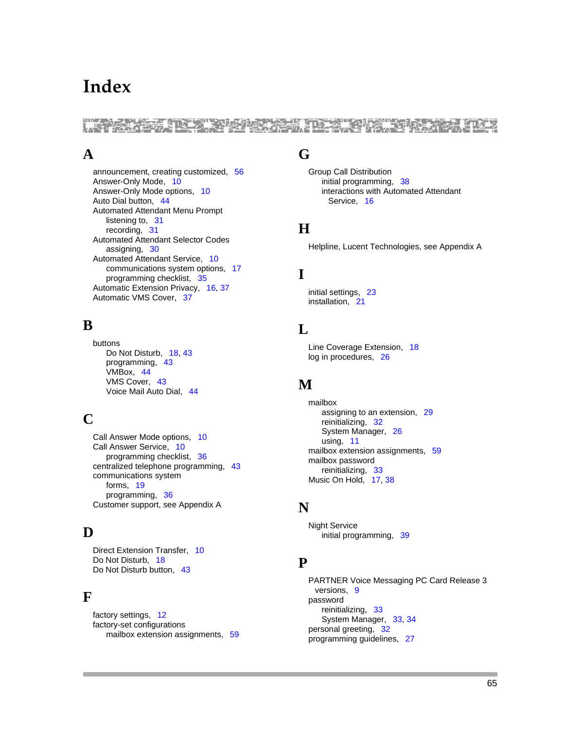# Index

## A

- announcement, creating customized, 56
- Answer-Only Mode, 10
- Answer-Only Mode options, 10
- Auto Dial button, 44
- Automated Attendant Menu Prompt
  - listening to, 31
  - recording, 31
- Automated Attendant Selector Codes
  - assigning, 30
- Automated Attendant Service, 10
  - communications system options, 17
  - programming checklist, 35
- Automatic Extension Privacy, 16, 37
- Automatic VMS Cover, 37

## B

- buttons
  - Do Not Disturb, 18, 43
  - programming, 43
  - VMBox, 44
  - VMS Cover, 43
  - Voice Mail Auto Dial, 44

## C

- Call Answer Mode options, 10
- Call Answer Service, 10
  - programming checklist, 36
- centralized telephone programming, 43
- communications system
  - forms, 19
  - programming, 36
- Customer support, see Appendix A

## D

- Direct Extension Transfer, 10
- Do Not Disturb, 18
- Do Not Disturb button, 43

## F

- factory settings, 12
- factory-set configurations
  - mailbox extension assignments, 59

## G

- Group Call Distribution
  - initial programming, 38
  - interactions with Automated Attendant Service, 16

## H

- Helpline, Lucent Technologies, see Appendix A

## I

- initial settings, 23
- installation, 21

## L

- Line Coverage Extension, 18
- log in procedures, 26

## M

- mailbox
  - assigning to an extension, 29
  - reinitializing, 32
  - System Manager, 26
  - using, 11
- mailbox extension assignments, 59
- mailbox password
  - reinitializing, 33
- Music On Hold, 17, 38

## N

- Night Service
  - initial programming, 39

## P

- PARTNER Voice Messaging PC Card Release 3 versions, 9
- password
  - reinitializing, 33
  - System Manager, 33, 34
- personal greeting, 32
- programming guidelines, 27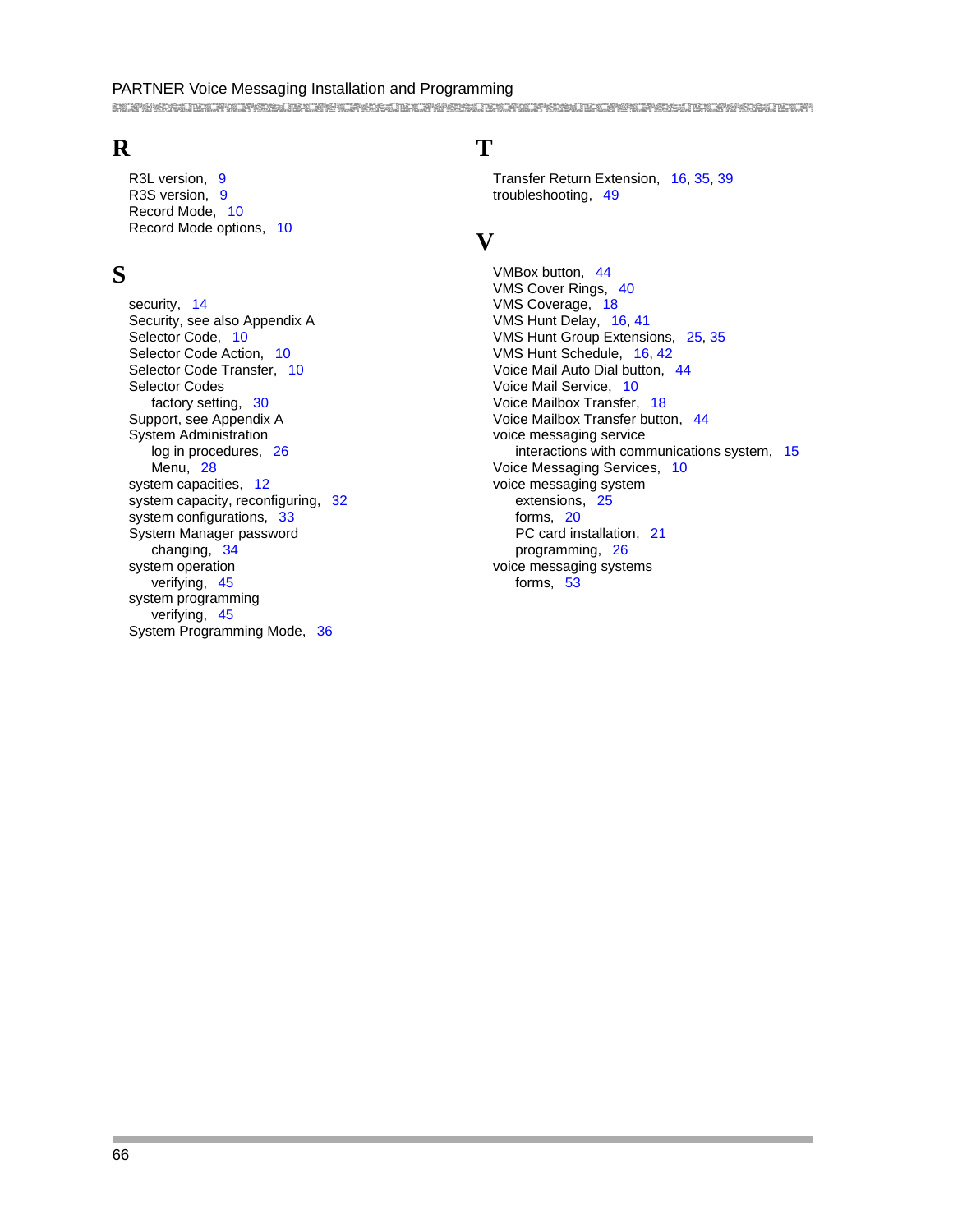## R

R3L version, 9
R3S version, 9
Record Mode, 10
Record Mode options, 10

## S

security, 14
Security, see also Appendix A
Selector Code, 10
Selector Code Action, 10
Selector Code Transfer, 10
Selector Codes
  factory setting, 30
Support, see Appendix A
System Administration
  log in procedures, 26
  Menu, 28
system capacities, 12
system capacity, reconfiguring, 32
system configurations, 33
System Manager password
  changing, 34
system operation
  verifying, 45
system programming
  verifying, 45
System Programming Mode, 36

## T

Transfer Return Extension, 16, 35, 39
troubleshooting, 49

## V

VMBox button, 44
VMS Cover Rings, 40
VMS Coverage, 18
VMS Hunt Delay, 16, 41
VMS Hunt Group Extensions, 25, 35
VMS Hunt Schedule, 16, 42
Voice Mail Auto Dial button, 44
Voice Mail Service, 10
Voice Mailbox Transfer, 18
Voice Mailbox Transfer button, 44
voice messaging service
  interactions with communications system, 15
Voice Messaging Services, 10
voice messaging system
  extensions, 25
  forms, 20
  PC card installation, 21
  programming, 26
voice messaging systems
  forms, 53